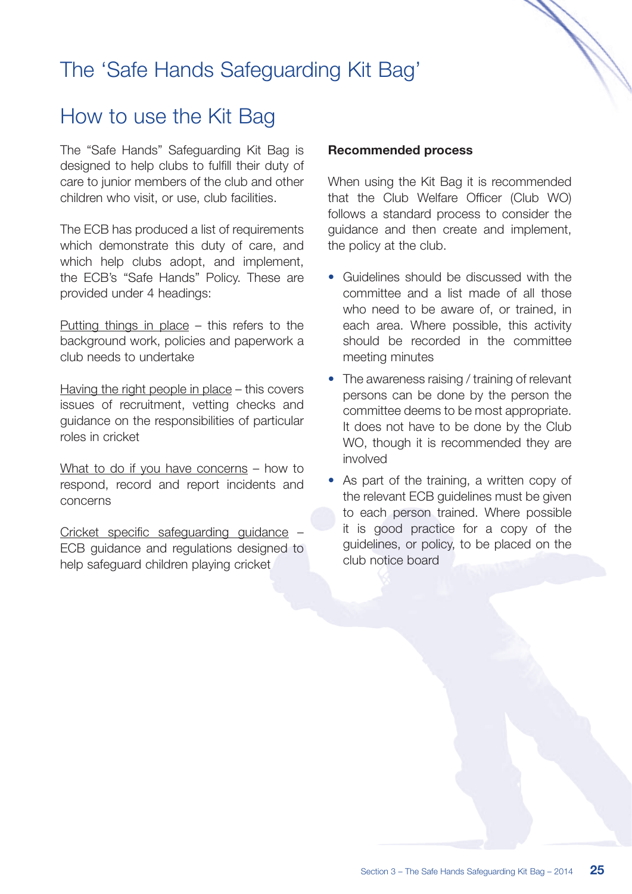# The 'Safe Hands Safeguarding Kit Bag'

## How to use the Kit Bag

The "Safe Hands" Safeguarding Kit Bag is designed to help clubs to fulfill their duty of care to junior members of the club and other children who visit, or use, club facilities.

The ECB has produced a list of requirements which demonstrate this duty of care, and which help clubs adopt, and implement, the ECB's "Safe Hands" Policy. These are provided under 4 headings:

Putting things in place – this refers to the background work, policies and paperwork a club needs to undertake

Having the right people in place – this covers issues of recruitment, vetting checks and guidance on the responsibilities of particular roles in cricket

What to do if you have concerns – how to respond, record and report incidents and concerns

Cricket specific safeguarding guidance – ECB guidance and regulations designed to help safeguard children playing cricket

**Recommended process**

When using the Kit Bag it is recommended that the Club Welfare Officer (Club WO) follows a standard process to consider the guidance and then create and implement, the policy at the club.

- Guidelines should be discussed with the committee and a list made of all those who need to be aware of, or trained, in each area. Where possible, this activity should be recorded in the committee meeting minutes
- The awareness raising / training of relevant persons can be done by the person the committee deems to be most appropriate. It does not have to be done by the Club WO, though it is recommended they are involved
- As part of the training, a written copy of the relevant ECB guidelines must be given to each person trained. Where possible it is good practice for a copy of the guidelines, or policy, to be placed on the club notice board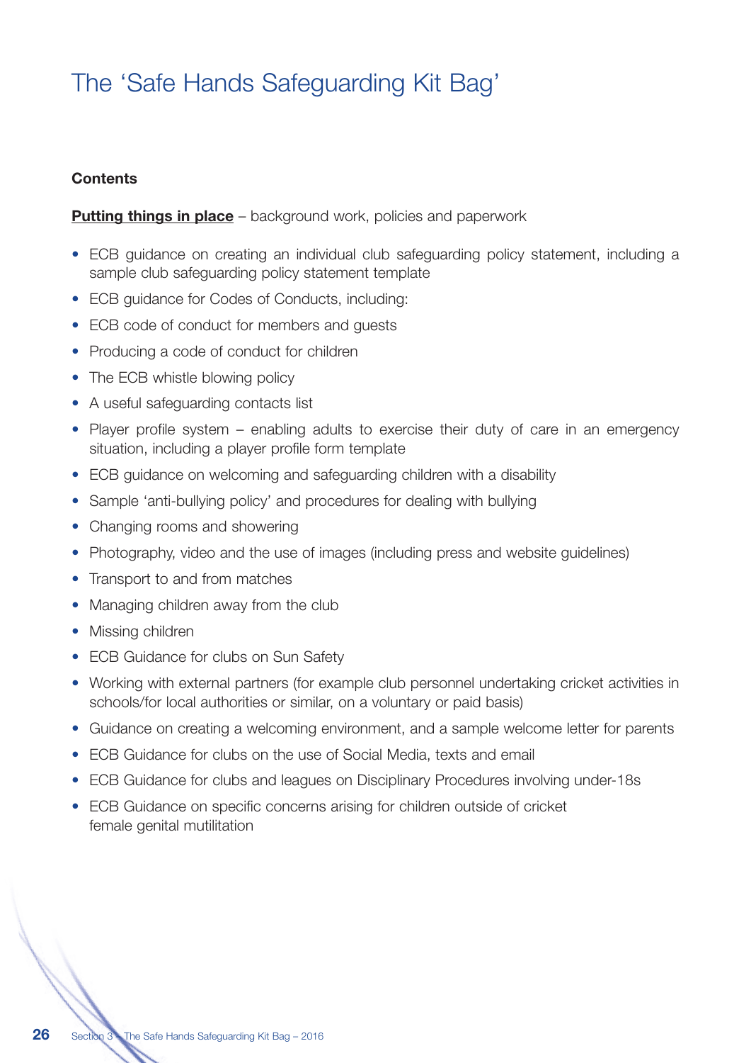# The 'Safe Hands Safeguarding Kit Bag'

**Contents**

**Putting things in place** – background work, policies and paperwork

- ECB guidance on creating an individual club safeguarding policy statement, including a sample club safeguarding policy statement template
- ECB guidance for Codes of Conducts, including:
- ECB code of conduct for members and guests
- Producing a code of conduct for children
- The ECB whistle blowing policy
- A useful safeguarding contacts list
- Player profile system – enabling adults to exercise their duty of care in an emergency situation, including a player profile form template
- ECB guidance on welcoming and safeguarding children with a disability
- Sample 'anti-bullying policy' and procedures for dealing with bullying
- Changing rooms and showering
- Photography, video and the use of images (including press and website guidelines)
- Transport to and from matches
- Managing children away from the club
- Missing children
- ECB Guidance for clubs on Sun Safety
- Working with external partners (for example club personnel undertaking cricket activities in schools/for local authorities or similar, on a voluntary or paid basis)
- Guidance on creating a welcoming environment, and a sample welcome letter for parents
- ECB Guidance for clubs on the use of Social Media, texts and email
- ECB Guidance for clubs and leagues on Disciplinary Procedures involving under-18s
- ECB Guidance on specific concerns arising for children outside of cricket female genital mutilitation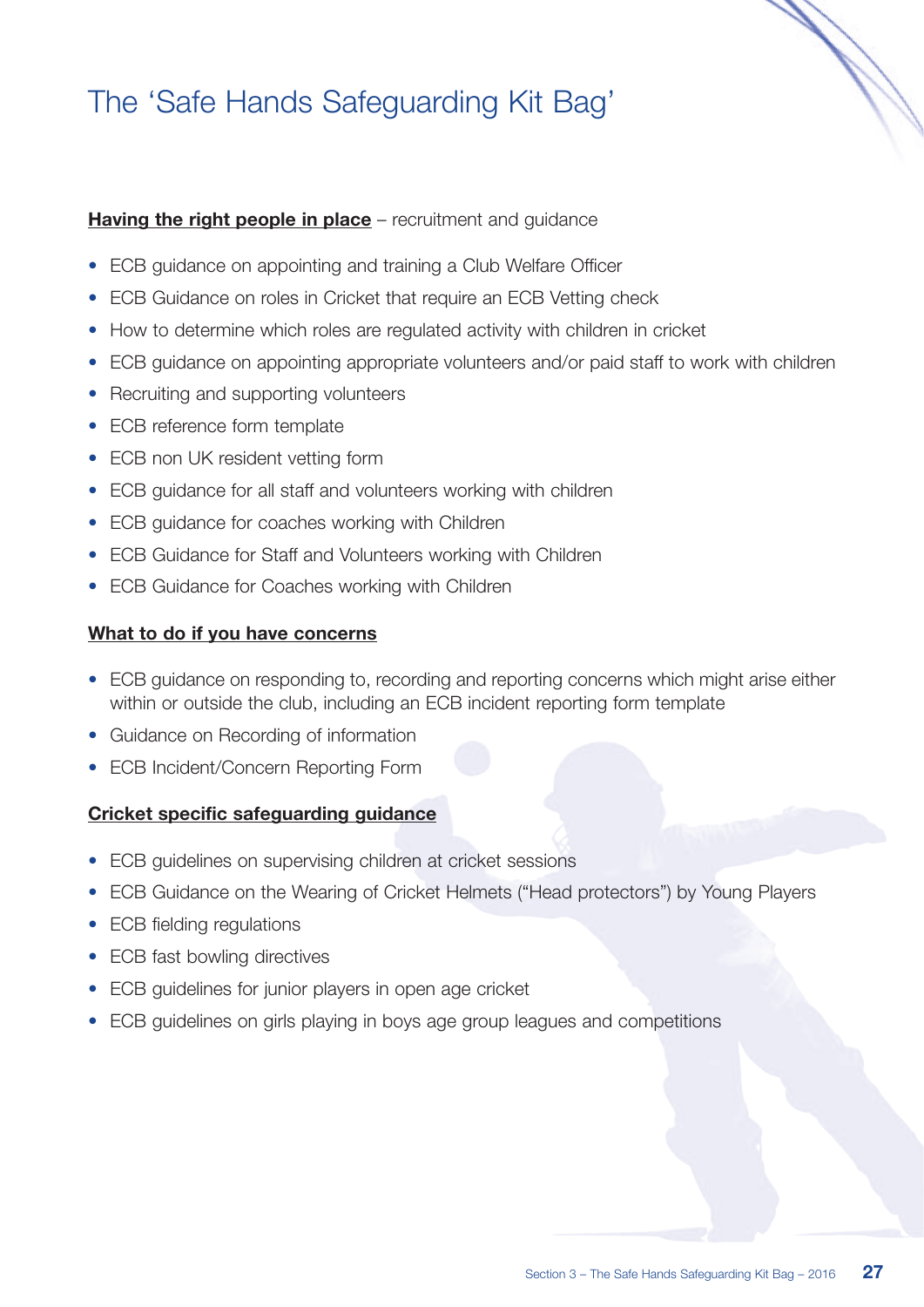# The 'Safe Hands Safeguarding Kit Bag'

**Having the right people in place** – recruitment and guidance

- ECB guidance on appointing and training a Club Welfare Officer
- ECB Guidance on roles in Cricket that require an ECB Vetting check
- How to determine which roles are regulated activity with children in cricket
- ECB guidance on appointing appropriate volunteers and/or paid staff to work with children
- Recruiting and supporting volunteers
- ECB reference form template
- ECB non UK resident vetting form
- ECB guidance for all staff and volunteers working with children
- ECB guidance for coaches working with Children
- ECB Guidance for Staff and Volunteers working with Children
- ECB Guidance for Coaches working with Children

**What to do if you have concerns**

- ECB guidance on responding to, recording and reporting concerns which might arise either within or outside the club, including an ECB incident reporting form template
- Guidance on Recording of information
- ECB Incident/Concern Reporting Form

**Cricket specific safeguarding guidance**

- ECB guidelines on supervising children at cricket sessions
- ECB Guidance on the Wearing of Cricket Helmets ("Head protectors") by Young Players
- ECB fielding regulations
- ECB fast bowling directives
- ECB guidelines for junior players in open age cricket
- ECB guidelines on girls playing in boys age group leagues and competitions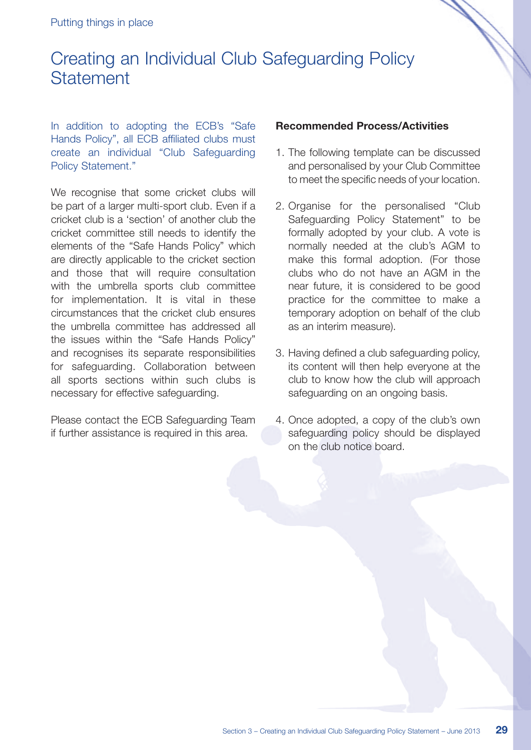# Creating an Individual Club Safeguarding Policy Statement

In addition to adopting the ECB's "Safe Hands Policy", all ECB affiliated clubs must create an individual "Club Safeguarding Policy Statement."

We recognise that some cricket clubs will be part of a larger multi-sport club. Even if a cricket club is a 'section' of another club the cricket committee still needs to identify the elements of the "Safe Hands Policy" which are directly applicable to the cricket section and those that will require consultation with the umbrella sports club committee for implementation. It is vital in these circumstances that the cricket club ensures the umbrella committee has addressed all the issues within the "Safe Hands Policy" and recognises its separate responsibilities for safeguarding. Collaboration between all sports sections within such clubs is necessary for effective safeguarding.

Please contact the ECB Safeguarding Team if further assistance is required in this area.

**Recommended Process/Activities**

1. The following template can be discussed and personalised by your Club Committee to meet the specific needs of your location.
2. Organise for the personalised "Club Safeguarding Policy Statement" to be formally adopted by your club. A vote is normally needed at the club's AGM to make this formal adoption. (For those clubs who do not have an AGM in the near future, it is considered to be good practice for the committee to make a temporary adoption on behalf of the club as an interim measure).
3. Having defined a club safeguarding policy, its content will then help everyone at the club to know how the club will approach safeguarding on an ongoing basis.
4. Once adopted, a copy of the club's own safeguarding policy should be displayed on the club notice board.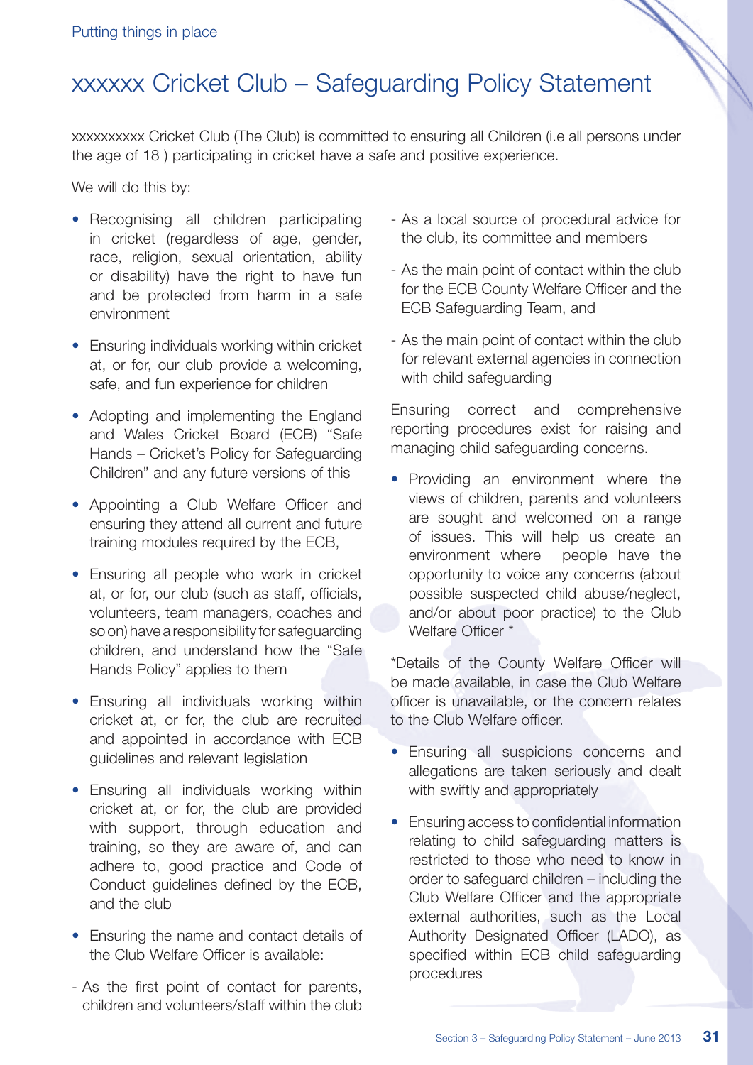# xxxxxx Cricket Club – Safeguarding Policy Statement

xxxxxxxxxx Cricket Club (The Club) is committed to ensuring all Children (i.e all persons under the age of 18 ) participating in cricket have a safe and positive experience.

We will do this by:

- Recognising all children participating in cricket (regardless of age, gender, race, religion, sexual orientation, ability or disability) have the right to have fun and be protected from harm in a safe environment
- Ensuring individuals working within cricket at, or for, our club provide a welcoming, safe, and fun experience for children
- Adopting and implementing the England and Wales Cricket Board (ECB) "Safe Hands – Cricket's Policy for Safeguarding Children" and any future versions of this
- Appointing a Club Welfare Officer and ensuring they attend all current and future training modules required by the ECB,
- Ensuring all people who work in cricket at, or for, our club (such as staff, officials, volunteers, team managers, coaches and so on) have a responsibility for safeguarding children, and understand how the "Safe Hands Policy" applies to them
- Ensuring all individuals working within cricket at, or for, the club are recruited and appointed in accordance with ECB guidelines and relevant legislation
- Ensuring all individuals working within cricket at, or for, the club are provided with support, through education and training, so they are aware of, and can adhere to, good practice and Code of Conduct guidelines defined by the ECB, and the club
- Ensuring the name and contact details of the Club Welfare Officer is available:

- As the first point of contact for parents, children and volunteers/staff within the club
- As a local source of procedural advice for the club, its committee and members
- As the main point of contact within the club for the ECB County Welfare Officer and the ECB Safeguarding Team, and
- As the main point of contact within the club for relevant external agencies in connection with child safeguarding

Ensuring correct and comprehensive reporting procedures exist for raising and managing child safeguarding concerns.

- Providing an environment where the views of children, parents and volunteers are sought and welcomed on a range of issues. This will help us create an environment where people have the opportunity to voice any concerns (about possible suspected child abuse/neglect, and/or about poor practice) to the Club Welfare Officer *

*Details of the County Welfare Officer will be made available, in case the Club Welfare officer is unavailable, or the concern relates to the Club Welfare officer.

- Ensuring all suspicions concerns and allegations are taken seriously and dealt with swiftly and appropriately
- Ensuring access to confidential information relating to child safeguarding matters is restricted to those who need to know in order to safeguard children – including the Club Welfare Officer and the appropriate external authorities, such as the Local Authority Designated Officer (LADO), as specified within ECB child safeguarding procedures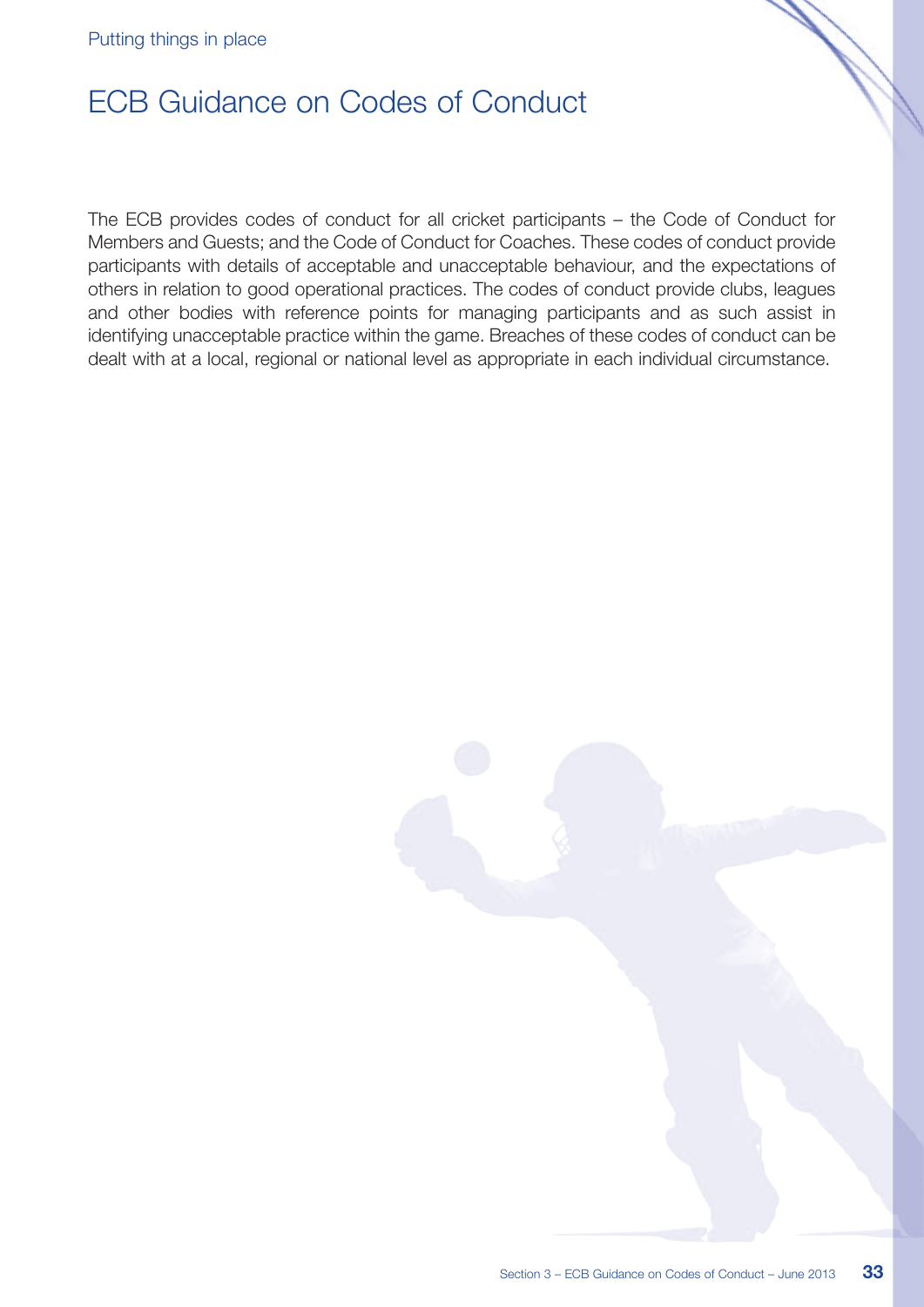# ECB Guidance on Codes of Conduct

The ECB provides codes of conduct for all cricket participants – the Code of Conduct for Members and Guests; and the Code of Conduct for Coaches. These codes of conduct provide participants with details of acceptable and unacceptable behaviour, and the expectations of others in relation to good operational practices. The codes of conduct provide clubs, leagues and other bodies with reference points for managing participants and as such assist in identifying unacceptable practice within the game. Breaches of these codes of conduct can be dealt with at a local, regional or national level as appropriate in each individual circumstance.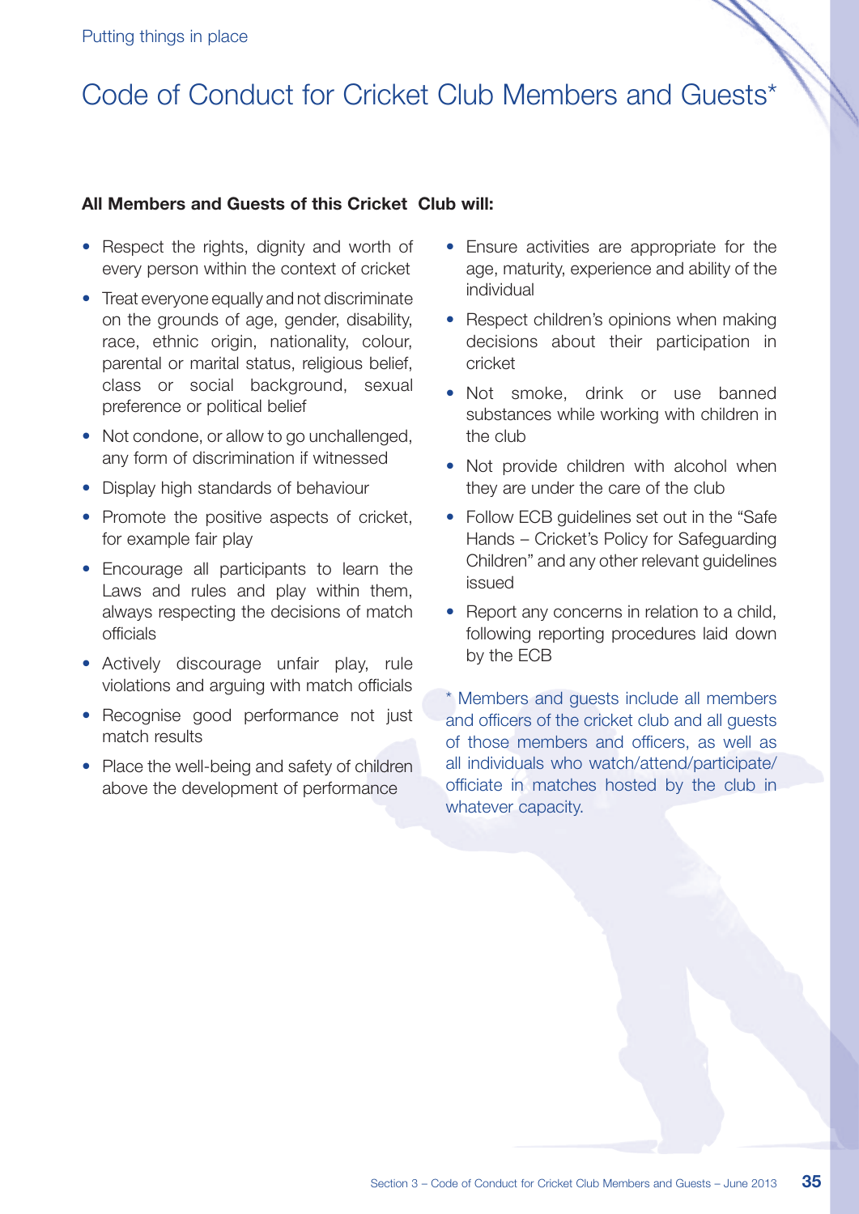# Code of Conduct for Cricket Club Members and Guests*

**All Members and Guests of this Cricket Club will:**

- Respect the rights, dignity and worth of every person within the context of cricket
- Treat everyone equally and not discriminate on the grounds of age, gender, disability, race, ethnic origin, nationality, colour, parental or marital status, religious belief, class or social background, sexual preference or political belief
- Not condone, or allow to go unchallenged, any form of discrimination if witnessed
- Display high standards of behaviour
- Promote the positive aspects of cricket, for example fair play
- Encourage all participants to learn the Laws and rules and play within them, always respecting the decisions of match officials
- Actively discourage unfair play, rule violations and arguing with match officials
- Recognise good performance not just match results
- Place the well-being and safety of children above the development of performance
- Ensure activities are appropriate for the age, maturity, experience and ability of the individual
- Respect children's opinions when making decisions about their participation in cricket
- Not smoke, drink or use banned substances while working with children in the club
- Not provide children with alcohol when they are under the care of the club
- Follow ECB guidelines set out in the "Safe Hands – Cricket's Policy for Safeguarding Children" and any other relevant guidelines issued
- Report any concerns in relation to a child, following reporting procedures laid down by the ECB

* Members and guests include all members and officers of the cricket club and all guests of those members and officers, as well as all individuals who watch/attend/participate/officiate in matches hosted by the club in whatever capacity.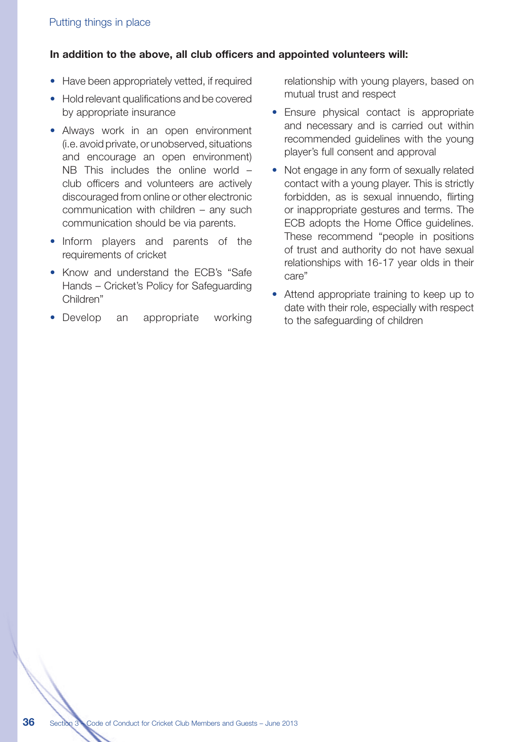**In addition to the above, all club officers and appointed volunteers will:**

- Have been appropriately vetted, if required
- Hold relevant qualifications and be covered by appropriate insurance
- Always work in an open environment (i.e. avoid private, or unobserved, situations and encourage an open environment) NB This includes the online world – club officers and volunteers are actively discouraged from online or other electronic communication with children – any such communication should be via parents.
- Inform players and parents of the requirements of cricket
- Know and understand the ECB's "Safe Hands – Cricket's Policy for Safeguarding Children"
- Develop an appropriate working relationship with young players, based on mutual trust and respect
- Ensure physical contact is appropriate and necessary and is carried out within recommended guidelines with the young player's full consent and approval
- Not engage in any form of sexually related contact with a young player. This is strictly forbidden, as is sexual innuendo, flirting or inappropriate gestures and terms. The ECB adopts the Home Office guidelines. These recommend "people in positions of trust and authority do not have sexual relationships with 16-17 year olds in their care"
- Attend appropriate training to keep up to date with their role, especially with respect to the safeguarding of children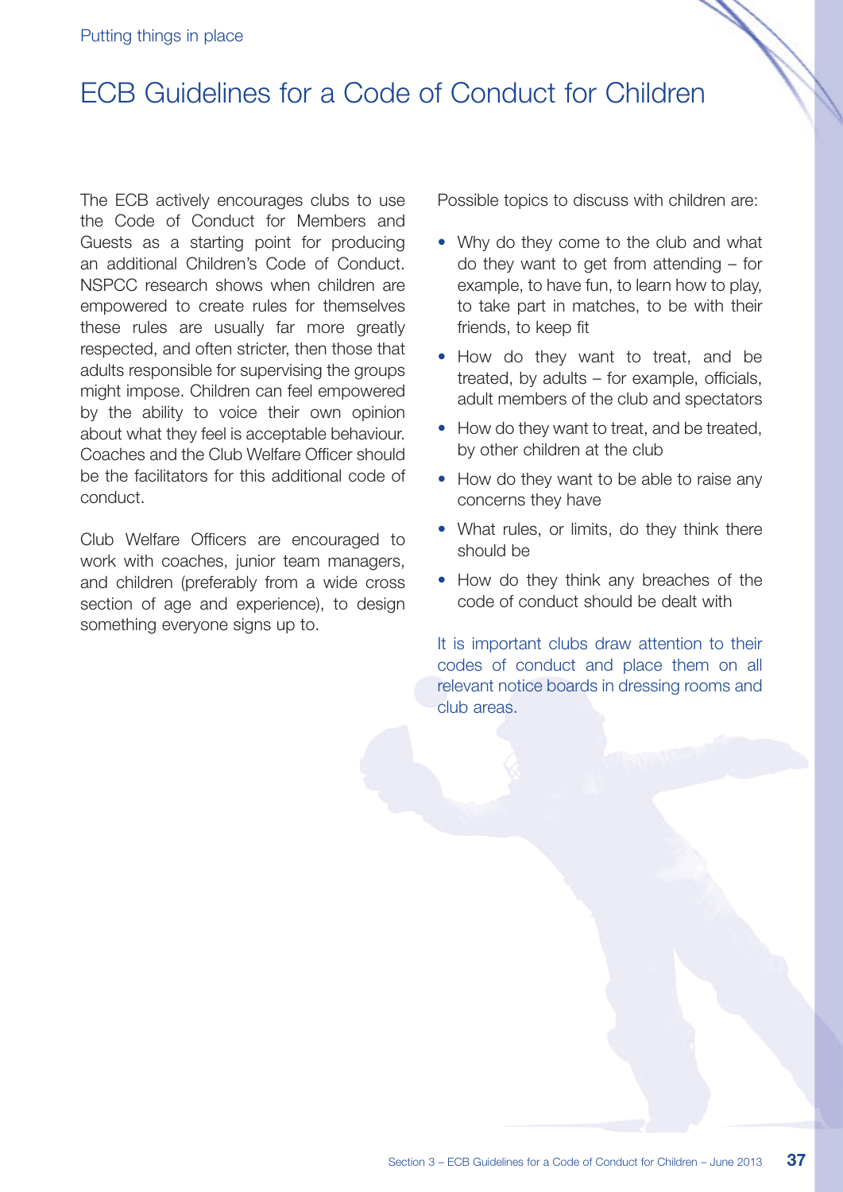# ECB Guidelines for a Code of Conduct for Children

The ECB actively encourages clubs to use the Code of Conduct for Members and Guests as a starting point for producing an additional Children's Code of Conduct. NSPCC research shows when children are empowered to create rules for themselves these rules are usually far more greatly respected, and often stricter, then those that adults responsible for supervising the groups might impose. Children can feel empowered by the ability to voice their own opinion about what they feel is acceptable behaviour. Coaches and the Club Welfare Officer should be the facilitators for this additional code of conduct.

Club Welfare Officers are encouraged to work with coaches, junior team managers, and children (preferably from a wide cross section of age and experience), to design something everyone signs up to.

Possible topics to discuss with children are:

- Why do they come to the club and what do they want to get from attending – for example, to have fun, to learn how to play, to take part in matches, to be with their friends, to keep fit
- How do they want to treat, and be treated, by adults – for example, officials, adult members of the club and spectators
- How do they want to treat, and be treated, by other children at the club
- How do they want to be able to raise any concerns they have
- What rules, or limits, do they think there should be
- How do they think any breaches of the code of conduct should be dealt with

It is important clubs draw attention to their codes of conduct and place them on all relevant notice boards in dressing rooms and club areas.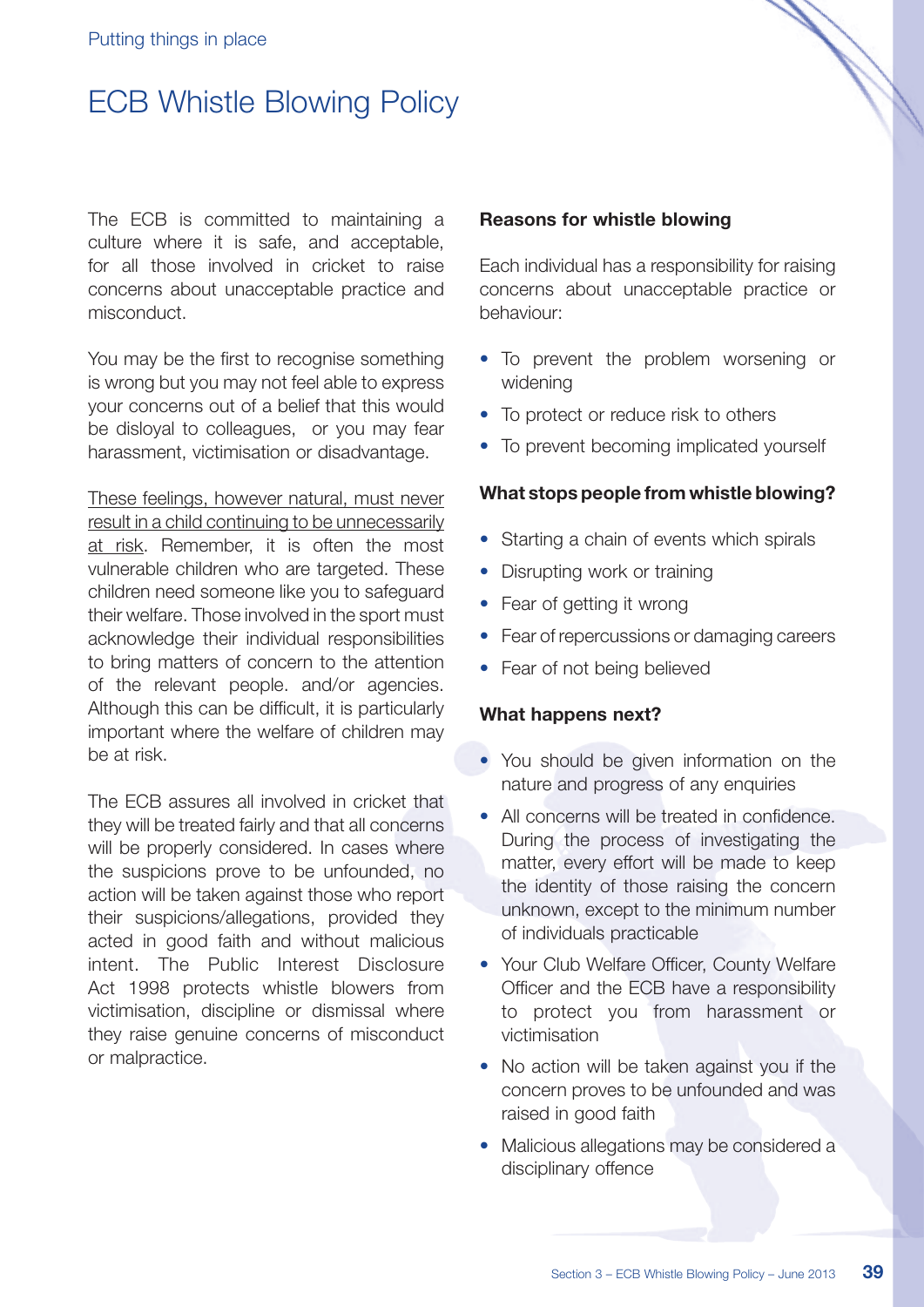Putting things in place

# ECB Whistle Blowing Policy

The ECB is committed to maintaining a culture where it is safe, and acceptable, for all those involved in cricket to raise concerns about unacceptable practice and misconduct.

You may be the first to recognise something is wrong but you may not feel able to express your concerns out of a belief that this would be disloyal to colleagues, or you may fear harassment, victimisation or disadvantage.

<u>These feelings, however natural, must never result in a child continuing to be unnecessarily at risk</u>. Remember, it is often the most vulnerable children who are targeted. These children need someone like you to safeguard their welfare. Those involved in the sport must acknowledge their individual responsibilities to bring matters of concern to the attention of the relevant people. and/or agencies. Although this can be difficult, it is particularly important where the welfare of children may be at risk.

The ECB assures all involved in cricket that they will be treated fairly and that all concerns will be properly considered. In cases where the suspicions prove to be unfounded, no action will be taken against those who report their suspicions/allegations, provided they acted in good faith and without malicious intent. The Public Interest Disclosure Act 1998 protects whistle blowers from victimisation, discipline or dismissal where they raise genuine concerns of misconduct or malpractice.

**Reasons for whistle blowing**

Each individual has a responsibility for raising concerns about unacceptable practice or behaviour:

- To prevent the problem worsening or widening
- To protect or reduce risk to others
- To prevent becoming implicated yourself

**What stops people from whistle blowing?**

- Starting a chain of events which spirals
- Disrupting work or training
- Fear of getting it wrong
- Fear of repercussions or damaging careers
- Fear of not being believed

**What happens next?**

- You should be given information on the nature and progress of any enquiries
- All concerns will be treated in confidence. During the process of investigating the matter, every effort will be made to keep the identity of those raising the concern unknown, except to the minimum number of individuals practicable
- Your Club Welfare Officer, County Welfare Officer and the ECB have a responsibility to protect you from harassment or victimisation
- No action will be taken against you if the concern proves to be unfounded and was raised in good faith
- Malicious allegations may be considered a disciplinary offence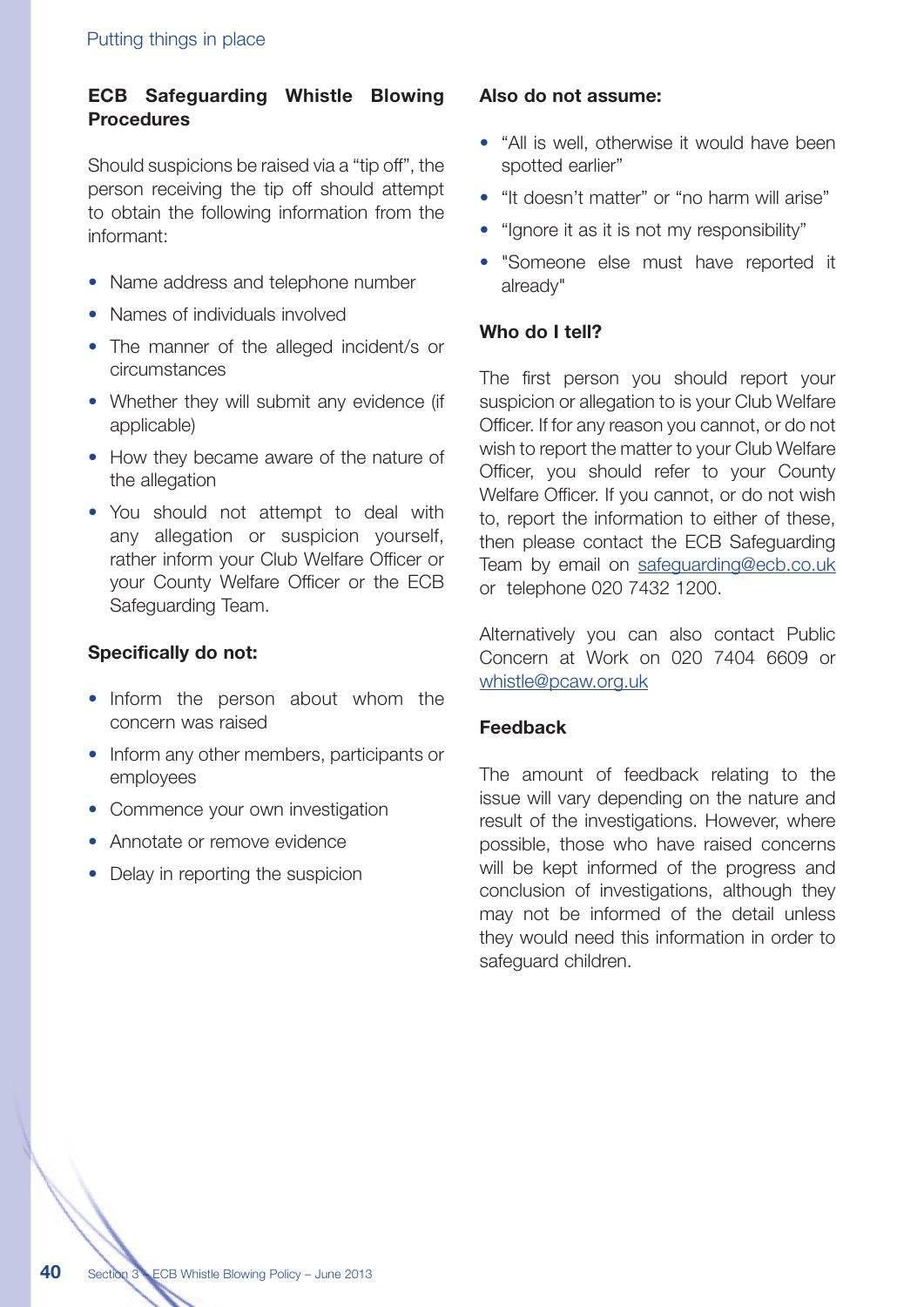## ECB Safeguarding Whistle Blowing Procedures

Should suspicions be raised via a "tip off", the person receiving the tip off should attempt to obtain the following information from the informant:

- Name address and telephone number
- Names of individuals involved
- The manner of the alleged incident/s or circumstances
- Whether they will submit any evidence (if applicable)
- How they became aware of the nature of the allegation
- You should not attempt to deal with any allegation or suspicion yourself, rather inform your Club Welfare Officer or your County Welfare Officer or the ECB Safeguarding Team.

### Specifically do not:

- Inform the person about whom the concern was raised
- Inform any other members, participants or employees
- Commence your own investigation
- Annotate or remove evidence
- Delay in reporting the suspicion

### Also do not assume:

- "All is well, otherwise it would have been spotted earlier"
- "It doesn't matter" or "no harm will arise"
- "Ignore it as it is not my responsibility"
- "Someone else must have reported it already"

### Who do I tell?

The first person you should report your suspicion or allegation to is your Club Welfare Officer. If for any reason you cannot, or do not wish to report the matter to your Club Welfare Officer, you should refer to your County Welfare Officer. If you cannot, or do not wish to, report the information to either of these, then please contact the ECB Safeguarding Team by email on safeguarding@ecb.co.uk or telephone 020 7432 1200.

Alternatively you can also contact Public Concern at Work on 020 7404 6609 or whistle@pcaw.org.uk

### Feedback

The amount of feedback relating to the issue will vary depending on the nature and result of the investigations. However, where possible, those who have raised concerns will be kept informed of the progress and conclusion of investigations, although they may not be informed of the detail unless they would need this information in order to safeguard children.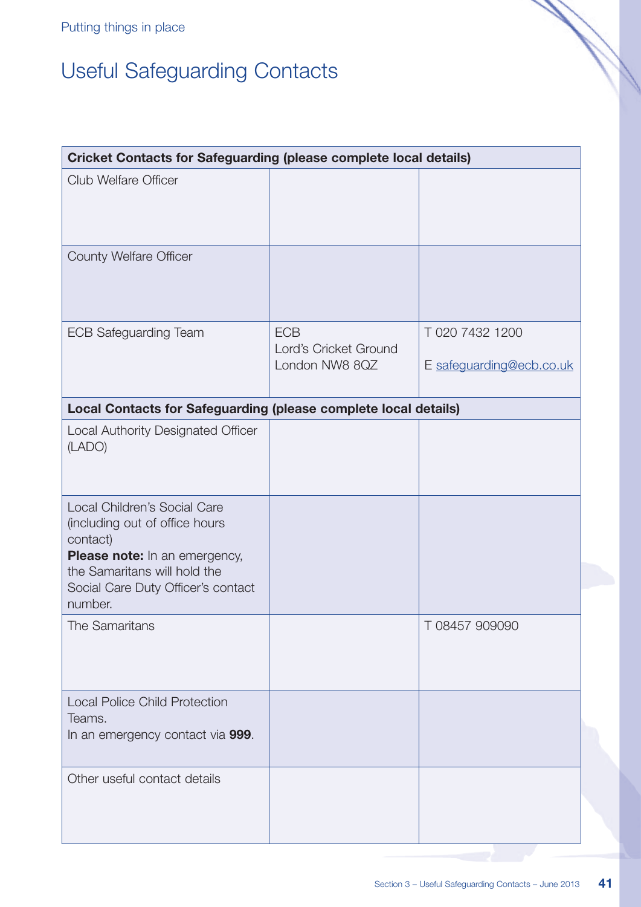Putting things in place

# Useful Safeguarding Contacts

| **Cricket Contacts for Safeguarding (please complete local details)** | | |
|---|---|---|
| Club Welfare Officer | | |
| County Welfare Officer | | |
| ECB Safeguarding Team | ECB<br>Lord's Cricket Ground<br>London NW8 8QZ | T 020 7432 1200<br><br>E safeguarding@ecb.co.uk |
| **Local Contacts for Safeguarding (please complete local details)** | | |
| Local Authority Designated Officer (LADO) | | |
| Local Children's Social Care (including out of office hours contact)<br>**Please note:** In an emergency, the Samaritans will hold the Social Care Duty Officer's contact number. | | |
| The Samaritans | | T 08457 909090 |
| Local Police Child Protection Teams.<br>In an emergency contact via **999**. | | |
| Other useful contact details | | |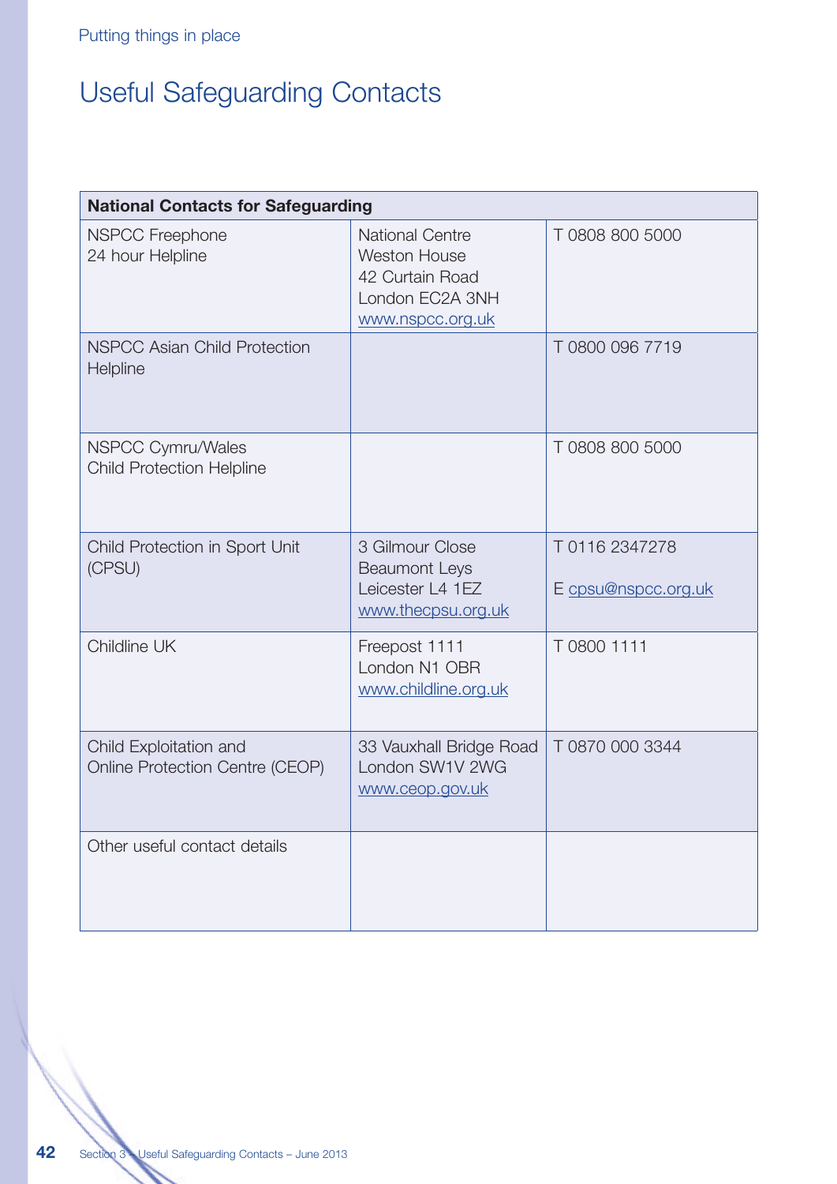Putting things in place

# Useful Safeguarding Contacts

| National Contacts for Safeguarding | | |
|---|---|---|
| NSPCC Freephone<br>24 hour Helpline | National Centre<br>Weston House<br>42 Curtain Road<br>London EC2A 3NH<br>www.nspcc.org.uk | T 0808 800 5000 |
| NSPCC Asian Child Protection Helpline | | T 0800 096 7719 |
| NSPCC Cymru/Wales<br>Child Protection Helpline | | T 0808 800 5000 |
| Child Protection in Sport Unit (CPSU) | 3 Gilmour Close<br>Beaumont Leys<br>Leicester L4 1EZ<br>www.thecpsu.org.uk | T 0116 2347278<br><br>E cpsu@nspcc.org.uk |
| Childline UK | Freepost 1111<br>London N1 OBR<br>www.childline.org.uk | T 0800 1111 |
| Child Exploitation and<br>Online Protection Centre (CEOP) | 33 Vauxhall Bridge Road<br>London SW1V 2WG<br>www.ceop.gov.uk | T 0870 000 3344 |
| Other useful contact details | | |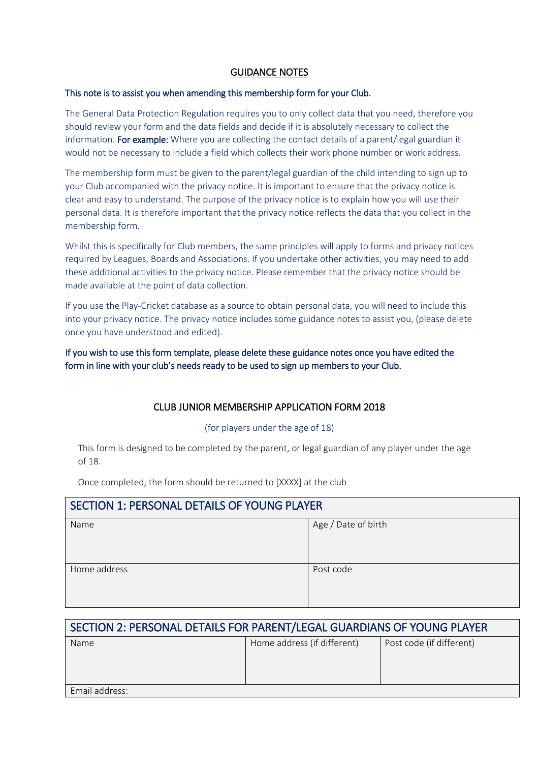## GUIDANCE NOTES

**This note is to assist you when amending this membership form for your Club.**

The General Data Protection Regulation requires you to only collect data that you need, therefore you should review your form and the data fields and decide if it is absolutely necessary to collect the information. **For example:** Where you are collecting the contact details of a parent/legal guardian it would not be necessary to include a field which collects their work phone number or work address.

The membership form must be given to the parent/legal guardian of the child intending to sign up to your Club accompanied with the privacy notice. It is important to ensure that the privacy notice is clear and easy to understand. The purpose of the privacy notice is to explain how you will use their personal data. It is therefore important that the privacy notice reflects the data that you collect in the membership form.

Whilst this is specifically for Club members, the same principles will apply to forms and privacy notices required by Leagues, Boards and Associations. If you undertake other activities, you may need to add these additional activities to the privacy notice. Please remember that the privacy notice should be made available at the point of data collection.

If you use the Play-Cricket database as a source to obtain personal data, you will need to include this into your privacy notice. The privacy notice includes some guidance notes to assist you, (please delete once you have understood and edited).

**If you wish to use this form template, please delete these guidance notes once you have edited the form in line with your club's needs ready to be used to sign up members to your Club.**

## CLUB JUNIOR MEMBERSHIP APPLICATION FORM 2018

(for players under the age of 18)

This form is designed to be completed by the parent, or legal guardian of any player under the age of 18.

Once completed, the form should be returned to [XXXX] at the club

| SECTION 1: PERSONAL DETAILS OF YOUNG PLAYER | |
|---|---|
| Name | Age / Date of birth |
| Home address | Post code |

| SECTION 2: PERSONAL DETAILS FOR PARENT/LEGAL GUARDIANS OF YOUNG PLAYER | | |
|---|---|---|
| Name | Home address (if different) | Post code (if different) |
| Email address: | | |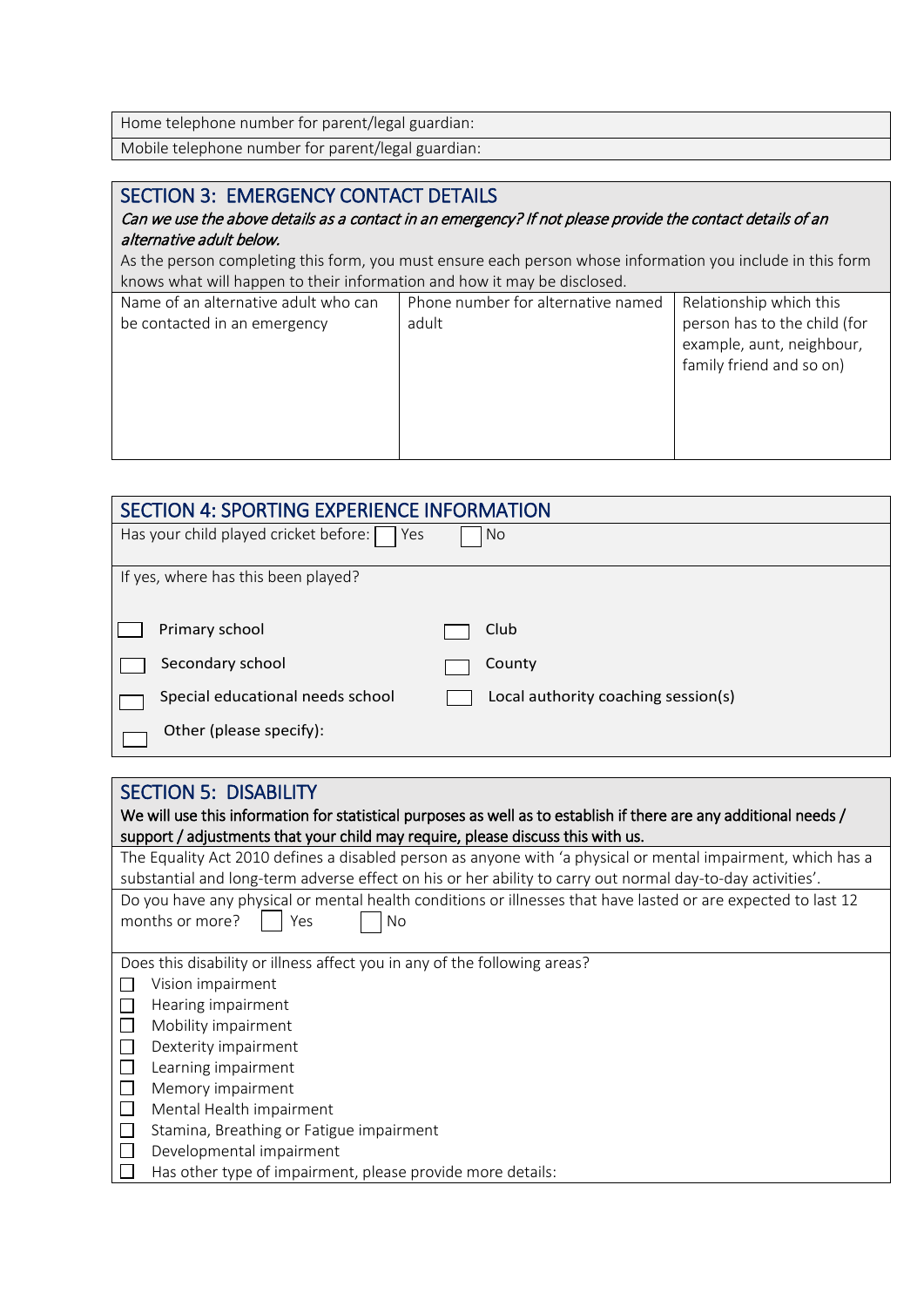| Home telephone number for parent/legal guardian: |
|---|
| Mobile telephone number for parent/legal guardian: |

## SECTION 3: EMERGENCY CONTACT DETAILS

*Can we use the above details as a contact in an emergency? If not please provide the contact details of an alternative adult below.*

As the person completing this form, you must ensure each person whose information you include in this form knows what will happen to their information and how it may be disclosed.

| Name of an alternative adult who can be contacted in an emergency | Phone number for alternative named adult | Relationship which this person has to the child (for example, aunt, neighbour, family friend and so on) |
|---|---|---|
| | | |

## SECTION 4: SPORTING EXPERIENCE INFORMATION

Has your child played cricket before: ☐ Yes ☐ No

If yes, where has this been played?

- ☐ Primary school
- ☐ Club
- ☐ Secondary school
- ☐ County
- ☐ Special educational needs school
- ☐ Local authority coaching session(s)
- ☐ Other (please specify):

## SECTION 5: DISABILITY

**We will use this information for statistical purposes as well as to establish if there are any additional needs / support / adjustments that your child may require, please discuss this with us.**

The Equality Act 2010 defines a disabled person as anyone with 'a physical or mental impairment, which has a substantial and long-term adverse effect on his or her ability to carry out normal day-to-day activities'.

Do you have any physical or mental health conditions or illnesses that have lasted or are expected to last 12 months or more? ☐ Yes ☐ No

Does this disability or illness affect you in any of the following areas?

- ☐ Vision impairment
- ☐ Hearing impairment
- ☐ Mobility impairment
- ☐ Dexterity impairment
- ☐ Learning impairment
- ☐ Memory impairment
- ☐ Mental Health impairment
- ☐ Stamina, Breathing or Fatigue impairment
- ☐ Developmental impairment
- ☐ Has other type of impairment, please provide more details: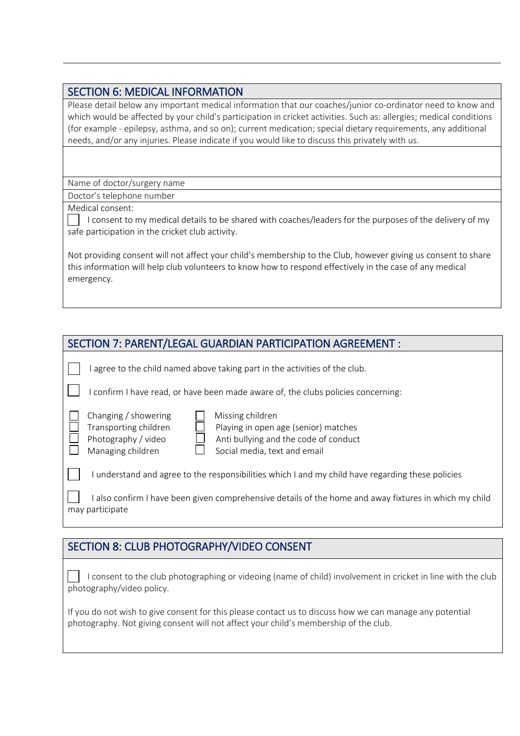## SECTION 6: MEDICAL INFORMATION

Please detail below any important medical information that our coaches/junior co-ordinator need to know and which would be affected by your child's participation in cricket activities. Such as: allergies; medical conditions (for example - epilepsy, asthma, and so on); current medication; special dietary requirements, any additional needs, and/or any injuries. Please indicate if you would like to discuss this privately with us.

Name of doctor/surgery name

Doctor's telephone number

Medical consent:

☐ I consent to my medical details to be shared with coaches/leaders for the purposes of the delivery of my safe participation in the cricket club activity.

Not providing consent will not affect your child's membership to the Club, however giving us consent to share this information will help club volunteers to know how to respond effectively in the case of any medical emergency.

## SECTION 7: PARENT/LEGAL GUARDIAN PARTICIPATION AGREEMENT :

☐ I agree to the child named above taking part in the activities of the club.

☐ I confirm I have read, or have been made aware of, the clubs policies concerning:

- ☐ Changing / showering
- ☐ Transporting children
- ☐ Photography / video
- ☐ Managing children
- ☐ Missing children
- ☐ Playing in open age (senior) matches
- ☐ Anti bullying and the code of conduct
- ☐ Social media, text and email

☐ I understand and agree to the responsibilities which I and my child have regarding these policies

☐ I also confirm I have been given comprehensive details of the home and away fixtures in which my child may participate

## SECTION 8: CLUB PHOTOGRAPHY/VIDEO CONSENT

☐ I consent to the club photographing or videoing (name of child) involvement in cricket in line with the club photography/video policy.

If you do not wish to give consent for this please contact us to discuss how we can manage any potential photography. Not giving consent will not affect your child's membership of the club.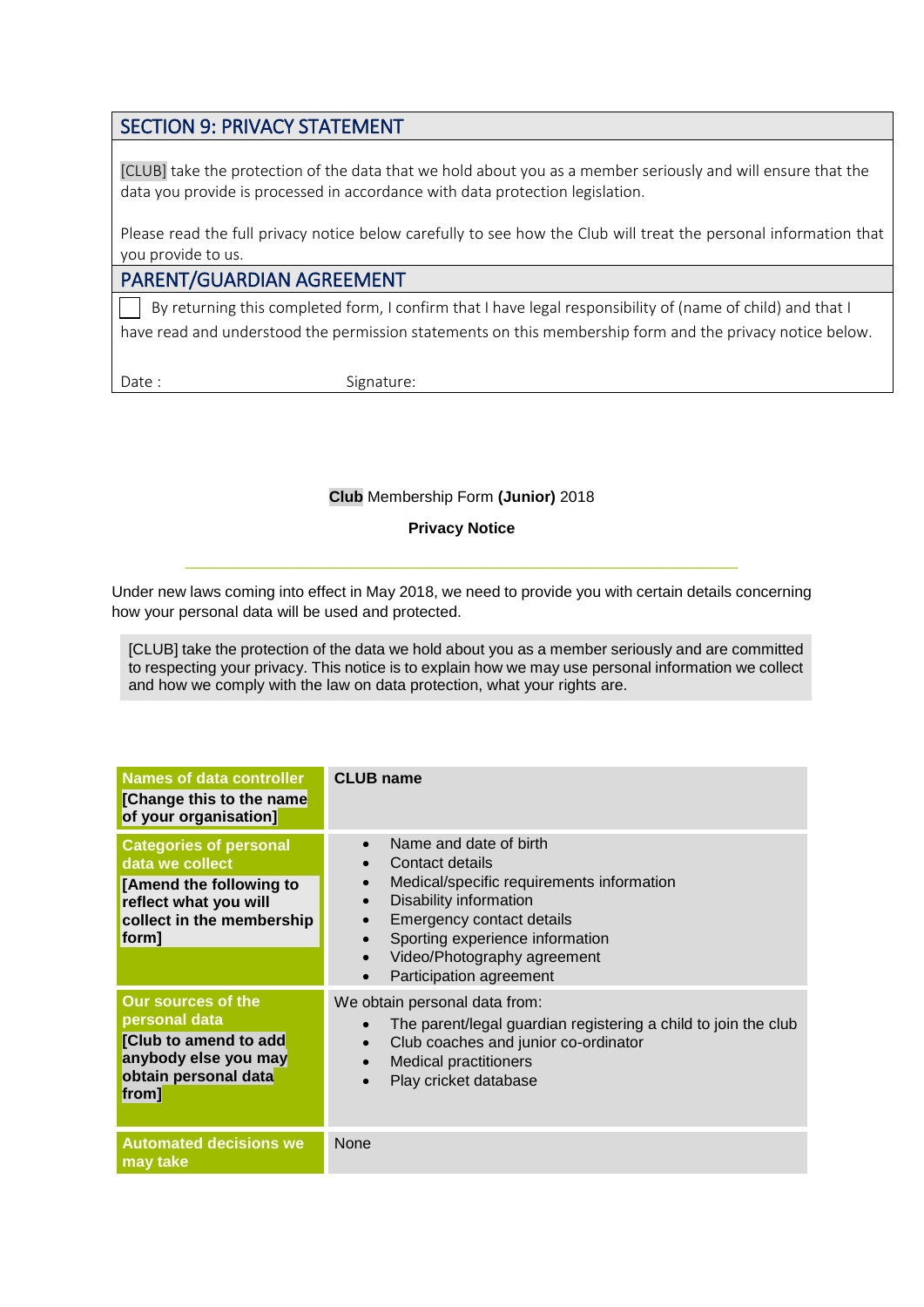## SECTION 9: PRIVACY STATEMENT

[CLUB] take the protection of the data that we hold about you as a member seriously and will ensure that the data you provide is processed in accordance with data protection legislation.

Please read the full privacy notice below carefully to see how the Club will treat the personal information that you provide to us.

## PARENT/GUARDIAN AGREEMENT

☐ By returning this completed form, I confirm that I have legal responsibility of (name of child) and that I have read and understood the permission statements on this membership form and the privacy notice below.

Date : Signature:

**Club** Membership Form **(Junior)** 2018

**Privacy Notice**

---

Under new laws coming into effect in May 2018, we need to provide you with certain details concerning how your personal data will be used and protected.

[CLUB] take the protection of the data we hold about you as a member seriously and are committed to respecting your privacy. This notice is to explain how we may use personal information we collect and how we comply with the law on data protection, what your rights are.

| | |
|---|---|
| **Names of data controller** **[Change this to the name of your organisation]** | **CLUB name** |
| **Categories of personal data we collect** **[Amend the following to reflect what you will collect in the membership form]** | • Name and date of birth<br>• Contact details<br>• Medical/specific requirements information<br>• Disability information<br>• Emergency contact details<br>• Sporting experience information<br>• Video/Photography agreement<br>• Participation agreement |
| **Our sources of the personal data** **[Club to amend to add anybody else you may obtain personal data from]** | We obtain personal data from:<br>• The parent/legal guardian registering a child to join the club<br>• Club coaches and junior co-ordinator<br>• Medical practitioners<br>• Play cricket database |
| **Automated decisions we may take** | None |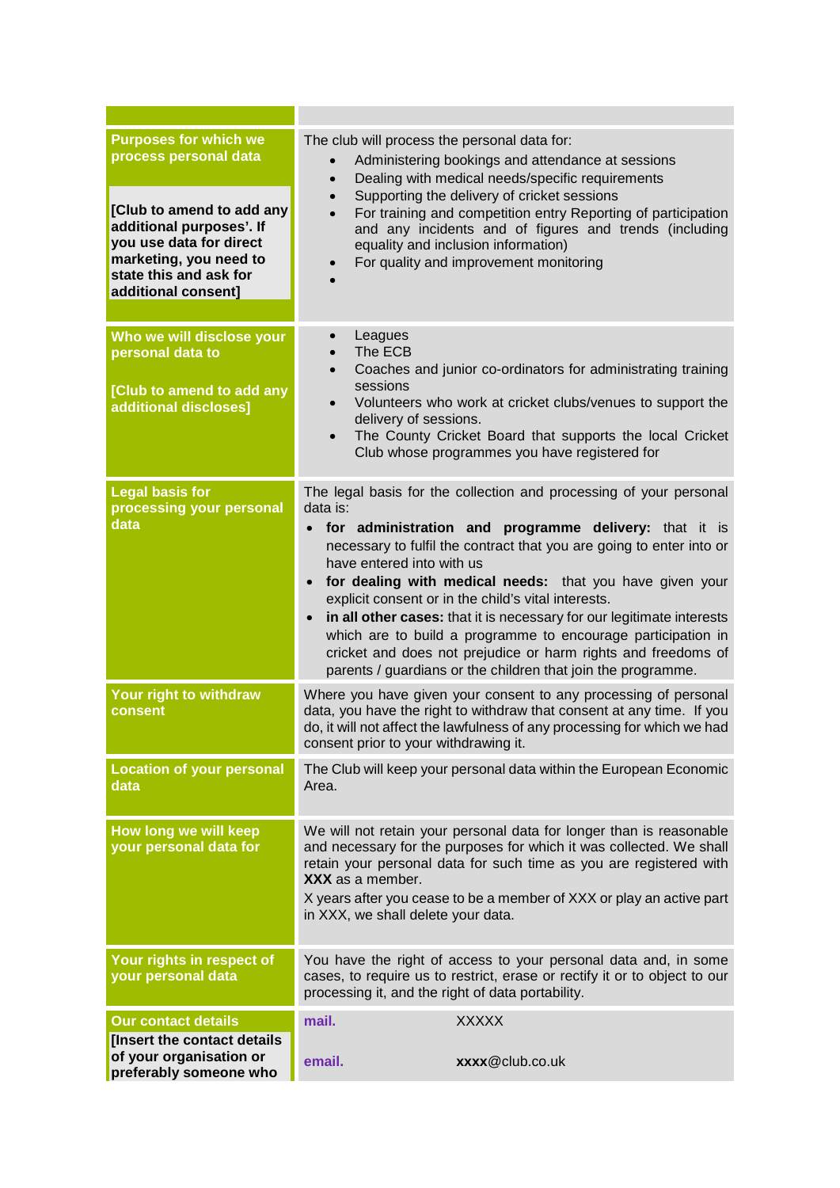| | |
|---|---|
| **Purposes for which we process personal data**<br><br>**[Club to amend to add any additional purposes'. If you use data for direct marketing, you need to state this and ask for additional consent]** | The club will process the personal data for:<br>• Administering bookings and attendance at sessions<br>• Dealing with medical needs/specific requirements<br>• Supporting the delivery of cricket sessions<br>• For training and competition entry Reporting of participation and any incidents and of figures and trends (including equality and inclusion information)<br>• For quality and improvement monitoring<br>• |
| **Who we will disclose your personal data to**<br><br>**[Club to amend to add any additional discloses]** | • Leagues<br>• The ECB<br>• Coaches and junior co-ordinators for administrating training sessions<br>• Volunteers who work at cricket clubs/venues to support the delivery of sessions.<br>• The County Cricket Board that supports the local Cricket Club whose programmes you have registered for |
| **Legal basis for processing your personal data** | The legal basis for the collection and processing of your personal data is:<br>• **for administration and programme delivery:** that it is necessary to fulfil the contract that you are going to enter into or have entered into with us<br>• **for dealing with medical needs:** that you have given your explicit consent or in the child's vital interests.<br>• **in all other cases:** that it is necessary for our legitimate interests which are to build a programme to encourage participation in cricket and does not prejudice or harm rights and freedoms of parents / guardians or the children that join the programme. |
| **Your right to withdraw consent** | Where you have given your consent to any processing of personal data, you have the right to withdraw that consent at any time. If you do, it will not affect the lawfulness of any processing for which we had consent prior to your withdrawing it. |
| **Location of your personal data** | The Club will keep your personal data within the European Economic Area. |
| **How long we will keep your personal data for** | We will not retain your personal data for longer than is reasonable and necessary for the purposes for which it was collected. We shall retain your personal data for such time as you are registered with **XXX** as a member.<br>X years after you cease to be a member of XXX or play an active part in XXX, we shall delete your data. |
| **Your rights in respect of your personal data** | You have the right of access to your personal data and, in some cases, to require us to restrict, erase or rectify it or to object to our processing it, and the right of data portability. |
| **Our contact details**<br>**[Insert the contact details of your organisation or preferably someone who** | **mail.** XXXXX<br><br>**email.** **xxxx**@club.co.uk |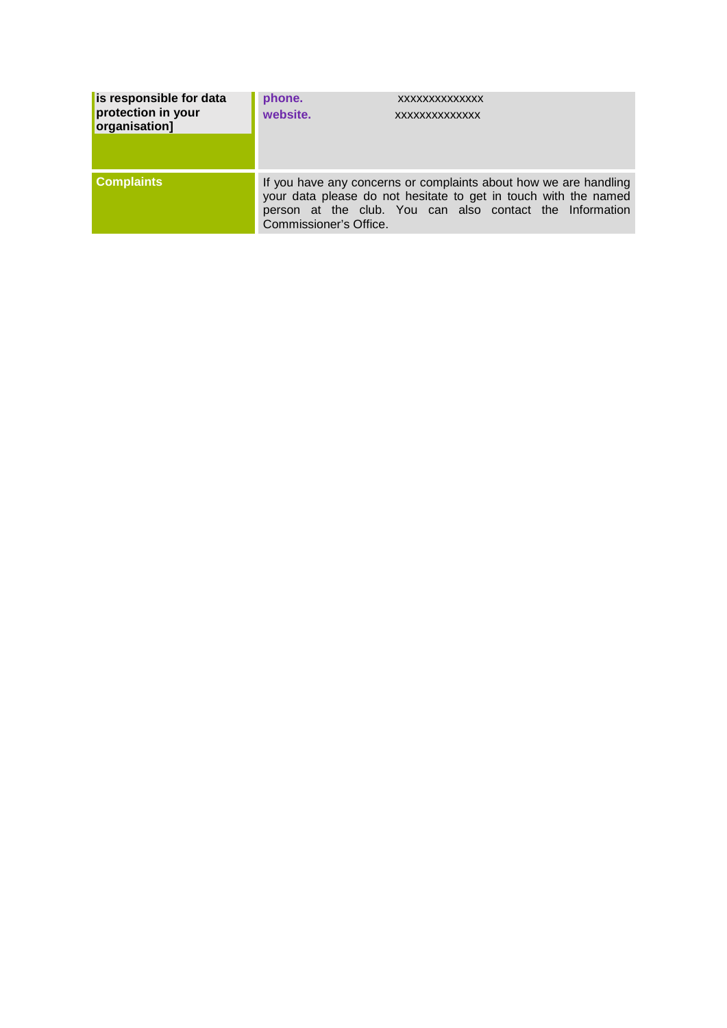| | |
|---|---|
| **is responsible for data protection in your organisation]** | **phone.** xxxxxxxxxxxxxx<br>**website.** xxxxxxxxxxxxxx |
| **Complaints** | If you have any concerns or complaints about how we are handling your data please do not hesitate to get in touch with the named person at the club. You can also contact the Information Commissioner's Office. |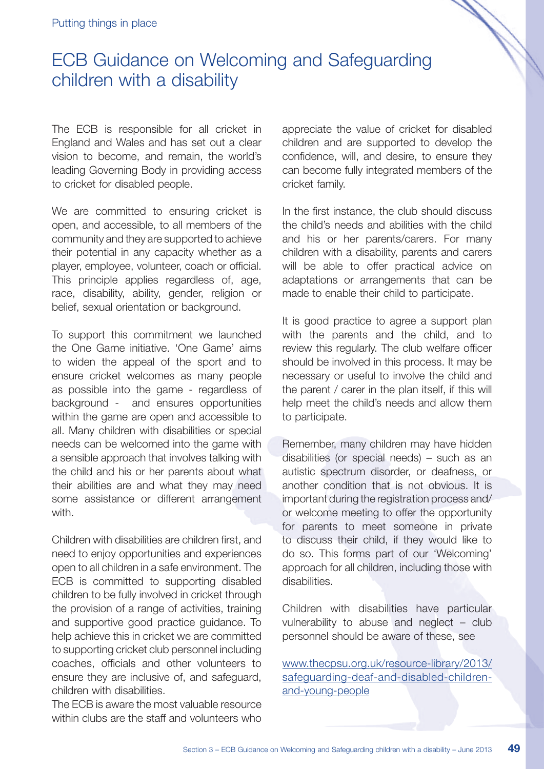# ECB Guidance on Welcoming and Safeguarding children with a disability

The ECB is responsible for all cricket in England and Wales and has set out a clear vision to become, and remain, the world's leading Governing Body in providing access to cricket for disabled people.

We are committed to ensuring cricket is open, and accessible, to all members of the community and they are supported to achieve their potential in any capacity whether as a player, employee, volunteer, coach or official. This principle applies regardless of, age, race, disability, ability, gender, religion or belief, sexual orientation or background.

To support this commitment we launched the One Game initiative. 'One Game' aims to widen the appeal of the sport and to ensure cricket welcomes as many people as possible into the game - regardless of background - and ensures opportunities within the game are open and accessible to all. Many children with disabilities or special needs can be welcomed into the game with a sensible approach that involves talking with the child and his or her parents about what their abilities are and what they may need some assistance or different arrangement with.

Children with disabilities are children first, and need to enjoy opportunities and experiences open to all children in a safe environment. The ECB is committed to supporting disabled children to be fully involved in cricket through the provision of a range of activities, training and supportive good practice guidance. To help achieve this in cricket we are committed to supporting cricket club personnel including coaches, officials and other volunteers to ensure they are inclusive of, and safeguard, children with disabilities.

The ECB is aware the most valuable resource within clubs are the staff and volunteers who appreciate the value of cricket for disabled children and are supported to develop the confidence, will, and desire, to ensure they can become fully integrated members of the cricket family.

In the first instance, the club should discuss the child's needs and abilities with the child and his or her parents/carers. For many children with a disability, parents and carers will be able to offer practical advice on adaptations or arrangements that can be made to enable their child to participate.

It is good practice to agree a support plan with the parents and the child, and to review this regularly. The club welfare officer should be involved in this process. It may be necessary or useful to involve the child and the parent / carer in the plan itself, if this will help meet the child's needs and allow them to participate.

Remember, many children may have hidden disabilities (or special needs) – such as an autistic spectrum disorder, or deafness, or another condition that is not obvious. It is important during the registration process and/or welcome meeting to offer the opportunity for parents to meet someone in private to discuss their child, if they would like to do so. This forms part of our 'Welcoming' approach for all children, including those with disabilities.

Children with disabilities have particular vulnerability to abuse and neglect – club personnel should be aware of these, see

www.thecpsu.org.uk/resource-library/2013/safeguarding-deaf-and-disabled-children-and-young-people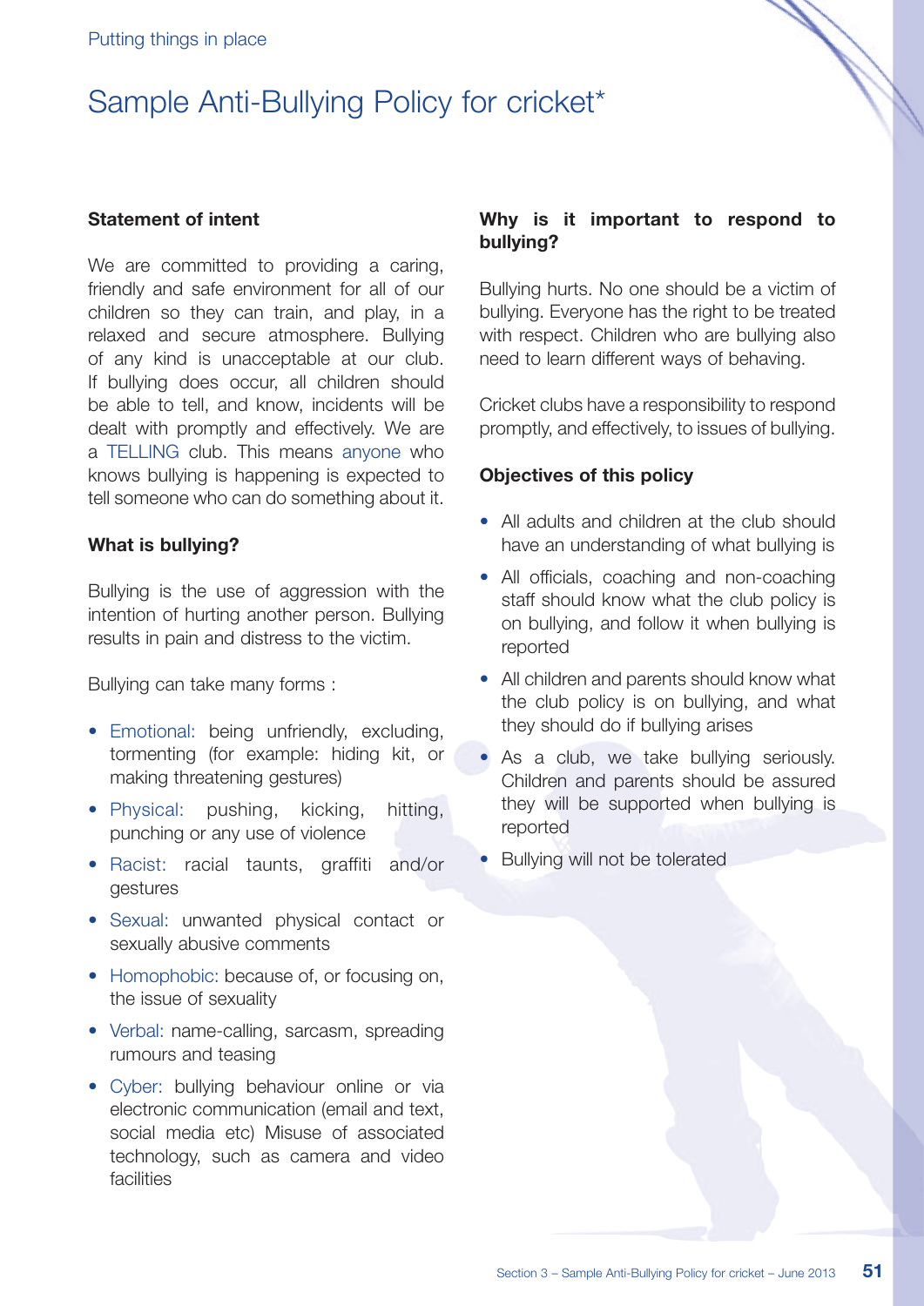Putting things in place

# Sample Anti-Bullying Policy for cricket*

**Statement of intent**

We are committed to providing a caring, friendly and safe environment for all of our children so they can train, and play, in a relaxed and secure atmosphere. Bullying of any kind is unacceptable at our club. If bullying does occur, all children should be able to tell, and know, incidents will be dealt with promptly and effectively. We are a TELLING club. This means anyone who knows bullying is happening is expected to tell someone who can do something about it.

**What is bullying?**

Bullying is the use of aggression with the intention of hurting another person. Bullying results in pain and distress to the victim.

Bullying can take many forms :

- Emotional: being unfriendly, excluding, tormenting (for example: hiding kit, or making threatening gestures)
- Physical: pushing, kicking, hitting, punching or any use of violence
- Racist: racial taunts, graffiti and/or gestures
- Sexual: unwanted physical contact or sexually abusive comments
- Homophobic: because of, or focusing on, the issue of sexuality
- Verbal: name-calling, sarcasm, spreading rumours and teasing
- Cyber: bullying behaviour online or via electronic communication (email and text, social media etc) Misuse of associated technology, such as camera and video facilities

**Why is it important to respond to bullying?**

Bullying hurts. No one should be a victim of bullying. Everyone has the right to be treated with respect. Children who are bullying also need to learn different ways of behaving.

Cricket clubs have a responsibility to respond promptly, and effectively, to issues of bullying.

**Objectives of this policy**

- All adults and children at the club should have an understanding of what bullying is
- All officials, coaching and non-coaching staff should know what the club policy is on bullying, and follow it when bullying is reported
- All children and parents should know what the club policy is on bullying, and what they should do if bullying arises
- As a club, we take bullying seriously. Children and parents should be assured they will be supported when bullying is reported
- Bullying will not be tolerated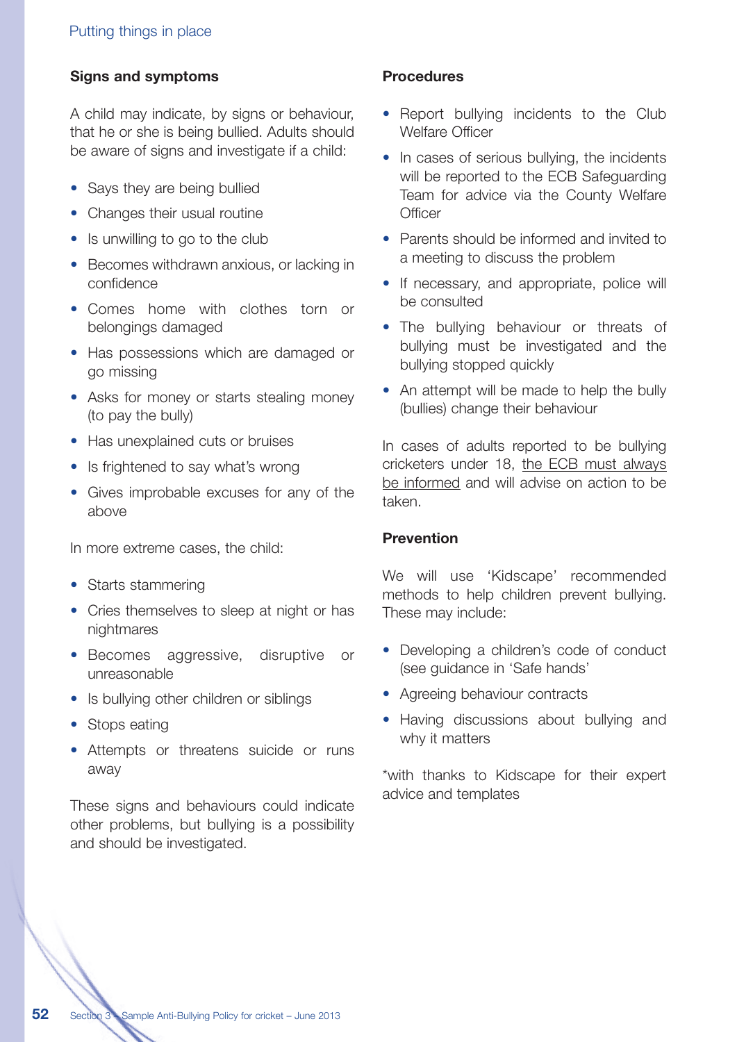### Signs and symptoms

A child may indicate, by signs or behaviour, that he or she is being bullied. Adults should be aware of signs and investigate if a child:

- Says they are being bullied
- Changes their usual routine
- Is unwilling to go to the club
- Becomes withdrawn anxious, or lacking in confidence
- Comes home with clothes torn or belongings damaged
- Has possessions which are damaged or go missing
- Asks for money or starts stealing money (to pay the bully)
- Has unexplained cuts or bruises
- Is frightened to say what's wrong
- Gives improbable excuses for any of the above

In more extreme cases, the child:

- Starts stammering
- Cries themselves to sleep at night or has nightmares
- Becomes aggressive, disruptive or unreasonable
- Is bullying other children or siblings
- Stops eating
- Attempts or threatens suicide or runs away

These signs and behaviours could indicate other problems, but bullying is a possibility and should be investigated.

### Procedures

- Report bullying incidents to the Club Welfare Officer
- In cases of serious bullying, the incidents will be reported to the ECB Safeguarding Team for advice via the County Welfare Officer
- Parents should be informed and invited to a meeting to discuss the problem
- If necessary, and appropriate, police will be consulted
- The bullying behaviour or threats of bullying must be investigated and the bullying stopped quickly
- An attempt will be made to help the bully (bullies) change their behaviour

In cases of adults reported to be bullying cricketers under 18, the ECB must always be informed and will advise on action to be taken.

### Prevention

We will use 'Kidscape' recommended methods to help children prevent bullying. These may include:

- Developing a children's code of conduct (see guidance in 'Safe hands'
- Agreeing behaviour contracts
- Having discussions about bullying and why it matters

*with thanks to Kidscape for their expert advice and templates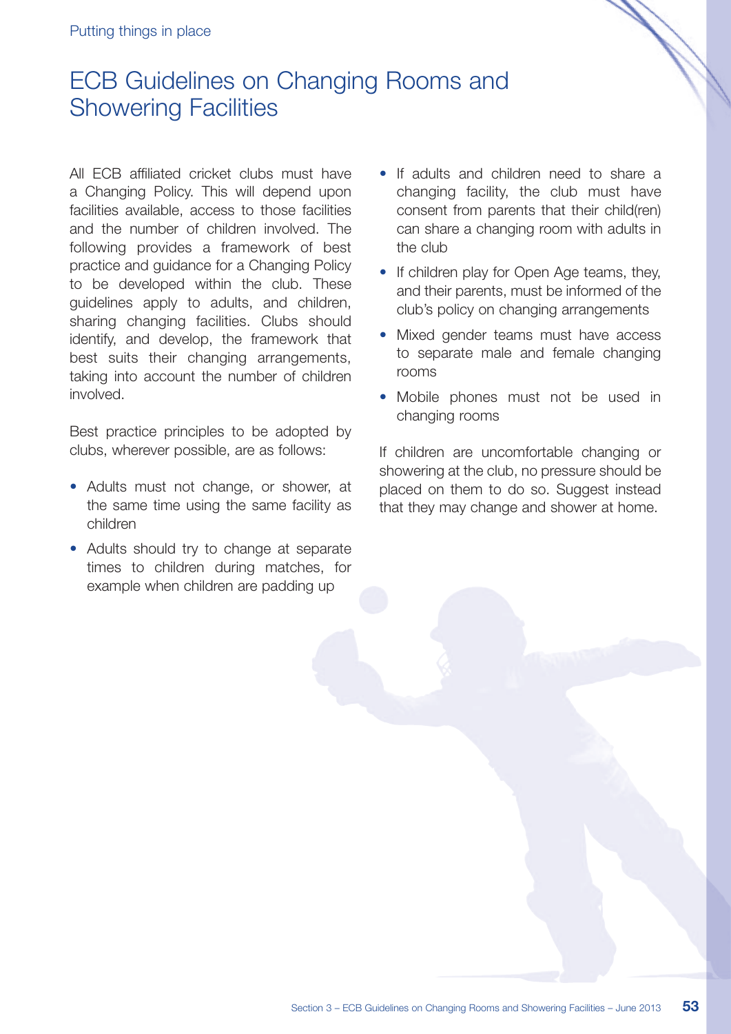# ECB Guidelines on Changing Rooms and Showering Facilities

All ECB affiliated cricket clubs must have a Changing Policy. This will depend upon facilities available, access to those facilities and the number of children involved. The following provides a framework of best practice and guidance for a Changing Policy to be developed within the club. These guidelines apply to adults, and children, sharing changing facilities. Clubs should identify, and develop, the framework that best suits their changing arrangements, taking into account the number of children involved.

Best practice principles to be adopted by clubs, wherever possible, are as follows:

- Adults must not change, or shower, at the same time using the same facility as children
- Adults should try to change at separate times to children during matches, for example when children are padding up
- If adults and children need to share a changing facility, the club must have consent from parents that their child(ren) can share a changing room with adults in the club
- If children play for Open Age teams, they, and their parents, must be informed of the club's policy on changing arrangements
- Mixed gender teams must have access to separate male and female changing rooms
- Mobile phones must not be used in changing rooms

If children are uncomfortable changing or showering at the club, no pressure should be placed on them to do so. Suggest instead that they may change and shower at home.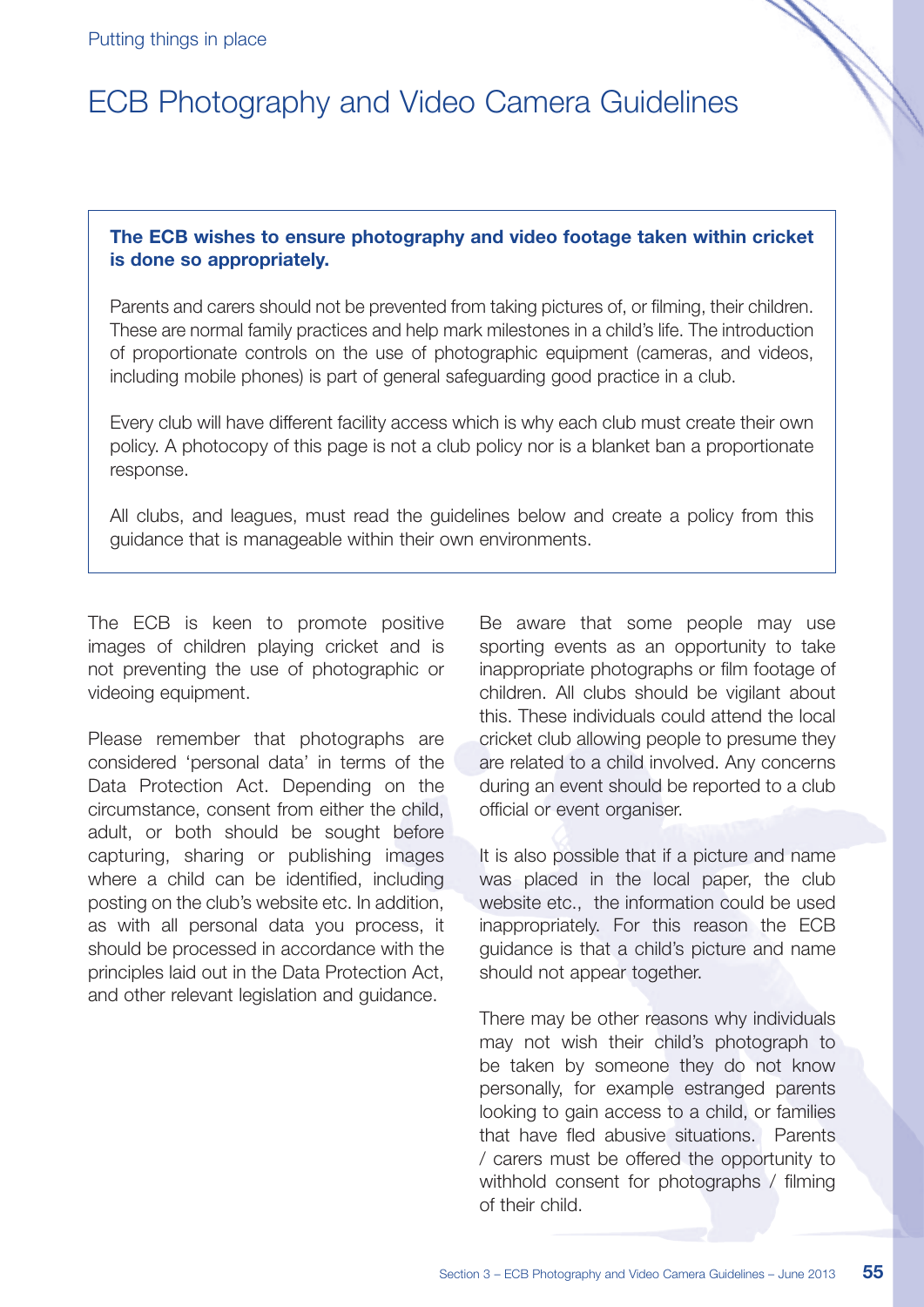Putting things in place

# ECB Photography and Video Camera Guidelines

**The ECB wishes to ensure photography and video footage taken within cricket is done so appropriately.**

Parents and carers should not be prevented from taking pictures of, or filming, their children. These are normal family practices and help mark milestones in a child's life. The introduction of proportionate controls on the use of photographic equipment (cameras, and videos, including mobile phones) is part of general safeguarding good practice in a club.

Every club will have different facility access which is why each club must create their own policy. A photocopy of this page is not a club policy nor is a blanket ban a proportionate response.

All clubs, and leagues, must read the guidelines below and create a policy from this guidance that is manageable within their own environments.

The ECB is keen to promote positive images of children playing cricket and is not preventing the use of photographic or videoing equipment.

Please remember that photographs are considered 'personal data' in terms of the Data Protection Act. Depending on the circumstance, consent from either the child, adult, or both should be sought before capturing, sharing or publishing images where a child can be identified, including posting on the club's website etc. In addition, as with all personal data you process, it should be processed in accordance with the principles laid out in the Data Protection Act, and other relevant legislation and guidance.

Be aware that some people may use sporting events as an opportunity to take inappropriate photographs or film footage of children. All clubs should be vigilant about this. These individuals could attend the local cricket club allowing people to presume they are related to a child involved. Any concerns during an event should be reported to a club official or event organiser.

It is also possible that if a picture and name was placed in the local paper, the club website etc., the information could be used inappropriately. For this reason the ECB guidance is that a child's picture and name should not appear together.

There may be other reasons why individuals may not wish their child's photograph to be taken by someone they do not know personally, for example estranged parents looking to gain access to a child, or families that have fled abusive situations. Parents / carers must be offered the opportunity to withhold consent for photographs / filming of their child.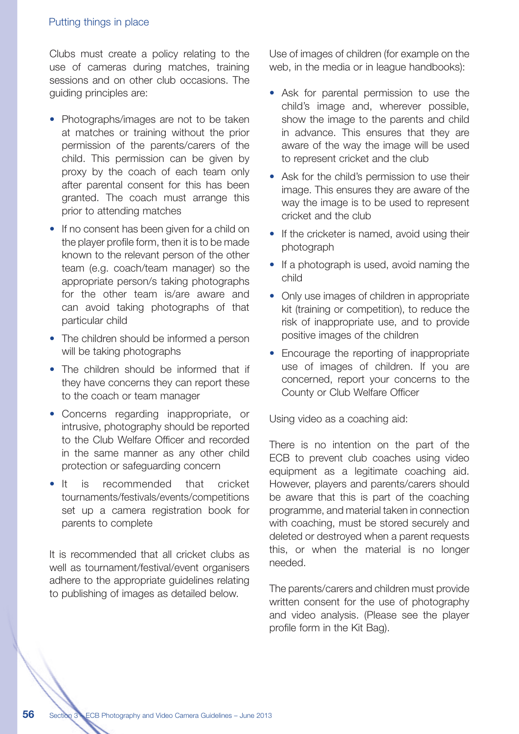Clubs must create a policy relating to the use of cameras during matches, training sessions and on other club occasions. The guiding principles are:

- Photographs/images are not to be taken at matches or training without the prior permission of the parents/carers of the child. This permission can be given by proxy by the coach of each team only after parental consent for this has been granted. The coach must arrange this prior to attending matches
- If no consent has been given for a child on the player profile form, then it is to be made known to the relevant person of the other team (e.g. coach/team manager) so the appropriate person/s taking photographs for the other team is/are aware and can avoid taking photographs of that particular child
- The children should be informed a person will be taking photographs
- The children should be informed that if they have concerns they can report these to the coach or team manager
- Concerns regarding inappropriate, or intrusive, photography should be reported to the Club Welfare Officer and recorded in the same manner as any other child protection or safeguarding concern
- It is recommended that cricket tournaments/festivals/events/competitions set up a camera registration book for parents to complete

It is recommended that all cricket clubs as well as tournament/festival/event organisers adhere to the appropriate guidelines relating to publishing of images as detailed below.

Use of images of children (for example on the web, in the media or in league handbooks):

- Ask for parental permission to use the child's image and, wherever possible, show the image to the parents and child in advance. This ensures that they are aware of the way the image will be used to represent cricket and the club
- Ask for the child's permission to use their image. This ensures they are aware of the way the image is to be used to represent cricket and the club
- If the cricketer is named, avoid using their photograph
- If a photograph is used, avoid naming the child
- Only use images of children in appropriate kit (training or competition), to reduce the risk of inappropriate use, and to provide positive images of the children
- Encourage the reporting of inappropriate use of images of children. If you are concerned, report your concerns to the County or Club Welfare Officer

Using video as a coaching aid:

There is no intention on the part of the ECB to prevent club coaches using video equipment as a legitimate coaching aid. However, players and parents/carers should be aware that this is part of the coaching programme, and material taken in connection with coaching, must be stored securely and deleted or destroyed when a parent requests this, or when the material is no longer needed.

The parents/carers and children must provide written consent for the use of photography and video analysis. (Please see the player profile form in the Kit Bag).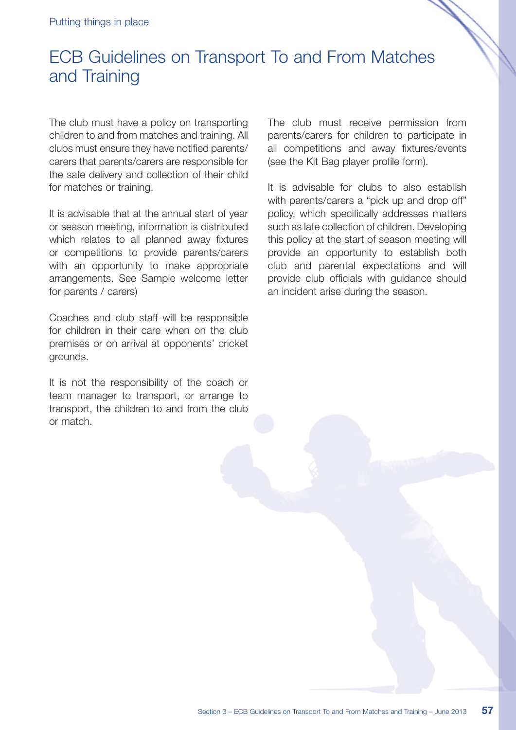# ECB Guidelines on Transport To and From Matches and Training

The club must have a policy on transporting children to and from matches and training. All clubs must ensure they have notified parents/carers that parents/carers are responsible for the safe delivery and collection of their child for matches or training.

It is advisable that at the annual start of year or season meeting, information is distributed which relates to all planned away fixtures or competitions to provide parents/carers with an opportunity to make appropriate arrangements. See Sample welcome letter for parents / carers)

Coaches and club staff will be responsible for children in their care when on the club premises or on arrival at opponents' cricket grounds.

It is not the responsibility of the coach or team manager to transport, or arrange to transport, the children to and from the club or match.

The club must receive permission from parents/carers for children to participate in all competitions and away fixtures/events (see the Kit Bag player profile form).

It is advisable for clubs to also establish with parents/carers a "pick up and drop off" policy, which specifically addresses matters such as late collection of children. Developing this policy at the start of season meeting will provide an opportunity to establish both club and parental expectations and will provide club officials with guidance should an incident arise during the season.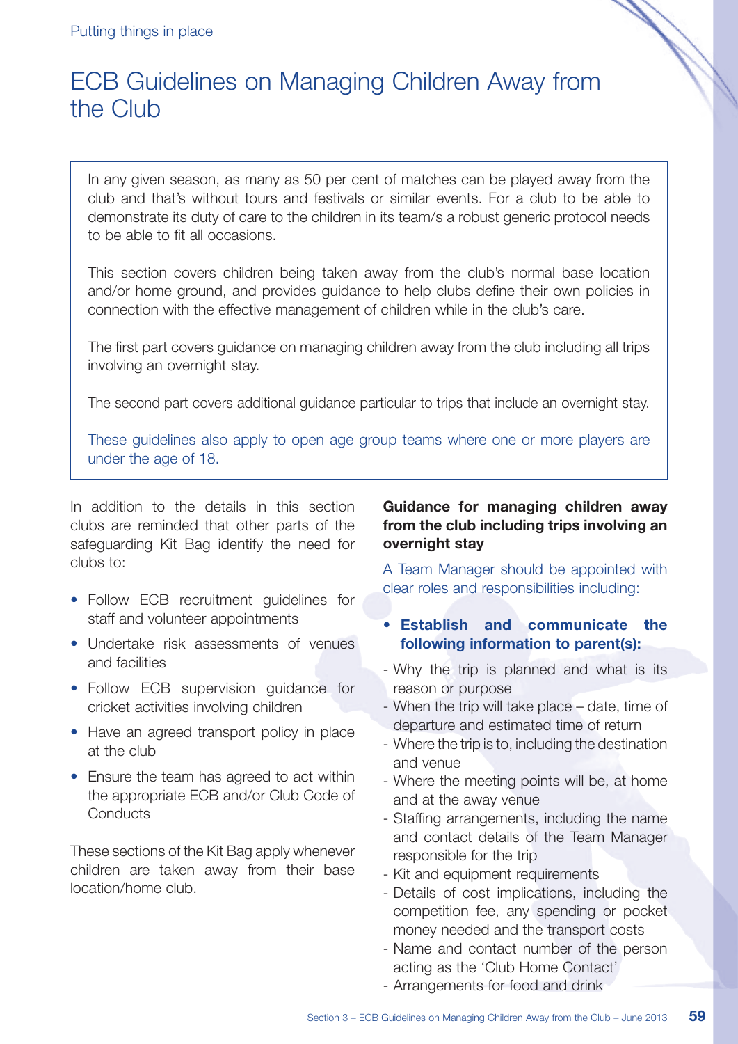# ECB Guidelines on Managing Children Away from the Club

In any given season, as many as 50 per cent of matches can be played away from the club and that's without tours and festivals or similar events. For a club to be able to demonstrate its duty of care to the children in its team/s a robust generic protocol needs to be able to fit all occasions.

This section covers children being taken away from the club's normal base location and/or home ground, and provides guidance to help clubs define their own policies in connection with the effective management of children while in the club's care.

The first part covers guidance on managing children away from the club including all trips involving an overnight stay.

The second part covers additional guidance particular to trips that include an overnight stay.

These guidelines also apply to open age group teams where one or more players are under the age of 18.

In addition to the details in this section clubs are reminded that other parts of the safeguarding Kit Bag identify the need for clubs to:

- Follow ECB recruitment guidelines for staff and volunteer appointments
- Undertake risk assessments of venues and facilities
- Follow ECB supervision guidance for cricket activities involving children
- Have an agreed transport policy in place at the club
- Ensure the team has agreed to act within the appropriate ECB and/or Club Code of Conducts

These sections of the Kit Bag apply whenever children are taken away from their base location/home club.

**Guidance for managing children away from the club including trips involving an overnight stay**

A Team Manager should be appointed with clear roles and responsibilities including:

- **Establish and communicate the following information to parent(s):**
  - Why the trip is planned and what is its reason or purpose
  - When the trip will take place – date, time of departure and estimated time of return
  - Where the trip is to, including the destination and venue
  - Where the meeting points will be, at home and at the away venue
  - Staffing arrangements, including the name and contact details of the Team Manager responsible for the trip
  - Kit and equipment requirements
  - Details of cost implications, including the competition fee, any spending or pocket money needed and the transport costs
  - Name and contact number of the person acting as the 'Club Home Contact'
  - Arrangements for food and drink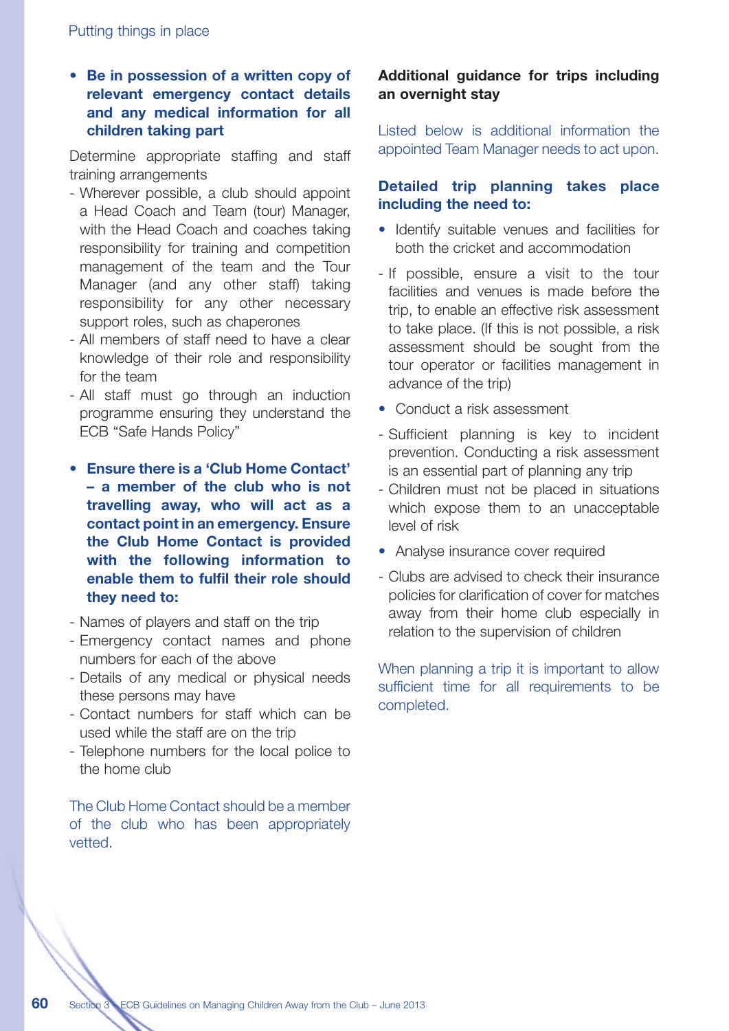- **Be in possession of a written copy of relevant emergency contact details and any medical information for all children taking part**

Determine appropriate staffing and staff training arrangements

- Wherever possible, a club should appoint a Head Coach and Team (tour) Manager, with the Head Coach and coaches taking responsibility for training and competition management of the team and the Tour Manager (and any other staff) taking responsibility for any other necessary support roles, such as chaperones
- All members of staff need to have a clear knowledge of their role and responsibility for the team
- All staff must go through an induction programme ensuring they understand the ECB "Safe Hands Policy"

- **Ensure there is a 'Club Home Contact' – a member of the club who is not travelling away, who will act as a contact point in an emergency. Ensure the Club Home Contact is provided with the following information to enable them to fulfil their role should they need to:**

- Names of players and staff on the trip
- Emergency contact names and phone numbers for each of the above
- Details of any medical or physical needs these persons may have
- Contact numbers for staff which can be used while the staff are on the trip
- Telephone numbers for the local police to the home club

The Club Home Contact should be a member of the club who has been appropriately vetted.

**Additional guidance for trips including an overnight stay**

Listed below is additional information the appointed Team Manager needs to act upon.

**Detailed trip planning takes place including the need to:**

- Identify suitable venues and facilities for both the cricket and accommodation

- If possible, ensure a visit to the tour facilities and venues is made before the trip, to enable an effective risk assessment to take place. (If this is not possible, a risk assessment should be sought from the tour operator or facilities management in advance of the trip)

- Conduct a risk assessment

- Sufficient planning is key to incident prevention. Conducting a risk assessment is an essential part of planning any trip
- Children must not be placed in situations which expose them to an unacceptable level of risk

- Analyse insurance cover required

- Clubs are advised to check their insurance policies for clarification of cover for matches away from their home club especially in relation to the supervision of children

When planning a trip it is important to allow sufficient time for all requirements to be completed.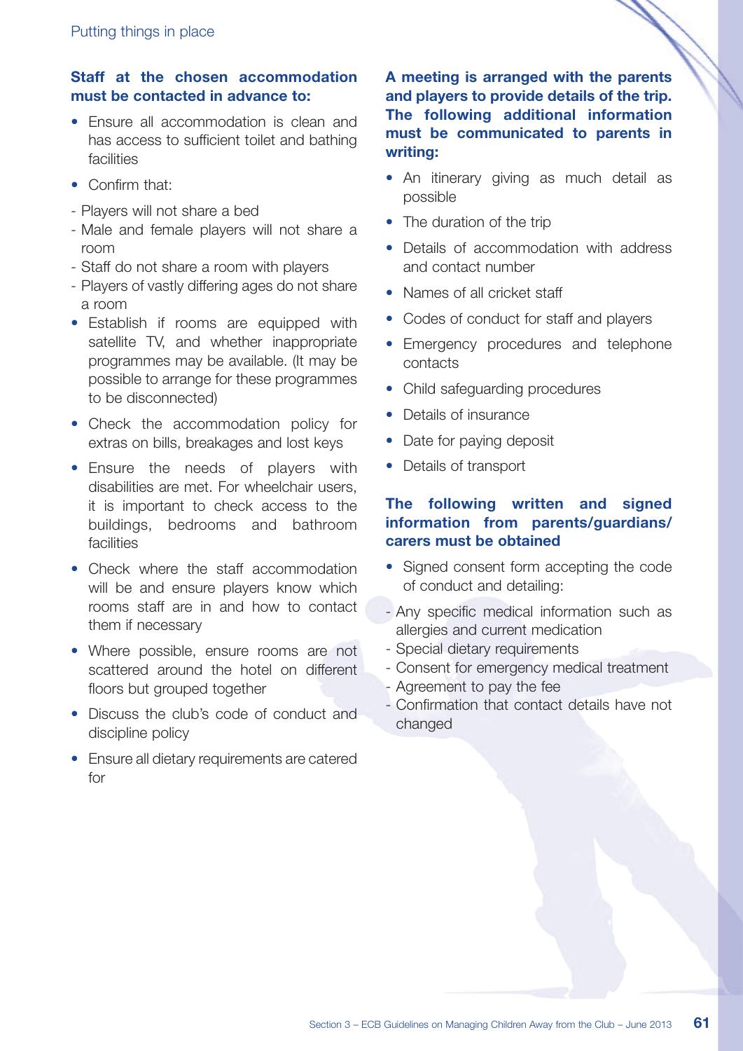**Staff at the chosen accommodation must be contacted in advance to:**

- Ensure all accommodation is clean and has access to sufficient toilet and bathing facilities
- Confirm that:
  - Players will not share a bed
  - Male and female players will not share a room
  - Staff do not share a room with players
  - Players of vastly differing ages do not share a room
- Establish if rooms are equipped with satellite TV, and whether inappropriate programmes may be available. (It may be possible to arrange for these programmes to be disconnected)
- Check the accommodation policy for extras on bills, breakages and lost keys
- Ensure the needs of players with disabilities are met. For wheelchair users, it is important to check access to the buildings, bedrooms and bathroom facilities
- Check where the staff accommodation will be and ensure players know which rooms staff are in and how to contact them if necessary
- Where possible, ensure rooms are not scattered around the hotel on different floors but grouped together
- Discuss the club's code of conduct and discipline policy
- Ensure all dietary requirements are catered for

**A meeting is arranged with the parents and players to provide details of the trip. The following additional information must be communicated to parents in writing:**

- An itinerary giving as much detail as possible
- The duration of the trip
- Details of accommodation with address and contact number
- Names of all cricket staff
- Codes of conduct for staff and players
- Emergency procedures and telephone contacts
- Child safeguarding procedures
- Details of insurance
- Date for paying deposit
- Details of transport

**The following written and signed information from parents/guardians/carers must be obtained**

- Signed consent form accepting the code of conduct and detailing:
  - Any specific medical information such as allergies and current medication
  - Special dietary requirements
  - Consent for emergency medical treatment
  - Agreement to pay the fee
  - Confirmation that contact details have not changed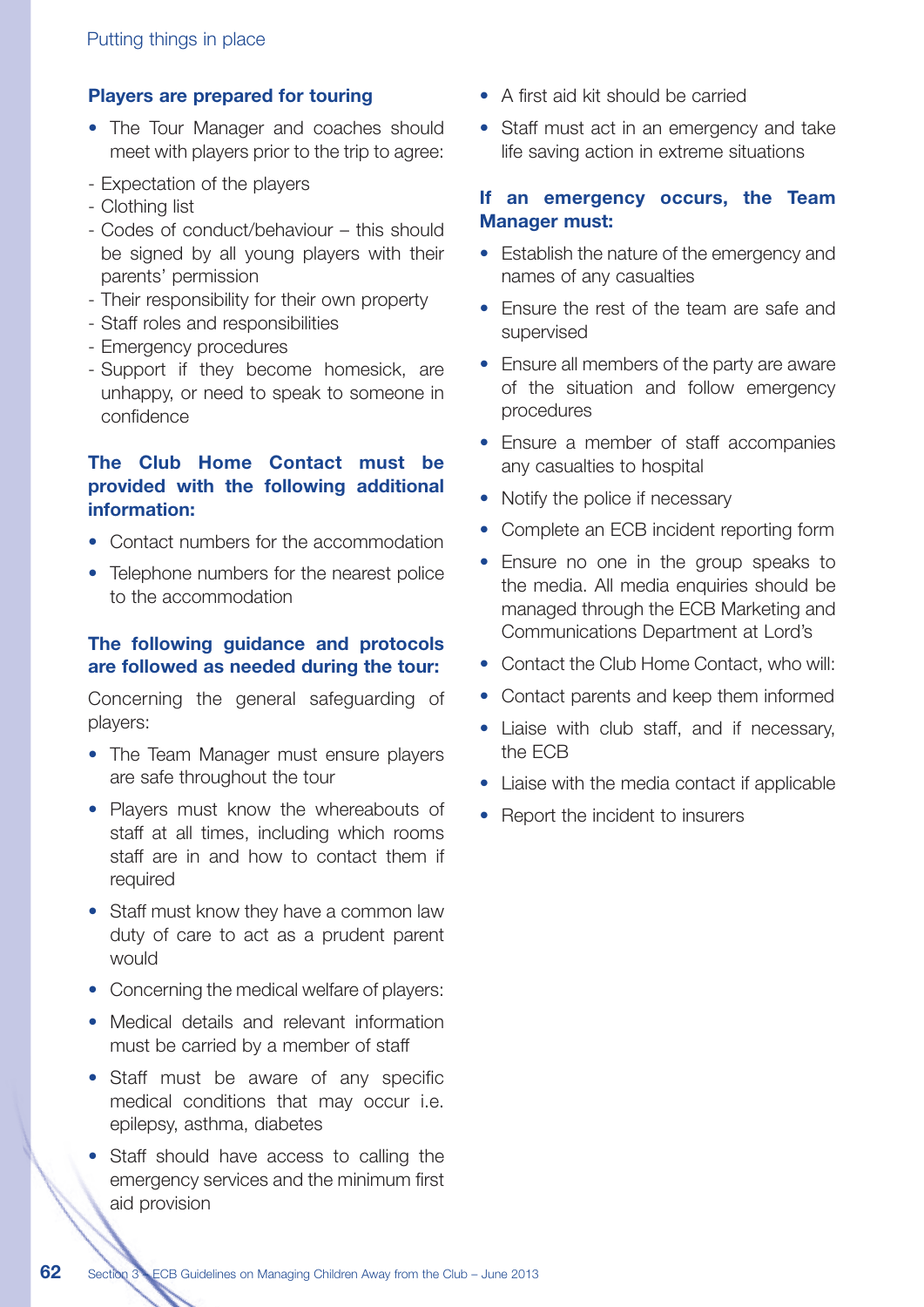### Players are prepared for touring

- The Tour Manager and coaches should meet with players prior to the trip to agree:

- Expectation of the players
- Clothing list
- Codes of conduct/behaviour – this should be signed by all young players with their parents' permission
- Their responsibility for their own property
- Staff roles and responsibilities
- Emergency procedures
- Support if they become homesick, are unhappy, or need to speak to someone in confidence

### The Club Home Contact must be provided with the following additional information:

- Contact numbers for the accommodation
- Telephone numbers for the nearest police to the accommodation

### The following guidance and protocols are followed as needed during the tour:

Concerning the general safeguarding of players:

- The Team Manager must ensure players are safe throughout the tour
- Players must know the whereabouts of staff at all times, including which rooms staff are in and how to contact them if required
- Staff must know they have a common law duty of care to act as a prudent parent would
- Concerning the medical welfare of players:
- Medical details and relevant information must be carried by a member of staff
- Staff must be aware of any specific medical conditions that may occur i.e. epilepsy, asthma, diabetes
- Staff should have access to calling the emergency services and the minimum first aid provision
- A first aid kit should be carried
- Staff must act in an emergency and take life saving action in extreme situations

### If an emergency occurs, the Team Manager must:

- Establish the nature of the emergency and names of any casualties
- Ensure the rest of the team are safe and supervised
- Ensure all members of the party are aware of the situation and follow emergency procedures
- Ensure a member of staff accompanies any casualties to hospital
- Notify the police if necessary
- Complete an ECB incident reporting form
- Ensure no one in the group speaks to the media. All media enquiries should be managed through the ECB Marketing and Communications Department at Lord's
- Contact the Club Home Contact, who will:
- Contact parents and keep them informed
- Liaise with club staff, and if necessary, the ECB
- Liaise with the media contact if applicable
- Report the incident to insurers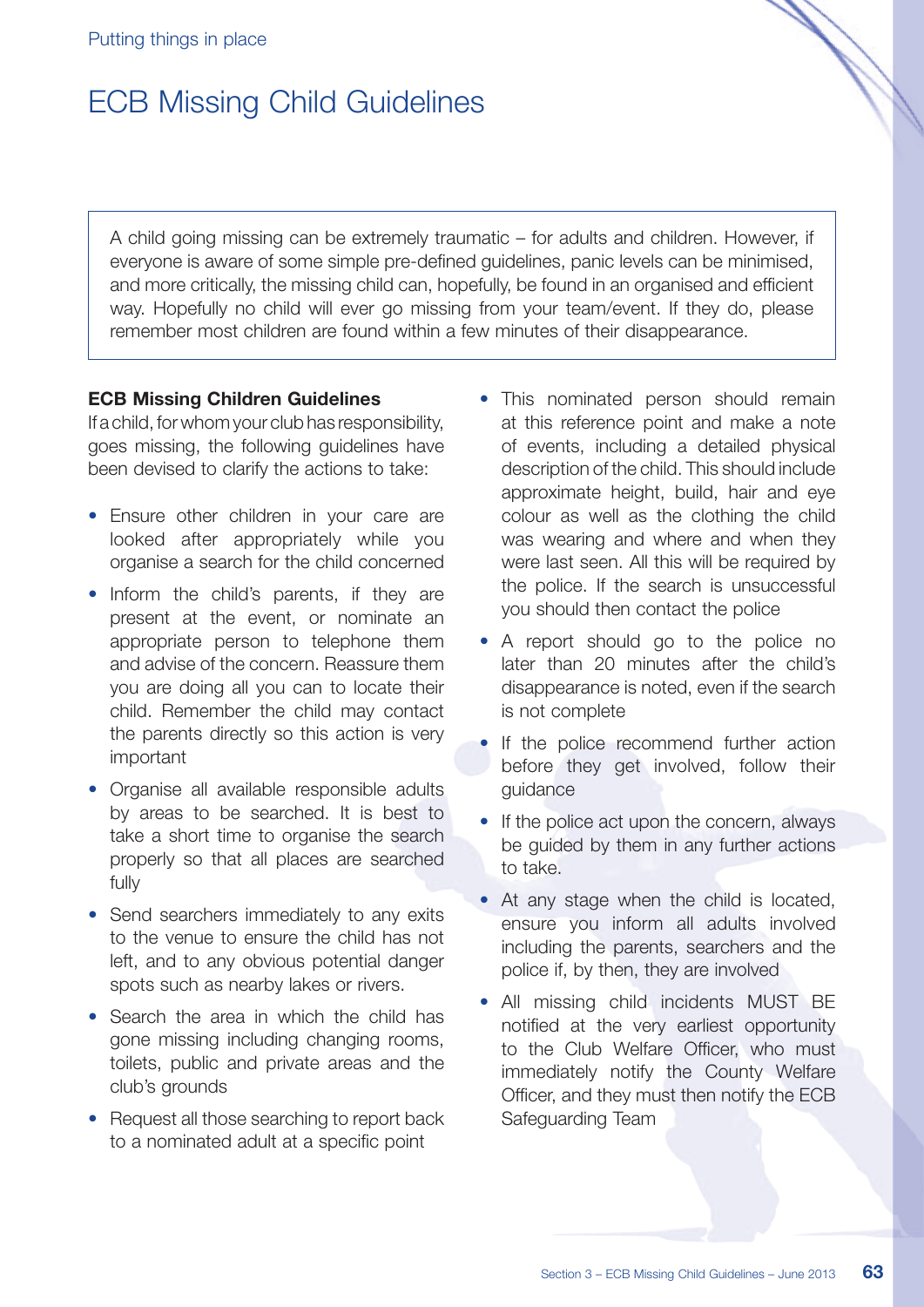Putting things in place

# ECB Missing Child Guidelines

A child going missing can be extremely traumatic – for adults and children. However, if everyone is aware of some simple pre-defined guidelines, panic levels can be minimised, and more critically, the missing child can, hopefully, be found in an organised and efficient way. Hopefully no child will ever go missing from your team/event. If they do, please remember most children are found within a few minutes of their disappearance.

**ECB Missing Children Guidelines**

If a child, for whom your club has responsibility, goes missing, the following guidelines have been devised to clarify the actions to take:

- Ensure other children in your care are looked after appropriately while you organise a search for the child concerned
- Inform the child's parents, if they are present at the event, or nominate an appropriate person to telephone them and advise of the concern. Reassure them you are doing all you can to locate their child. Remember the child may contact the parents directly so this action is very important
- Organise all available responsible adults by areas to be searched. It is best to take a short time to organise the search properly so that all places are searched fully
- Send searchers immediately to any exits to the venue to ensure the child has not left, and to any obvious potential danger spots such as nearby lakes or rivers.
- Search the area in which the child has gone missing including changing rooms, toilets, public and private areas and the club's grounds
- Request all those searching to report back to a nominated adult at a specific point
- This nominated person should remain at this reference point and make a note of events, including a detailed physical description of the child. This should include approximate height, build, hair and eye colour as well as the clothing the child was wearing and where and when they were last seen. All this will be required by the police. If the search is unsuccessful you should then contact the police
- A report should go to the police no later than 20 minutes after the child's disappearance is noted, even if the search is not complete
- If the police recommend further action before they get involved, follow their guidance
- If the police act upon the concern, always be guided by them in any further actions to take.
- At any stage when the child is located, ensure you inform all adults involved including the parents, searchers and the police if, by then, they are involved
- All missing child incidents MUST BE notified at the very earliest opportunity to the Club Welfare Officer, who must immediately notify the County Welfare Officer, and they must then notify the ECB Safeguarding Team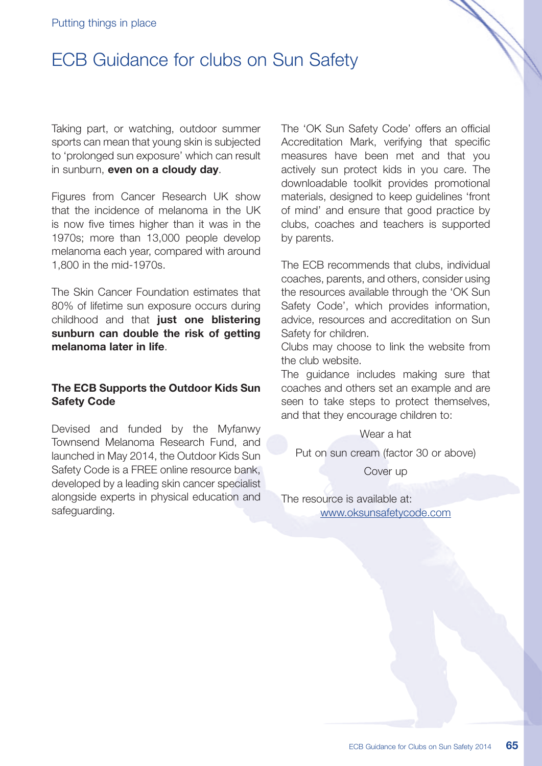# ECB Guidance for clubs on Sun Safety

Taking part, or watching, outdoor summer sports can mean that young skin is subjected to 'prolonged sun exposure' which can result in sunburn, **even on a cloudy day**.

Figures from Cancer Research UK show that the incidence of melanoma in the UK is now five times higher than it was in the 1970s; more than 13,000 people develop melanoma each year, compared with around 1,800 in the mid-1970s.

The Skin Cancer Foundation estimates that 80% of lifetime sun exposure occurs during childhood and that **just one blistering sunburn can double the risk of getting melanoma later in life**.

### The ECB Supports the Outdoor Kids Sun Safety Code

Devised and funded by the Myfanwy Townsend Melanoma Research Fund, and launched in May 2014, the Outdoor Kids Sun Safety Code is a FREE online resource bank, developed by a leading skin cancer specialist alongside experts in physical education and safeguarding.

The 'OK Sun Safety Code' offers an official Accreditation Mark, verifying that specific measures have been met and that you actively sun protect kids in you care. The downloadable toolkit provides promotional materials, designed to keep guidelines 'front of mind' and ensure that good practice by clubs, coaches and teachers is supported by parents.

The ECB recommends that clubs, individual coaches, parents, and others, consider using the resources available through the 'OK Sun Safety Code', which provides information, advice, resources and accreditation on Sun Safety for children.

Clubs may choose to link the website from the club website.

The guidance includes making sure that coaches and others set an example and are seen to take steps to protect themselves, and that they encourage children to:

Wear a hat

Put on sun cream (factor 30 or above)

Cover up

The resource is available at:
www.oksunsafetycode.com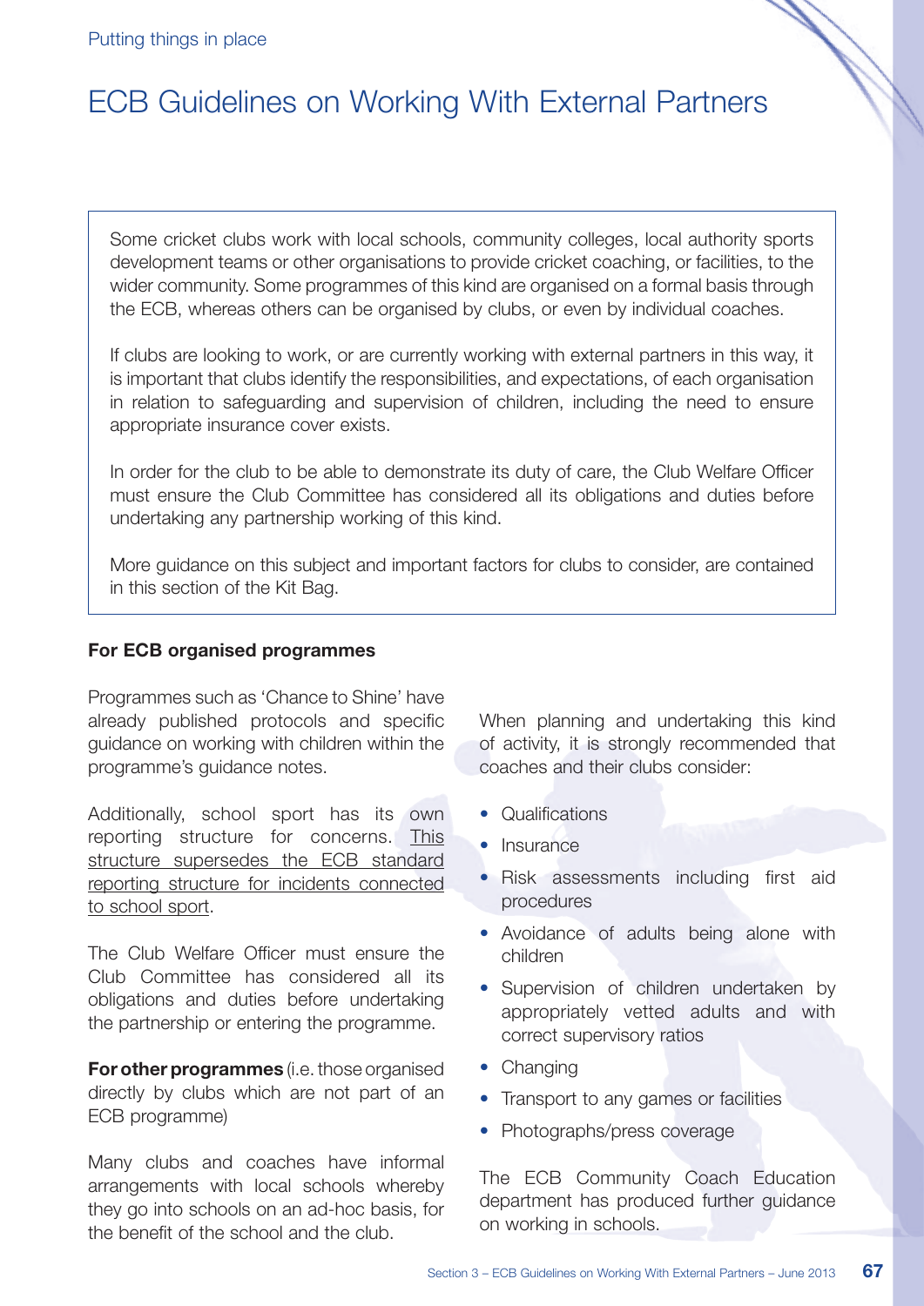# ECB Guidelines on Working With External Partners

Some cricket clubs work with local schools, community colleges, local authority sports development teams or other organisations to provide cricket coaching, or facilities, to the wider community. Some programmes of this kind are organised on a formal basis through the ECB, whereas others can be organised by clubs, or even by individual coaches.

If clubs are looking to work, or are currently working with external partners in this way, it is important that clubs identify the responsibilities, and expectations, of each organisation in relation to safeguarding and supervision of children, including the need to ensure appropriate insurance cover exists.

In order for the club to be able to demonstrate its duty of care, the Club Welfare Officer must ensure the Club Committee has considered all its obligations and duties before undertaking any partnership working of this kind.

More guidance on this subject and important factors for clubs to consider, are contained in this section of the Kit Bag.

**For ECB organised programmes**

Programmes such as 'Chance to Shine' have already published protocols and specific guidance on working with children within the programme's guidance notes.

Additionally, school sport has its own reporting structure for concerns. This structure supersedes the ECB standard reporting structure for incidents connected to school sport.

The Club Welfare Officer must ensure the Club Committee has considered all its obligations and duties before undertaking the partnership or entering the programme.

**For other programmes** (i.e. those organised directly by clubs which are not part of an ECB programme)

Many clubs and coaches have informal arrangements with local schools whereby they go into schools on an ad-hoc basis, for the benefit of the school and the club.

When planning and undertaking this kind of activity, it is strongly recommended that coaches and their clubs consider:

- Qualifications
- Insurance
- Risk assessments including first aid procedures
- Avoidance of adults being alone with children
- Supervision of children undertaken by appropriately vetted adults and with correct supervisory ratios
- Changing
- Transport to any games or facilities
- Photographs/press coverage

The ECB Community Coach Education department has produced further guidance on working in schools.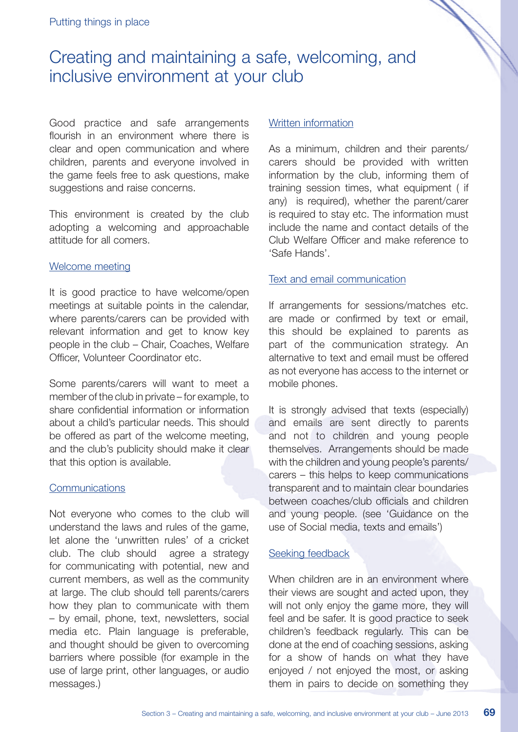# Creating and maintaining a safe, welcoming, and inclusive environment at your club

Good practice and safe arrangements flourish in an environment where there is clear and open communication and where children, parents and everyone involved in the game feels free to ask questions, make suggestions and raise concerns.

This environment is created by the club adopting a welcoming and approachable attitude for all comers.

### Welcome meeting

It is good practice to have welcome/open meetings at suitable points in the calendar, where parents/carers can be provided with relevant information and get to know key people in the club – Chair, Coaches, Welfare Officer, Volunteer Coordinator etc.

Some parents/carers will want to meet a member of the club in private – for example, to share confidential information or information about a child's particular needs. This should be offered as part of the welcome meeting, and the club's publicity should make it clear that this option is available.

### Communications

Not everyone who comes to the club will understand the laws and rules of the game, let alone the 'unwritten rules' of a cricket club. The club should agree a strategy for communicating with potential, new and current members, as well as the community at large. The club should tell parents/carers how they plan to communicate with them – by email, phone, text, newsletters, social media etc. Plain language is preferable, and thought should be given to overcoming barriers where possible (for example in the use of large print, other languages, or audio messages.)

### Written information

As a minimum, children and their parents/carers should be provided with written information by the club, informing them of training session times, what equipment ( if any) is required), whether the parent/carer is required to stay etc. The information must include the name and contact details of the Club Welfare Officer and make reference to 'Safe Hands'.

### Text and email communication

If arrangements for sessions/matches etc. are made or confirmed by text or email, this should be explained to parents as part of the communication strategy. An alternative to text and email must be offered as not everyone has access to the internet or mobile phones.

It is strongly advised that texts (especially) and emails are sent directly to parents and not to children and young people themselves. Arrangements should be made with the children and young people's parents/carers – this helps to keep communications transparent and to maintain clear boundaries between coaches/club officials and children and young people. (see 'Guidance on the use of Social media, texts and emails')

### Seeking feedback

When children are in an environment where their views are sought and acted upon, they will not only enjoy the game more, they will feel and be safer. It is good practice to seek children's feedback regularly. This can be done at the end of coaching sessions, asking for a show of hands on what they have enjoyed / not enjoyed the most, or asking them in pairs to decide on something they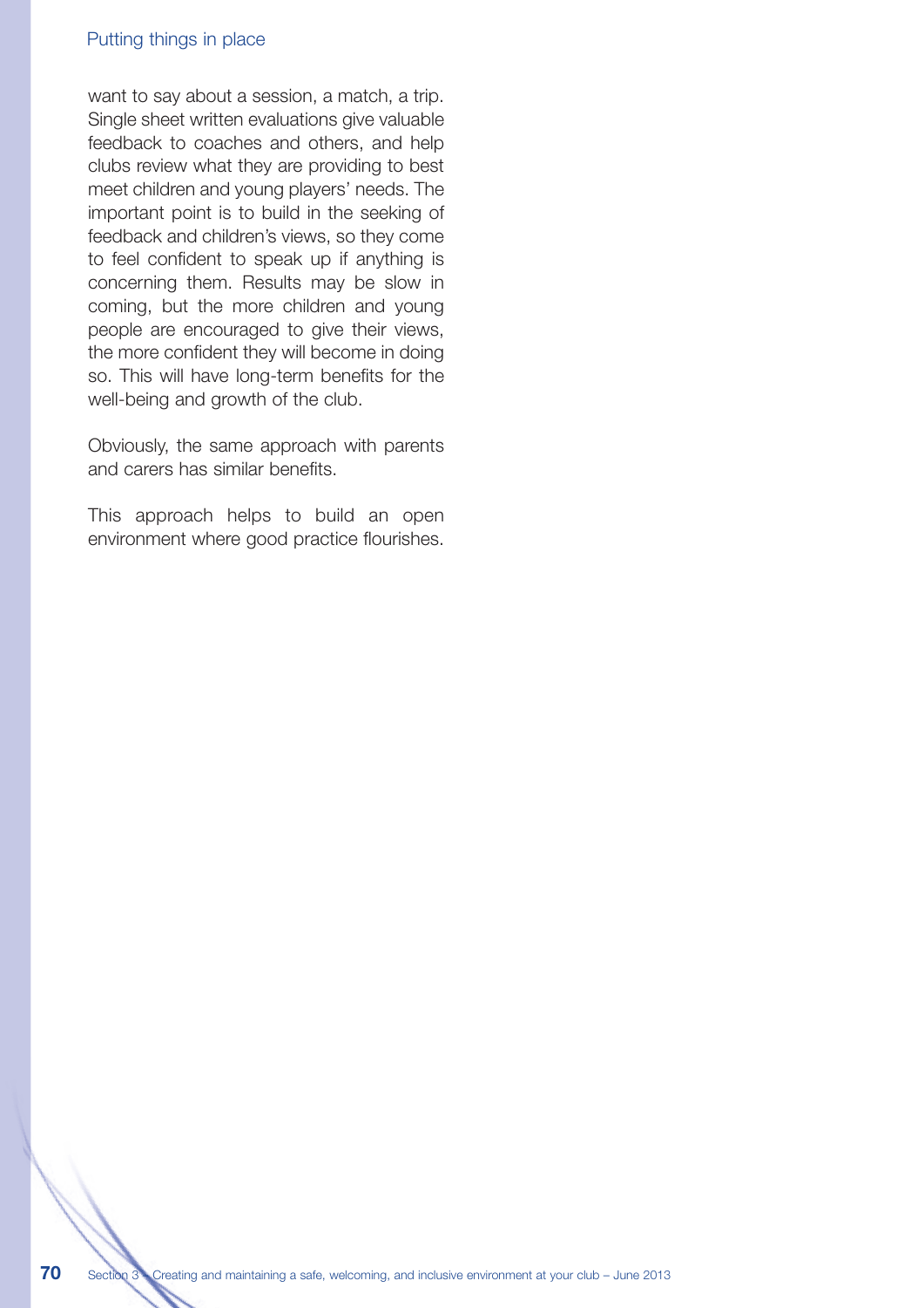want to say about a session, a match, a trip. Single sheet written evaluations give valuable feedback to coaches and others, and help clubs review what they are providing to best meet children and young players' needs. The important point is to build in the seeking of feedback and children's views, so they come to feel confident to speak up if anything is concerning them. Results may be slow in coming, but the more children and young people are encouraged to give their views, the more confident they will become in doing so. This will have long-term benefits for the well-being and growth of the club.

Obviously, the same approach with parents and carers has similar benefits.

This approach helps to build an open environment where good practice flourishes.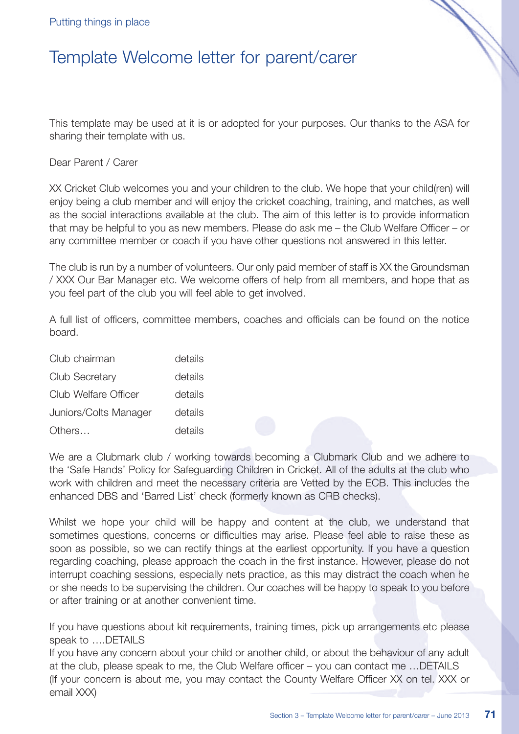Putting things in place

# Template Welcome letter for parent/carer

This template may be used at it is or adopted for your purposes. Our thanks to the ASA for sharing their template with us.

Dear Parent / Carer

XX Cricket Club welcomes you and your children to the club. We hope that your child(ren) will enjoy being a club member and will enjoy the cricket coaching, training, and matches, as well as the social interactions available at the club. The aim of this letter is to provide information that may be helpful to you as new members. Please do ask me – the Club Welfare Officer – or any committee member or coach if you have other questions not answered in this letter.

The club is run by a number of volunteers. Our only paid member of staff is XX the Groundsman / XXX Our Bar Manager etc. We welcome offers of help from all members, and hope that as you feel part of the club you will feel able to get involved.

A full list of officers, committee members, coaches and officials can be found on the notice board.

| | |
|---|---|
| Club chairman | details |
| Club Secretary | details |
| Club Welfare Officer | details |
| Juniors/Colts Manager | details |
| Others… | details |

We are a Clubmark club / working towards becoming a Clubmark Club and we adhere to the 'Safe Hands' Policy for Safeguarding Children in Cricket. All of the adults at the club who work with children and meet the necessary criteria are Vetted by the ECB. This includes the enhanced DBS and 'Barred List' check (formerly known as CRB checks).

Whilst we hope your child will be happy and content at the club, we understand that sometimes questions, concerns or difficulties may arise. Please feel able to raise these as soon as possible, so we can rectify things at the earliest opportunity. If you have a question regarding coaching, please approach the coach in the first instance. However, please do not interrupt coaching sessions, especially nets practice, as this may distract the coach when he or she needs to be supervising the children. Our coaches will be happy to speak to you before or after training or at another convenient time.

If you have questions about kit requirements, training times, pick up arrangements etc please speak to ….DETAILS
If you have any concern about your child or another child, or about the behaviour of any adult at the club, please speak to me, the Club Welfare officer – you can contact me …DETAILS
(If your concern is about me, you may contact the County Welfare Officer XX on tel. XXX or email XXX)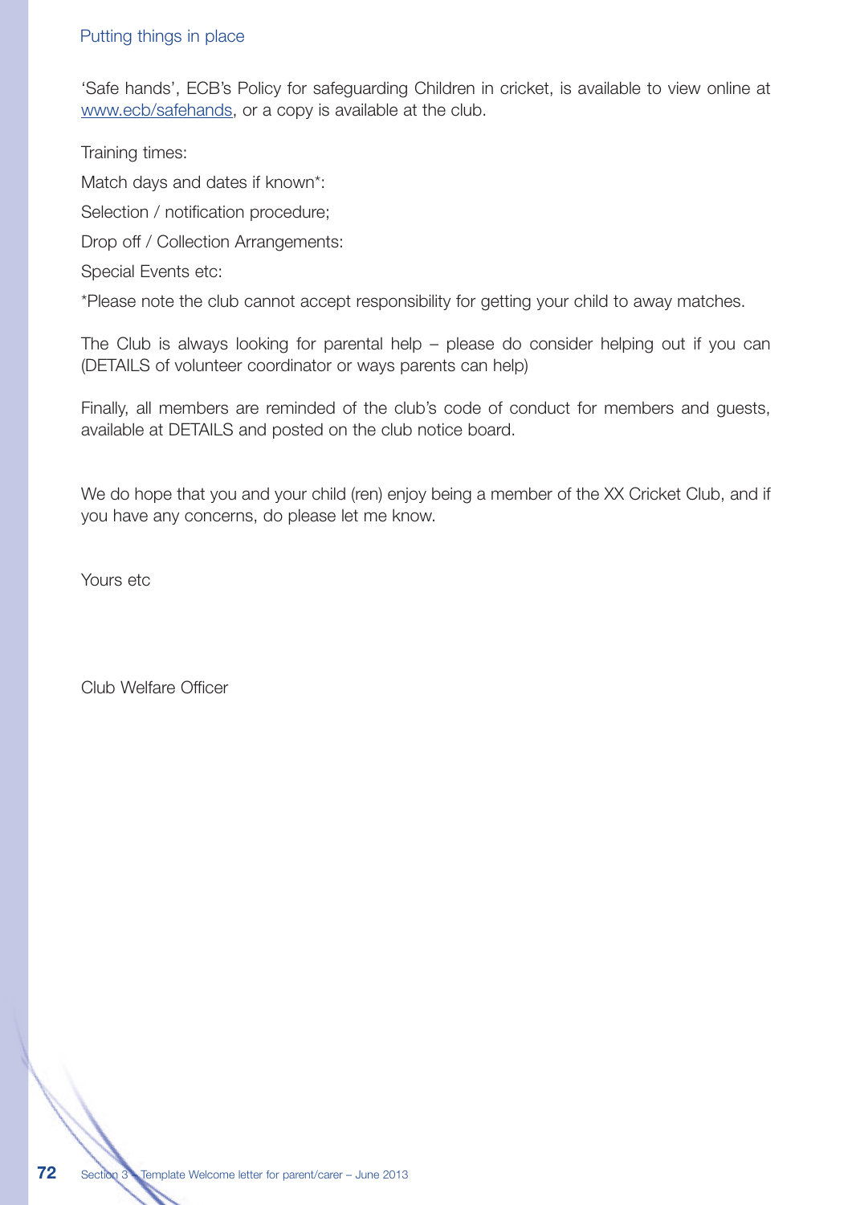'Safe hands', ECB's Policy for safeguarding Children in cricket, is available to view online at www.ecb/safehands, or a copy is available at the club.

Training times:

Match days and dates if known*:

Selection / notification procedure;

Drop off / Collection Arrangements:

Special Events etc:

*Please note the club cannot accept responsibility for getting your child to away matches.

The Club is always looking for parental help – please do consider helping out if you can (DETAILS of volunteer coordinator or ways parents can help)

Finally, all members are reminded of the club's code of conduct for members and guests, available at DETAILS and posted on the club notice board.

We do hope that you and your child (ren) enjoy being a member of the XX Cricket Club, and if you have any concerns, do please let me know.

Yours etc

Club Welfare Officer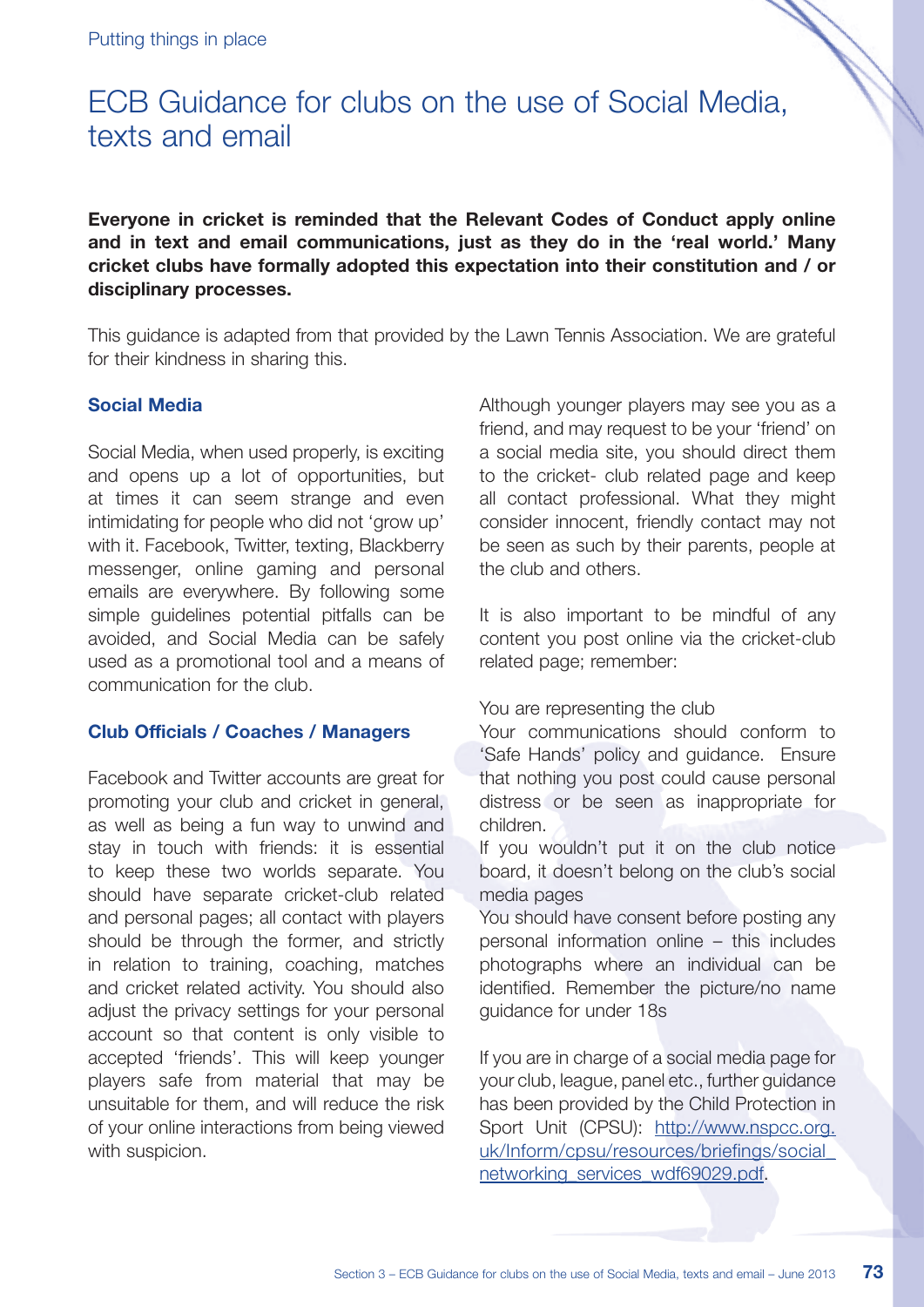Putting things in place

# ECB Guidance for clubs on the use of Social Media, texts and email

**Everyone in cricket is reminded that the Relevant Codes of Conduct apply online and in text and email communications, just as they do in the 'real world.' Many cricket clubs have formally adopted this expectation into their constitution and / or disciplinary processes.**

This guidance is adapted from that provided by the Lawn Tennis Association. We are grateful for their kindness in sharing this.

## Social Media

Social Media, when used properly, is exciting and opens up a lot of opportunities, but at times it can seem strange and even intimidating for people who did not 'grow up' with it. Facebook, Twitter, texting, Blackberry messenger, online gaming and personal emails are everywhere. By following some simple guidelines potential pitfalls can be avoided, and Social Media can be safely used as a promotional tool and a means of communication for the club.

## Club Officials / Coaches / Managers

Facebook and Twitter accounts are great for promoting your club and cricket in general, as well as being a fun way to unwind and stay in touch with friends: it is essential to keep these two worlds separate. You should have separate cricket-club related and personal pages; all contact with players should be through the former, and strictly in relation to training, coaching, matches and cricket related activity. You should also adjust the privacy settings for your personal account so that content is only visible to accepted 'friends'. This will keep younger players safe from material that may be unsuitable for them, and will reduce the risk of your online interactions from being viewed with suspicion.

Although younger players may see you as a friend, and may request to be your 'friend' on a social media site, you should direct them to the cricket- club related page and keep all contact professional. What they might consider innocent, friendly contact may not be seen as such by their parents, people at the club and others.

It is also important to be mindful of any content you post online via the cricket-club related page; remember:

You are representing the club
Your communications should conform to 'Safe Hands' policy and guidance. Ensure that nothing you post could cause personal distress or be seen as inappropriate for children.
If you wouldn't put it on the club notice board, it doesn't belong on the club's social media pages
You should have consent before posting any personal information online – this includes photographs where an individual can be identified. Remember the picture/no name guidance for under 18s

If you are in charge of a social media page for your club, league, panel etc., further guidance has been provided by the Child Protection in Sport Unit (CPSU): http://www.nspcc.org.uk/Inform/cpsu/resources/briefings/social_networking_services_wdf69029.pdf.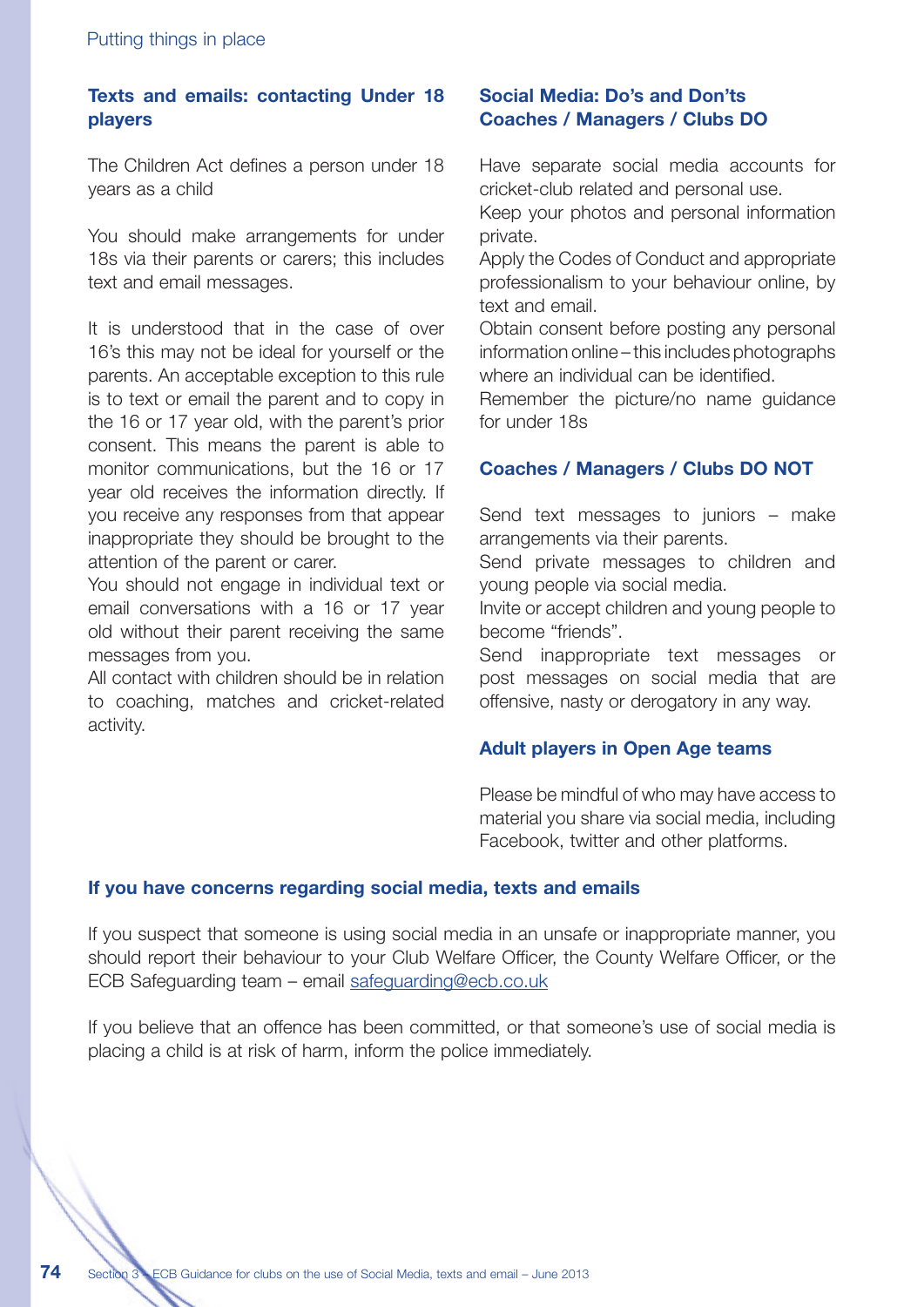## Texts and emails: contacting Under 18 players

The Children Act defines a person under 18 years as a child

You should make arrangements for under 18s via their parents or carers; this includes text and email messages.

It is understood that in the case of over 16's this may not be ideal for yourself or the parents. An acceptable exception to this rule is to text or email the parent and to copy in the 16 or 17 year old, with the parent's prior consent. This means the parent is able to monitor communications, but the 16 or 17 year old receives the information directly. If you receive any responses from that appear inappropriate they should be brought to the attention of the parent or carer.

You should not engage in individual text or email conversations with a 16 or 17 year old without their parent receiving the same messages from you.

All contact with children should be in relation to coaching, matches and cricket-related activity.

## Social Media: Do's and Don'ts

### Coaches / Managers / Clubs DO

Have separate social media accounts for cricket-club related and personal use.

Keep your photos and personal information private.

Apply the Codes of Conduct and appropriate professionalism to your behaviour online, by text and email.

Obtain consent before posting any personal information online – this includes photographs where an individual can be identified.

Remember the picture/no name guidance for under 18s

### Coaches / Managers / Clubs DO NOT

Send text messages to juniors – make arrangements via their parents.

Send private messages to children and young people via social media.

Invite or accept children and young people to become "friends".

Send inappropriate text messages or post messages on social media that are offensive, nasty or derogatory in any way.

### Adult players in Open Age teams

Please be mindful of who may have access to material you share via social media, including Facebook, twitter and other platforms.

## If you have concerns regarding social media, texts and emails

If you suspect that someone is using social media in an unsafe or inappropriate manner, you should report their behaviour to your Club Welfare Officer, the County Welfare Officer, or the ECB Safeguarding team – email safeguarding@ecb.co.uk

If you believe that an offence has been committed, or that someone's use of social media is placing a child is at risk of harm, inform the police immediately.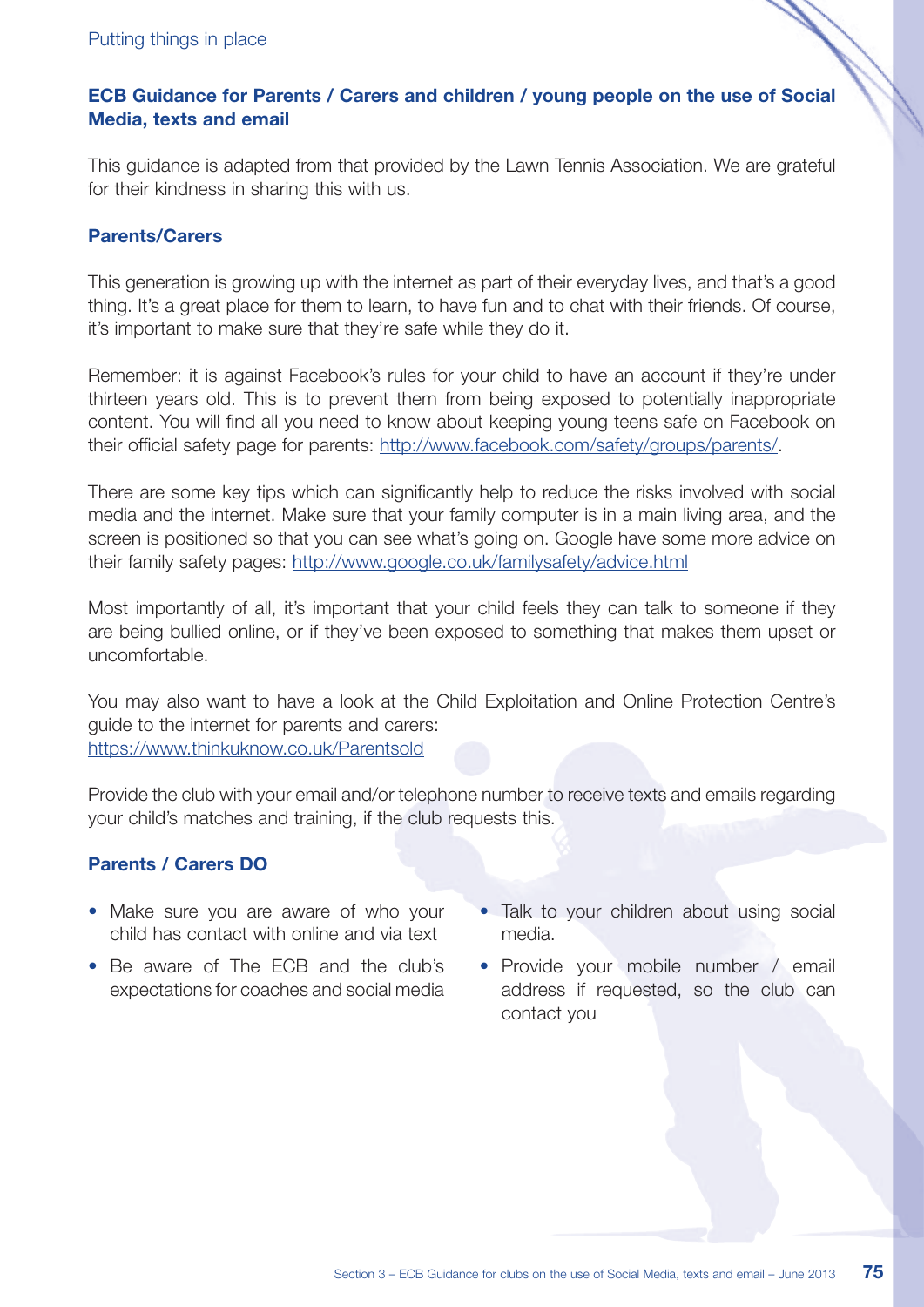## ECB Guidance for Parents / Carers and children / young people on the use of Social Media, texts and email

This guidance is adapted from that provided by the Lawn Tennis Association. We are grateful for their kindness in sharing this with us.

### Parents/Carers

This generation is growing up with the internet as part of their everyday lives, and that's a good thing. It's a great place for them to learn, to have fun and to chat with their friends. Of course, it's important to make sure that they're safe while they do it.

Remember: it is against Facebook's rules for your child to have an account if they're under thirteen years old. This is to prevent them from being exposed to potentially inappropriate content. You will find all you need to know about keeping young teens safe on Facebook on their official safety page for parents: http://www.facebook.com/safety/groups/parents/.

There are some key tips which can significantly help to reduce the risks involved with social media and the internet. Make sure that your family computer is in a main living area, and the screen is positioned so that you can see what's going on. Google have some more advice on their family safety pages: http://www.google.co.uk/familysafety/advice.html

Most importantly of all, it's important that your child feels they can talk to someone if they are being bullied online, or if they've been exposed to something that makes them upset or uncomfortable.

You may also want to have a look at the Child Exploitation and Online Protection Centre's guide to the internet for parents and carers: https://www.thinkuknow.co.uk/Parentsold

Provide the club with your email and/or telephone number to receive texts and emails regarding your child's matches and training, if the club requests this.

### Parents / Carers DO

- Make sure you are aware of who your child has contact with online and via text
- Be aware of The ECB and the club's expectations for coaches and social media
- Talk to your children about using social media.
- Provide your mobile number / email address if requested, so the club can contact you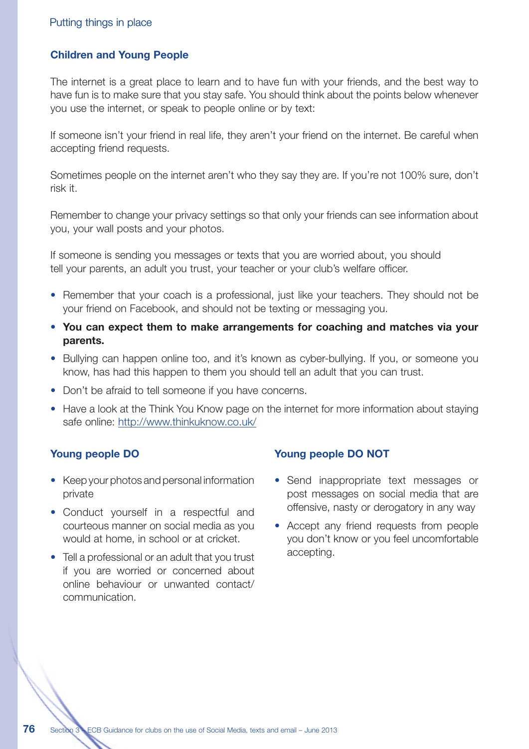## Children and Young People

The internet is a great place to learn and to have fun with your friends, and the best way to have fun is to make sure that you stay safe. You should think about the points below whenever you use the internet, or speak to people online or by text:

If someone isn't your friend in real life, they aren't your friend on the internet. Be careful when accepting friend requests.

Sometimes people on the internet aren't who they say they are. If you're not 100% sure, don't risk it.

Remember to change your privacy settings so that only your friends can see information about you, your wall posts and your photos.

If someone is sending you messages or texts that you are worried about, you should tell your parents, an adult you trust, your teacher or your club's welfare officer.

- Remember that your coach is a professional, just like your teachers. They should not be your friend on Facebook, and should not be texting or messaging you.
- **You can expect them to make arrangements for coaching and matches via your parents.**
- Bullying can happen online too, and it's known as cyber-bullying. If you, or someone you know, has had this happen to them you should tell an adult that you can trust.
- Don't be afraid to tell someone if you have concerns.
- Have a look at the Think You Know page on the internet for more information about staying safe online: http://www.thinkuknow.co.uk/

### Young people DO

- Keep your photos and personal information private
- Conduct yourself in a respectful and courteous manner on social media as you would at home, in school or at cricket.
- Tell a professional or an adult that you trust if you are worried or concerned about online behaviour or unwanted contact/communication.

### Young people DO NOT

- Send inappropriate text messages or post messages on social media that are offensive, nasty or derogatory in any way
- Accept any friend requests from people you don't know or you feel uncomfortable accepting.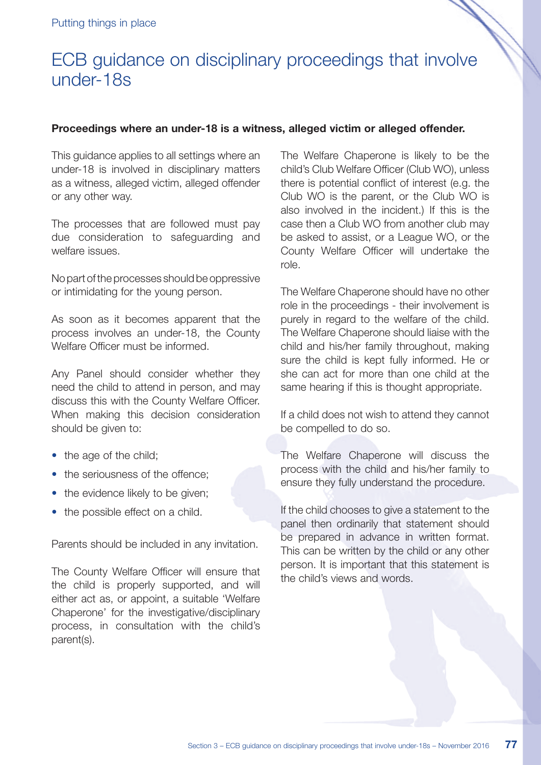# ECB guidance on disciplinary proceedings that involve under-18s

**Proceedings where an under-18 is a witness, alleged victim or alleged offender.**

This guidance applies to all settings where an under-18 is involved in disciplinary matters as a witness, alleged victim, alleged offender or any other way.

The processes that are followed must pay due consideration to safeguarding and welfare issues.

No part of the processes should be oppressive or intimidating for the young person.

As soon as it becomes apparent that the process involves an under-18, the County Welfare Officer must be informed.

Any Panel should consider whether they need the child to attend in person, and may discuss this with the County Welfare Officer. When making this decision consideration should be given to:

- the age of the child;
- the seriousness of the offence;
- the evidence likely to be given;
- the possible effect on a child.

Parents should be included in any invitation.

The County Welfare Officer will ensure that the child is properly supported, and will either act as, or appoint, a suitable 'Welfare Chaperone' for the investigative/disciplinary process, in consultation with the child's parent(s).

The Welfare Chaperone is likely to be the child's Club Welfare Officer (Club WO), unless there is potential conflict of interest (e.g. the Club WO is the parent, or the Club WO is also involved in the incident.) If this is the case then a Club WO from another club may be asked to assist, or a League WO, or the County Welfare Officer will undertake the role.

The Welfare Chaperone should have no other role in the proceedings - their involvement is purely in regard to the welfare of the child. The Welfare Chaperone should liaise with the child and his/her family throughout, making sure the child is kept fully informed. He or she can act for more than one child at the same hearing if this is thought appropriate.

If a child does not wish to attend they cannot be compelled to do so.

The Welfare Chaperone will discuss the process with the child and his/her family to ensure they fully understand the procedure.

If the child chooses to give a statement to the panel then ordinarily that statement should be prepared in advance in written format. This can be written by the child or any other person. It is important that this statement is the child's views and words.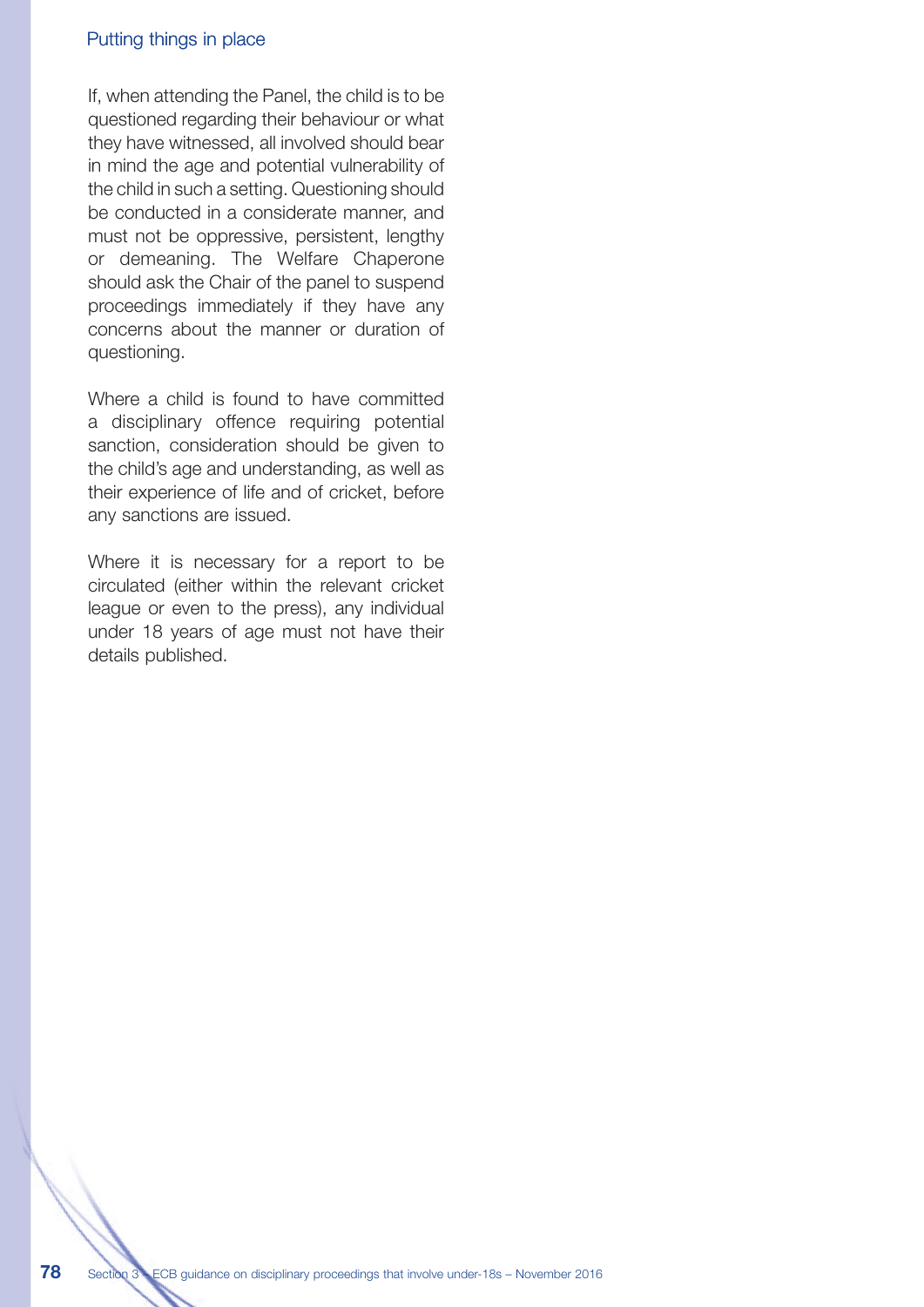If, when attending the Panel, the child is to be questioned regarding their behaviour or what they have witnessed, all involved should bear in mind the age and potential vulnerability of the child in such a setting. Questioning should be conducted in a considerate manner, and must not be oppressive, persistent, lengthy or demeaning. The Welfare Chaperone should ask the Chair of the panel to suspend proceedings immediately if they have any concerns about the manner or duration of questioning.

Where a child is found to have committed a disciplinary offence requiring potential sanction, consideration should be given to the child's age and understanding, as well as their experience of life and of cricket, before any sanctions are issued.

Where it is necessary for a report to be circulated (either within the relevant cricket league or even to the press), any individual under 18 years of age must not have their details published.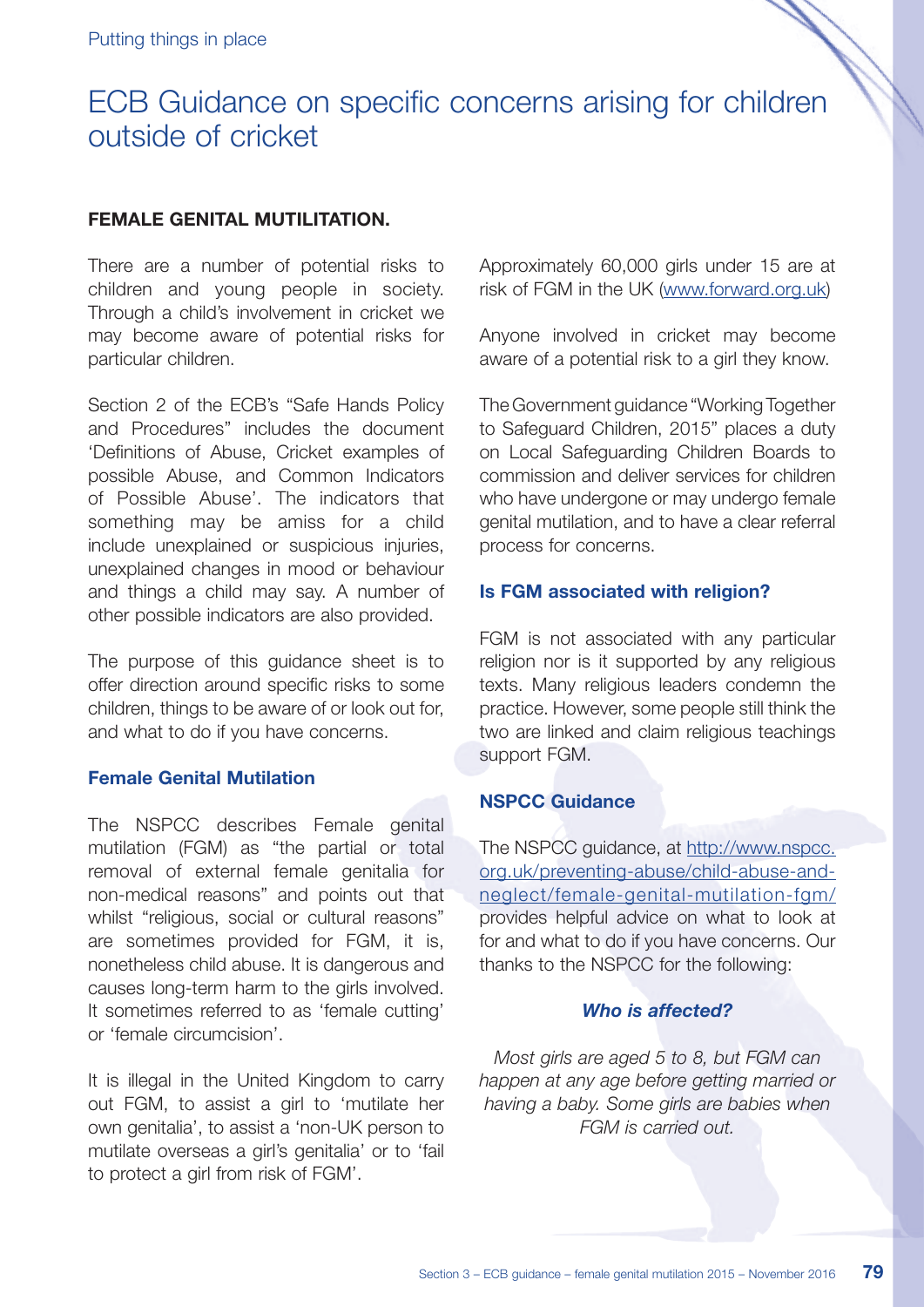# ECB Guidance on specific concerns arising for children outside of cricket

**FEMALE GENITAL MUTILITATION.**

There are a number of potential risks to children and young people in society. Through a child's involvement in cricket we may become aware of potential risks for particular children.

Section 2 of the ECB's "Safe Hands Policy and Procedures" includes the document 'Definitions of Abuse, Cricket examples of possible Abuse, and Common Indicators of Possible Abuse'. The indicators that something may be amiss for a child include unexplained or suspicious injuries, unexplained changes in mood or behaviour and things a child may say. A number of other possible indicators are also provided.

The purpose of this guidance sheet is to offer direction around specific risks to some children, things to be aware of or look out for, and what to do if you have concerns.

### Female Genital Mutilation

The NSPCC describes Female genital mutilation (FGM) as "the partial or total removal of external female genitalia for non-medical reasons" and points out that whilst "religious, social or cultural reasons" are sometimes provided for FGM, it is, nonetheless child abuse. It is dangerous and causes long-term harm to the girls involved. It sometimes referred to as 'female cutting' or 'female circumcision'.

It is illegal in the United Kingdom to carry out FGM, to assist a girl to 'mutilate her own genitalia', to assist a 'non-UK person to mutilate overseas a girl's genitalia' or to 'fail to protect a girl from risk of FGM'.

Approximately 60,000 girls under 15 are at risk of FGM in the UK (www.forward.org.uk)

Anyone involved in cricket may become aware of a potential risk to a girl they know.

The Government guidance "Working Together to Safeguard Children, 2015" places a duty on Local Safeguarding Children Boards to commission and deliver services for children who have undergone or may undergo female genital mutilation, and to have a clear referral process for concerns.

### Is FGM associated with religion?

FGM is not associated with any particular religion nor is it supported by any religious texts. Many religious leaders condemn the practice. However, some people still think the two are linked and claim religious teachings support FGM.

### NSPCC Guidance

The NSPCC guidance, at http://www.nspcc.org.uk/preventing-abuse/child-abuse-and-neglect/female-genital-mutilation-fgm/ provides helpful advice on what to look at for and what to do if you have concerns. Our thanks to the NSPCC for the following:

#### *Who is affected?*

*Most girls are aged 5 to 8, but FGM can happen at any age before getting married or having a baby. Some girls are babies when FGM is carried out.*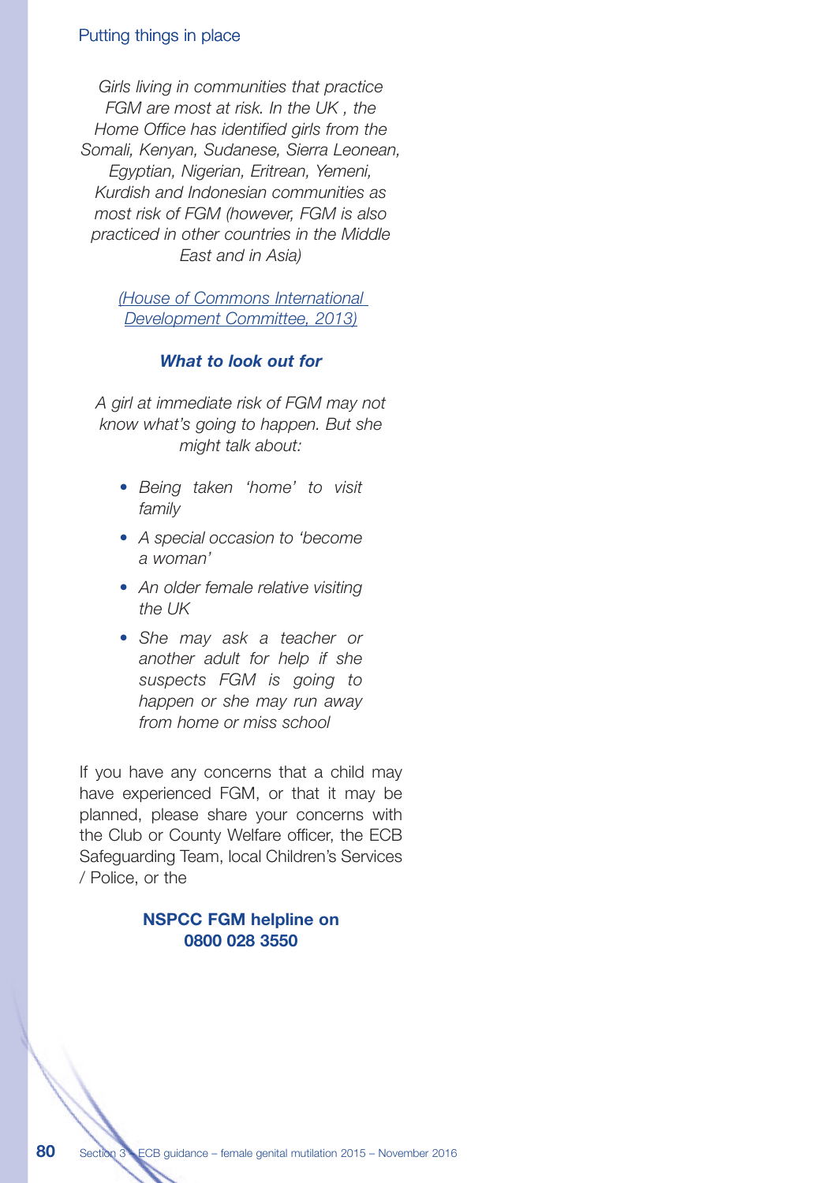*Girls living in communities that practice FGM are most at risk. In the UK , the Home Office has identified girls from the Somali, Kenyan, Sudanese, Sierra Leonean, Egyptian, Nigerian, Eritrean, Yemeni, Kurdish and Indonesian communities as most risk of FGM (however, FGM is also practiced in other countries in the Middle East and in Asia)*

*(House of Commons International Development Committee, 2013)*

***What to look out for***

*A girl at immediate risk of FGM may not know what's going to happen. But she might talk about:*

- *Being taken 'home' to visit family*
- *A special occasion to 'become a woman'*
- *An older female relative visiting the UK*
- *She may ask a teacher or another adult for help if she suspects FGM is going to happen or she may run away from home or miss school*

If you have any concerns that a child may have experienced FGM, or that it may be planned, please share your concerns with the Club or County Welfare officer, the ECB Safeguarding Team, local Children's Services / Police, or the

**NSPCC FGM helpline on 0800 028 3550**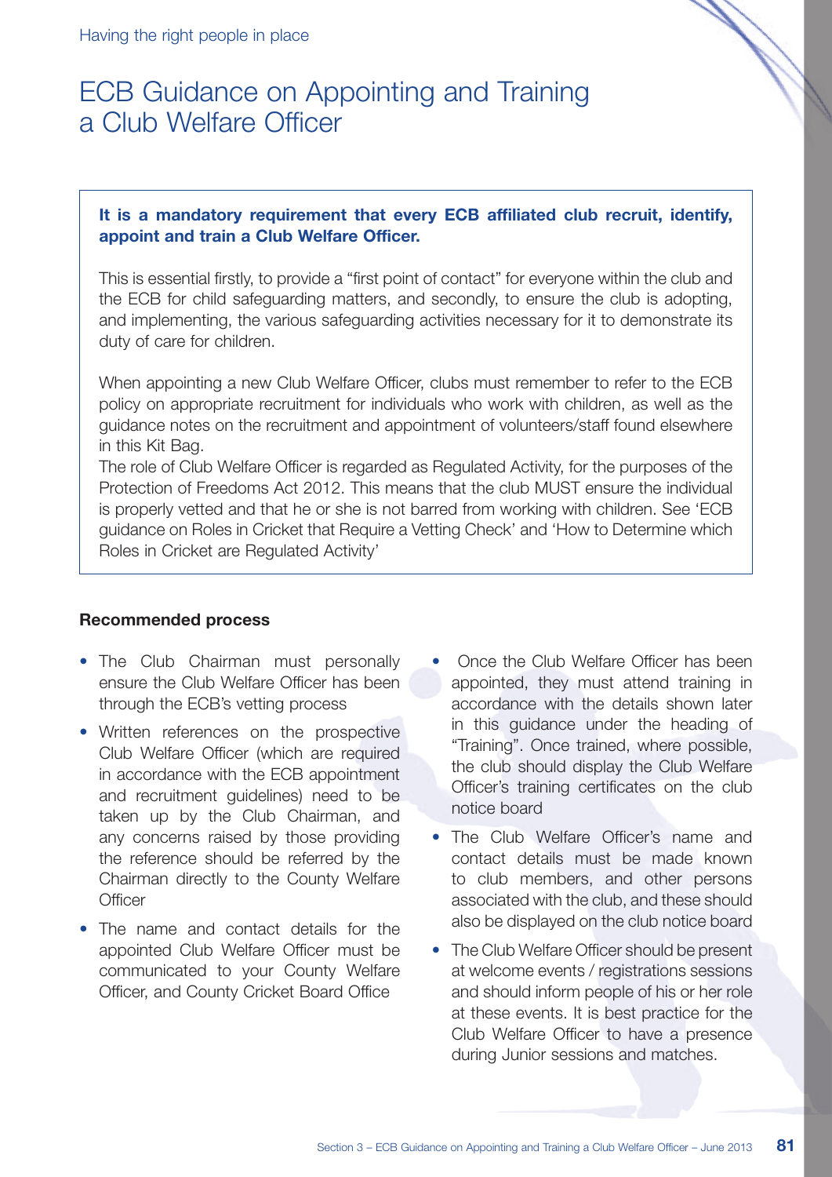# ECB Guidance on Appointing and Training a Club Welfare Officer

**It is a mandatory requirement that every ECB affiliated club recruit, identify, appoint and train a Club Welfare Officer.**

This is essential firstly, to provide a "first point of contact" for everyone within the club and the ECB for child safeguarding matters, and secondly, to ensure the club is adopting, and implementing, the various safeguarding activities necessary for it to demonstrate its duty of care for children.

When appointing a new Club Welfare Officer, clubs must remember to refer to the ECB policy on appropriate recruitment for individuals who work with children, as well as the guidance notes on the recruitment and appointment of volunteers/staff found elsewhere in this Kit Bag.

The role of Club Welfare Officer is regarded as Regulated Activity, for the purposes of the Protection of Freedoms Act 2012. This means that the club MUST ensure the individual is properly vetted and that he or she is not barred from working with children. See 'ECB guidance on Roles in Cricket that Require a Vetting Check' and 'How to Determine which Roles in Cricket are Regulated Activity'

### Recommended process

- The Club Chairman must personally ensure the Club Welfare Officer has been through the ECB's vetting process
- Written references on the prospective Club Welfare Officer (which are required in accordance with the ECB appointment and recruitment guidelines) need to be taken up by the Club Chairman, and any concerns raised by those providing the reference should be referred by the Chairman directly to the County Welfare Officer
- The name and contact details for the appointed Club Welfare Officer must be communicated to your County Welfare Officer, and County Cricket Board Office
- Once the Club Welfare Officer has been appointed, they must attend training in accordance with the details shown later in this guidance under the heading of "Training". Once trained, where possible, the club should display the Club Welfare Officer's training certificates on the club notice board
- The Club Welfare Officer's name and contact details must be made known to club members, and other persons associated with the club, and these should also be displayed on the club notice board
- The Club Welfare Officer should be present at welcome events / registrations sessions and should inform people of his or her role at these events. It is best practice for the Club Welfare Officer to have a presence during Junior sessions and matches.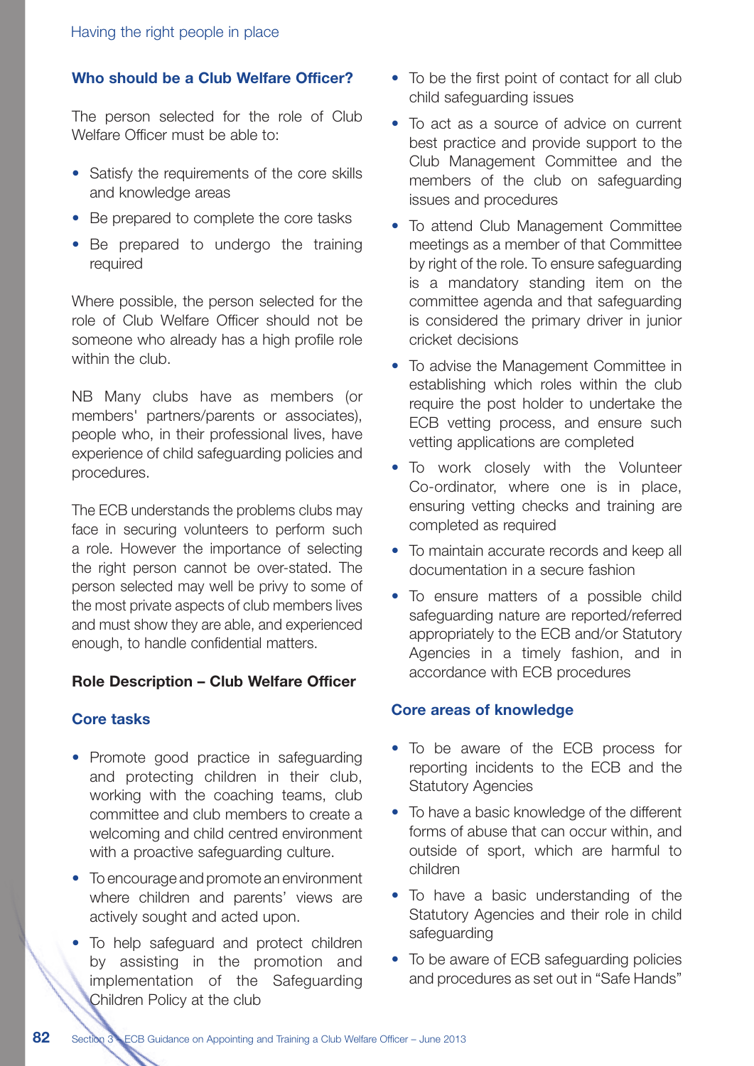## Who should be a Club Welfare Officer?

The person selected for the role of Club Welfare Officer must be able to:

- Satisfy the requirements of the core skills and knowledge areas
- Be prepared to complete the core tasks
- Be prepared to undergo the training required

Where possible, the person selected for the role of Club Welfare Officer should not be someone who already has a high profile role within the club.

NB Many clubs have as members (or members' partners/parents or associates), people who, in their professional lives, have experience of child safeguarding policies and procedures.

The ECB understands the problems clubs may face in securing volunteers to perform such a role. However the importance of selecting the right person cannot be over-stated. The person selected may well be privy to some of the most private aspects of club members lives and must show they are able, and experienced enough, to handle confidential matters.

## Role Description – Club Welfare Officer

### Core tasks

- Promote good practice in safeguarding and protecting children in their club, working with the coaching teams, club committee and club members to create a welcoming and child centred environment with a proactive safeguarding culture.
- To encourage and promote an environment where children and parents' views are actively sought and acted upon.
- To help safeguard and protect children by assisting in the promotion and implementation of the Safeguarding Children Policy at the club
- To be the first point of contact for all club child safeguarding issues
- To act as a source of advice on current best practice and provide support to the Club Management Committee and the members of the club on safeguarding issues and procedures
- To attend Club Management Committee meetings as a member of that Committee by right of the role. To ensure safeguarding is a mandatory standing item on the committee agenda and that safeguarding is considered the primary driver in junior cricket decisions
- To advise the Management Committee in establishing which roles within the club require the post holder to undertake the ECB vetting process, and ensure such vetting applications are completed
- To work closely with the Volunteer Co-ordinator, where one is in place, ensuring vetting checks and training are completed as required
- To maintain accurate records and keep all documentation in a secure fashion
- To ensure matters of a possible child safeguarding nature are reported/referred appropriately to the ECB and/or Statutory Agencies in a timely fashion, and in accordance with ECB procedures

### Core areas of knowledge

- To be aware of the ECB process for reporting incidents to the ECB and the Statutory Agencies
- To have a basic knowledge of the different forms of abuse that can occur within, and outside of sport, which are harmful to children
- To have a basic understanding of the Statutory Agencies and their role in child safeguarding
- To be aware of ECB safeguarding policies and procedures as set out in "Safe Hands"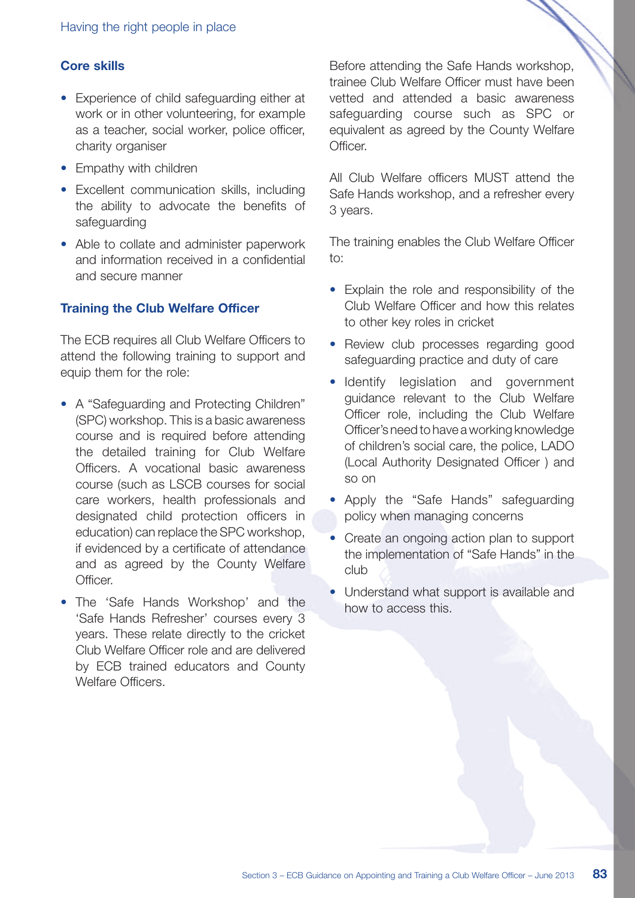### Core skills

- Experience of child safeguarding either at work or in other volunteering, for example as a teacher, social worker, police officer, charity organiser
- Empathy with children
- Excellent communication skills, including the ability to advocate the benefits of safeguarding
- Able to collate and administer paperwork and information received in a confidential and secure manner

### Training the Club Welfare Officer

The ECB requires all Club Welfare Officers to attend the following training to support and equip them for the role:

- A "Safeguarding and Protecting Children" (SPC) workshop. This is a basic awareness course and is required before attending the detailed training for Club Welfare Officers. A vocational basic awareness course (such as LSCB courses for social care workers, health professionals and designated child protection officers in education) can replace the SPC workshop, if evidenced by a certificate of attendance and as agreed by the County Welfare Officer.
- The 'Safe Hands Workshop' and the 'Safe Hands Refresher' courses every 3 years. These relate directly to the cricket Club Welfare Officer role and are delivered by ECB trained educators and County Welfare Officers.

Before attending the Safe Hands workshop, trainee Club Welfare Officer must have been vetted and attended a basic awareness safeguarding course such as SPC or equivalent as agreed by the County Welfare Officer.

All Club Welfare officers MUST attend the Safe Hands workshop, and a refresher every 3 years.

The training enables the Club Welfare Officer to:

- Explain the role and responsibility of the Club Welfare Officer and how this relates to other key roles in cricket
- Review club processes regarding good safeguarding practice and duty of care
- Identify legislation and government guidance relevant to the Club Welfare Officer role, including the Club Welfare Officer's need to have a working knowledge of children's social care, the police, LADO (Local Authority Designated Officer ) and so on
- Apply the "Safe Hands" safeguarding policy when managing concerns
- Create an ongoing action plan to support the implementation of "Safe Hands" in the club
- Understand what support is available and how to access this.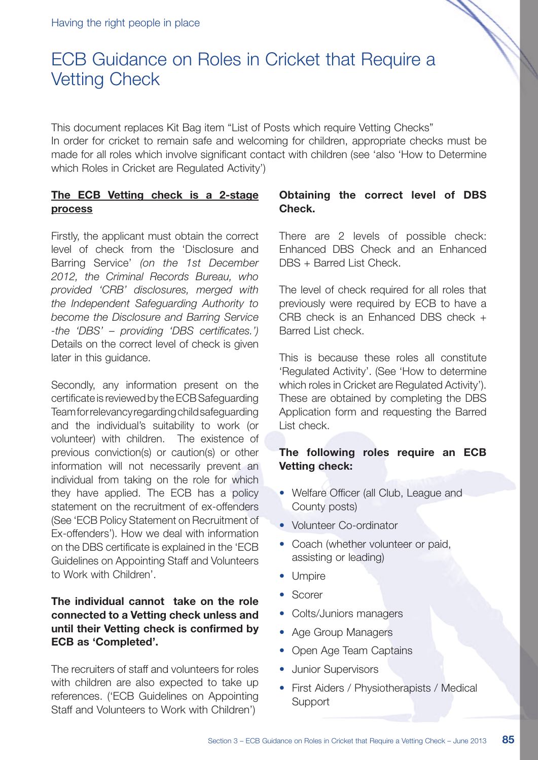# ECB Guidance on Roles in Cricket that Require a Vetting Check

This document replaces Kit Bag item "List of Posts which require Vetting Checks"
In order for cricket to remain safe and welcoming for children, appropriate checks must be made for all roles which involve significant contact with children (see 'also 'How to Determine which Roles in Cricket are Regulated Activity')

**The ECB Vetting check is a 2-stage process**

Firstly, the applicant must obtain the correct level of check from the 'Disclosure and Barring Service' *(on the 1st December 2012, the Criminal Records Bureau, who provided 'CRB' disclosures, merged with the Independent Safeguarding Authority to become the Disclosure and Barring Service -the 'DBS' – providing 'DBS certificates.')* Details on the correct level of check is given later in this guidance.

Secondly, any information present on the certificate is reviewed by the ECB Safeguarding Team for relevancy regarding child safeguarding and the individual's suitability to work (or volunteer) with children. The existence of previous conviction(s) or caution(s) or other information will not necessarily prevent an individual from taking on the role for which they have applied. The ECB has a policy statement on the recruitment of ex-offenders (See 'ECB Policy Statement on Recruitment of Ex-offenders'). How we deal with information on the DBS certificate is explained in the 'ECB Guidelines on Appointing Staff and Volunteers to Work with Children'.

**The individual cannot take on the role connected to a Vetting check unless and until their Vetting check is confirmed by ECB as 'Completed'.**

The recruiters of staff and volunteers for roles with children are also expected to take up references. ('ECB Guidelines on Appointing Staff and Volunteers to Work with Children')

**Obtaining the correct level of DBS Check.**

There are 2 levels of possible check: Enhanced DBS Check and an Enhanced DBS + Barred List Check.

The level of check required for all roles that previously were required by ECB to have a CRB check is an Enhanced DBS check + Barred List check.

This is because these roles all constitute 'Regulated Activity'. (See 'How to determine which roles in Cricket are Regulated Activity'). These are obtained by completing the DBS Application form and requesting the Barred List check.

**The following roles require an ECB Vetting check:**

- Welfare Officer (all Club, League and County posts)
- Volunteer Co-ordinator
- Coach (whether volunteer or paid, assisting or leading)
- Umpire
- Scorer
- Colts/Juniors managers
- Age Group Managers
- Open Age Team Captains
- Junior Supervisors
- First Aiders / Physiotherapists / Medical Support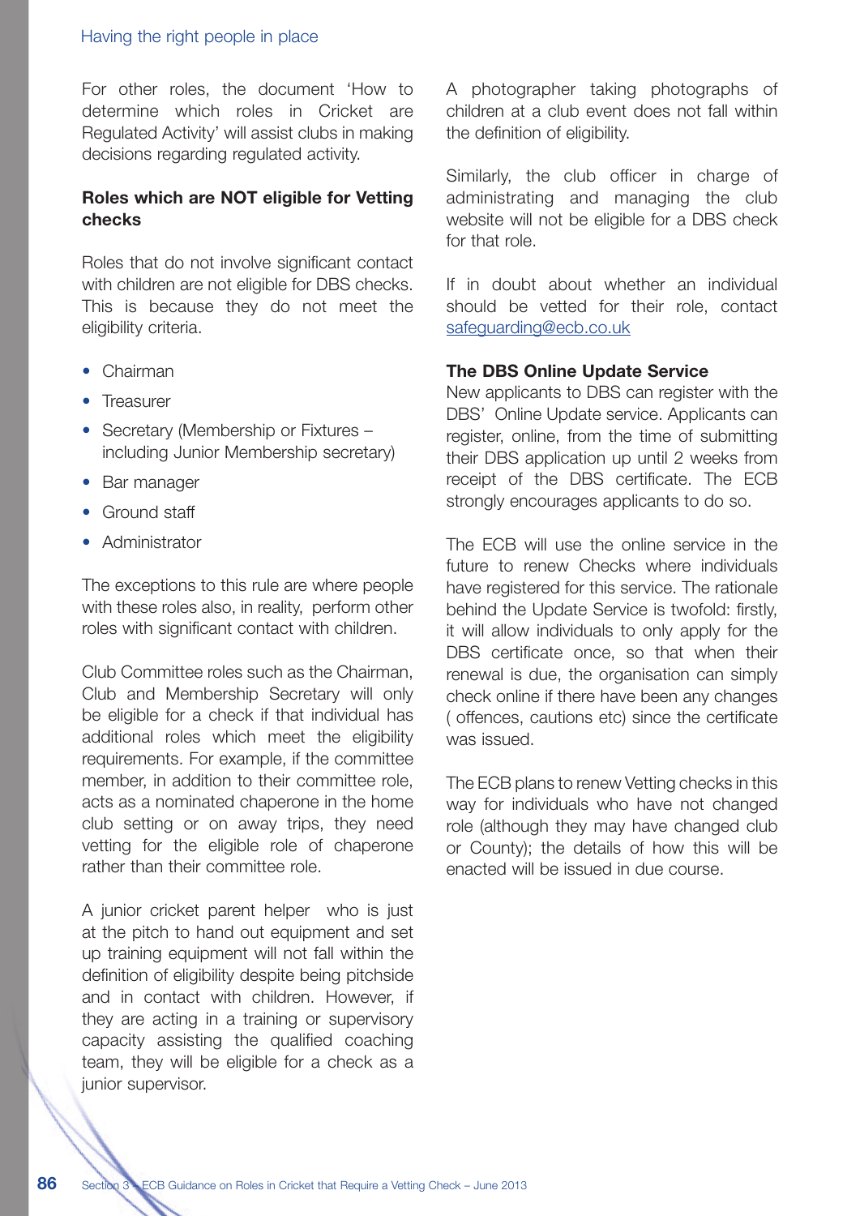For other roles, the document 'How to determine which roles in Cricket are Regulated Activity' will assist clubs in making decisions regarding regulated activity.

### Roles which are NOT eligible for Vetting checks

Roles that do not involve significant contact with children are not eligible for DBS checks. This is because they do not meet the eligibility criteria.

- Chairman
- Treasurer
- Secretary (Membership or Fixtures – including Junior Membership secretary)
- Bar manager
- Ground staff
- Administrator

The exceptions to this rule are where people with these roles also, in reality, perform other roles with significant contact with children.

Club Committee roles such as the Chairman, Club and Membership Secretary will only be eligible for a check if that individual has additional roles which meet the eligibility requirements. For example, if the committee member, in addition to their committee role, acts as a nominated chaperone in the home club setting or on away trips, they need vetting for the eligible role of chaperone rather than their committee role.

A junior cricket parent helper who is just at the pitch to hand out equipment and set up training equipment will not fall within the definition of eligibility despite being pitchside and in contact with children. However, if they are acting in a training or supervisory capacity assisting the qualified coaching team, they will be eligible for a check as a junior supervisor.

A photographer taking photographs of children at a club event does not fall within the definition of eligibility.

Similarly, the club officer in charge of administrating and managing the club website will not be eligible for a DBS check for that role.

If in doubt about whether an individual should be vetted for their role, contact safeguarding@ecb.co.uk

### The DBS Online Update Service

New applicants to DBS can register with the DBS' Online Update service. Applicants can register, online, from the time of submitting their DBS application up until 2 weeks from receipt of the DBS certificate. The ECB strongly encourages applicants to do so.

The ECB will use the online service in the future to renew Checks where individuals have registered for this service. The rationale behind the Update Service is twofold: firstly, it will allow individuals to only apply for the DBS certificate once, so that when their renewal is due, the organisation can simply check online if there have been any changes ( offences, cautions etc) since the certificate was issued.

The ECB plans to renew Vetting checks in this way for individuals who have not changed role (although they may have changed club or County); the details of how this will be enacted will be issued in due course.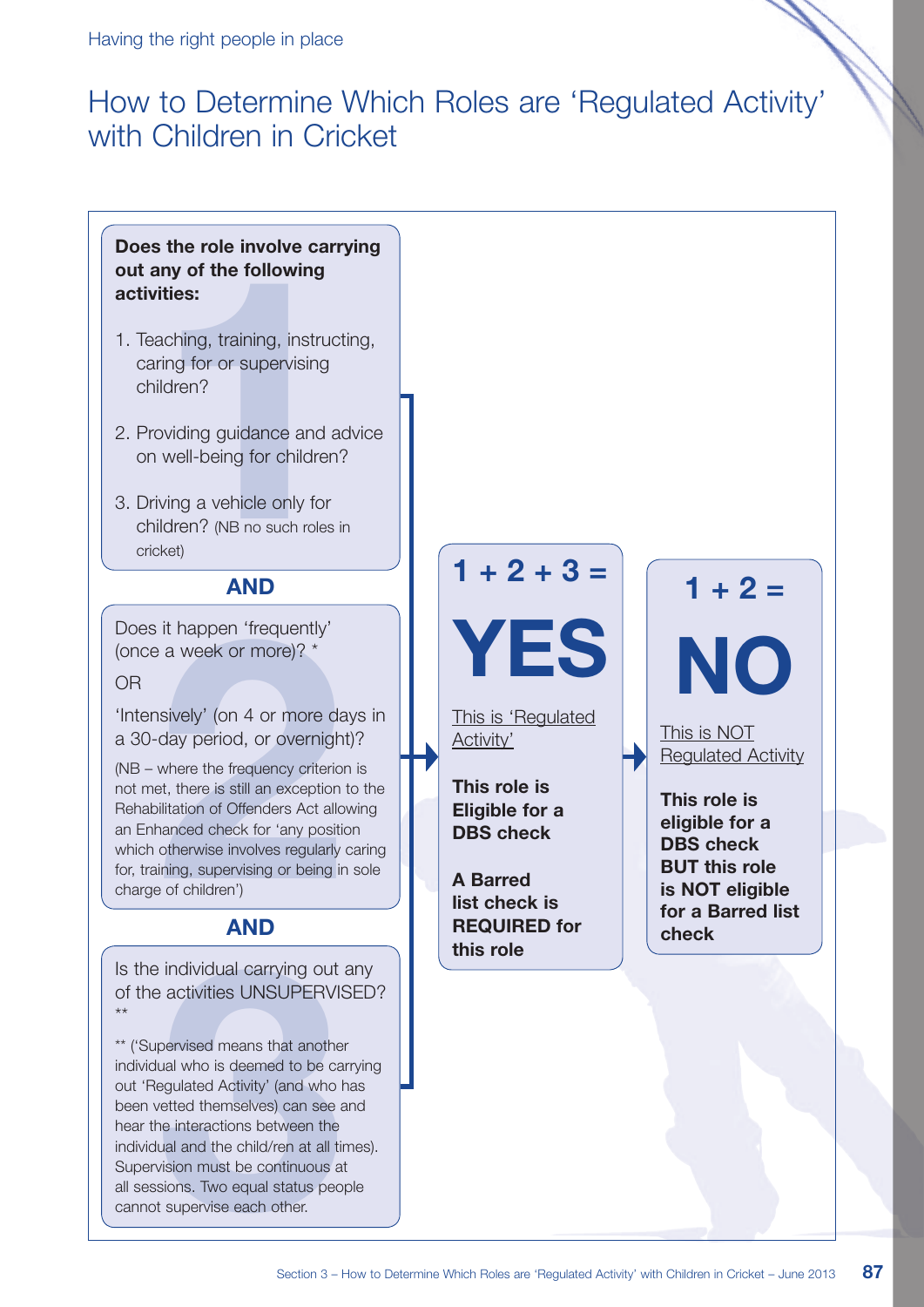# How to Determine Which Roles are 'Regulated Activity' with Children in Cricket

**Does the role involve carrying out any of the following activities:**

1. Teaching, training, instructing, caring for or supervising children?
2. Providing guidance and advice on well-being for children?
3. Driving a vehicle only for children? (NB no such roles in cricket)

**AND**

Does it happen 'frequently' (once a week or more)? *

OR

'Intensively' (on 4 or more days in a 30-day period, or overnight)?

(NB – where the frequency criterion is not met, there is still an exception to the Rehabilitation of Offenders Act allowing an Enhanced check for 'any position which otherwise involves regularly caring for, training, supervising or being in sole charge of children')

**AND**

Is the individual carrying out any of the activities UNSUPERVISED? **

** ('Supervised means that another individual who is deemed to be carrying out 'Regulated Activity' (and who has been vetted themselves) can see and hear the interactions between the individual and the child/ren at all times). Supervision must be continuous at all sessions. Two equal status people cannot supervise each other.

---

**1 + 2 + 3 = YES**

This is 'Regulated Activity'

**This role is Eligible for a DBS check**

**A Barred list check is REQUIRED for this role**

---

**1 + 2 = NO**

This is NOT Regulated Activity

**This role is eligible for a DBS check BUT this role is NOT eligible for a Barred list check**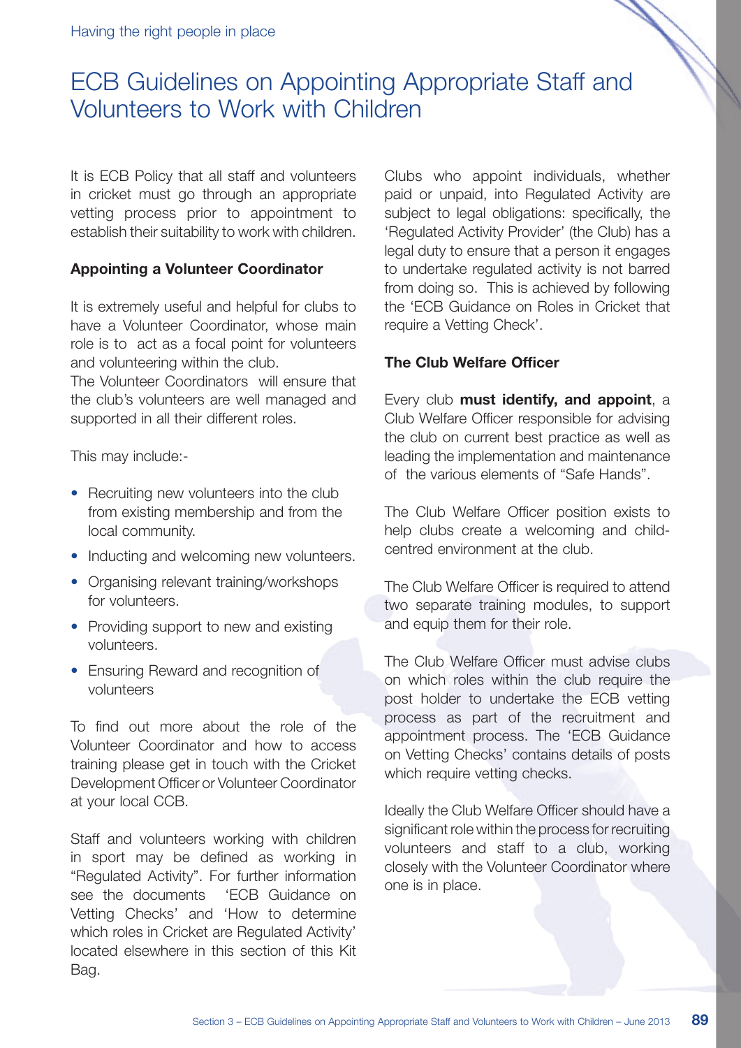# ECB Guidelines on Appointing Appropriate Staff and Volunteers to Work with Children

It is ECB Policy that all staff and volunteers in cricket must go through an appropriate vetting process prior to appointment to establish their suitability to work with children.

### Appointing a Volunteer Coordinator

It is extremely useful and helpful for clubs to have a Volunteer Coordinator, whose main role is to act as a focal point for volunteers and volunteering within the club.
The Volunteer Coordinators will ensure that the club's volunteers are well managed and supported in all their different roles.

This may include:-

- Recruiting new volunteers into the club from existing membership and from the local community.
- Inducting and welcoming new volunteers.
- Organising relevant training/workshops for volunteers.
- Providing support to new and existing volunteers.
- Ensuring Reward and recognition of volunteers

To find out more about the role of the Volunteer Coordinator and how to access training please get in touch with the Cricket Development Officer or Volunteer Coordinator at your local CCB.

Staff and volunteers working with children in sport may be defined as working in "Regulated Activity". For further information see the documents 'ECB Guidance on Vetting Checks' and 'How to determine which roles in Cricket are Regulated Activity' located elsewhere in this section of this Kit Bag.

Clubs who appoint individuals, whether paid or unpaid, into Regulated Activity are subject to legal obligations: specifically, the 'Regulated Activity Provider' (the Club) has a legal duty to ensure that a person it engages to undertake regulated activity is not barred from doing so. This is achieved by following the 'ECB Guidance on Roles in Cricket that require a Vetting Check'.

### The Club Welfare Officer

Every club **must identify, and appoint**, a Club Welfare Officer responsible for advising the club on current best practice as well as leading the implementation and maintenance of the various elements of "Safe Hands".

The Club Welfare Officer position exists to help clubs create a welcoming and child-centred environment at the club.

The Club Welfare Officer is required to attend two separate training modules, to support and equip them for their role.

The Club Welfare Officer must advise clubs on which roles within the club require the post holder to undertake the ECB vetting process as part of the recruitment and appointment process. The 'ECB Guidance on Vetting Checks' contains details of posts which require vetting checks.

Ideally the Club Welfare Officer should have a significant role within the process for recruiting volunteers and staff to a club, working closely with the Volunteer Coordinator where one is in place.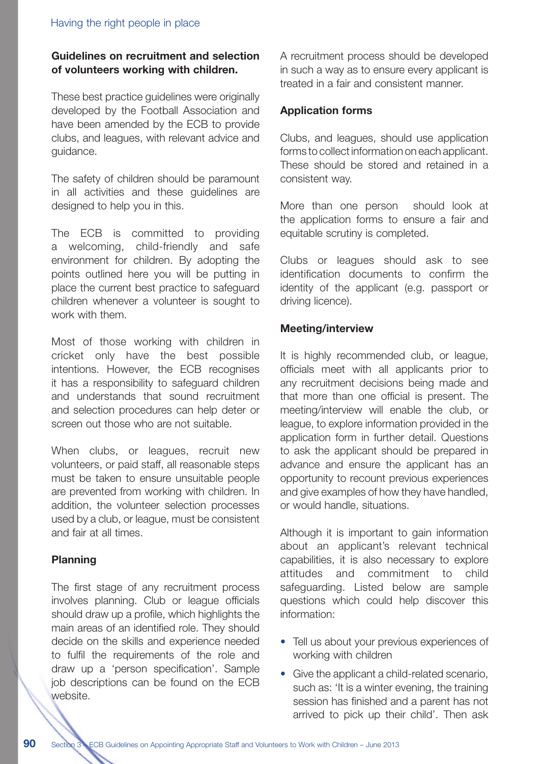## Guidelines on recruitment and selection of volunteers working with children.

These best practice guidelines were originally developed by the Football Association and have been amended by the ECB to provide clubs, and leagues, with relevant advice and guidance.

The safety of children should be paramount in all activities and these guidelines are designed to help you in this.

The ECB is committed to providing a welcoming, child-friendly and safe environment for children. By adopting the points outlined here you will be putting in place the current best practice to safeguard children whenever a volunteer is sought to work with them.

Most of those working with children in cricket only have the best possible intentions. However, the ECB recognises it has a responsibility to safeguard children and understands that sound recruitment and selection procedures can help deter or screen out those who are not suitable.

When clubs, or leagues, recruit new volunteers, or paid staff, all reasonable steps must be taken to ensure unsuitable people are prevented from working with children. In addition, the volunteer selection processes used by a club, or league, must be consistent and fair at all times.

### Planning

The first stage of any recruitment process involves planning. Club or league officials should draw up a profile, which highlights the main areas of an identified role. They should decide on the skills and experience needed to fulfil the requirements of the role and draw up a 'person specification'. Sample job descriptions can be found on the ECB website.

A recruitment process should be developed in such a way as to ensure every applicant is treated in a fair and consistent manner.

### Application forms

Clubs, and leagues, should use application forms to collect information on each applicant. These should be stored and retained in a consistent way.

More than one person should look at the application forms to ensure a fair and equitable scrutiny is completed.

Clubs or leagues should ask to see identification documents to confirm the identity of the applicant (e.g. passport or driving licence).

### Meeting/interview

It is highly recommended club, or league, officials meet with all applicants prior to any recruitment decisions being made and that more than one official is present. The meeting/interview will enable the club, or league, to explore information provided in the application form in further detail. Questions to ask the applicant should be prepared in advance and ensure the applicant has an opportunity to recount previous experiences and give examples of how they have handled, or would handle, situations.

Although it is important to gain information about an applicant's relevant technical capabilities, it is also necessary to explore attitudes and commitment to child safeguarding. Listed below are sample questions which could help discover this information:

- Tell us about your previous experiences of working with children
- Give the applicant a child-related scenario, such as: 'It is a winter evening, the training session has finished and a parent has not arrived to pick up their child'. Then ask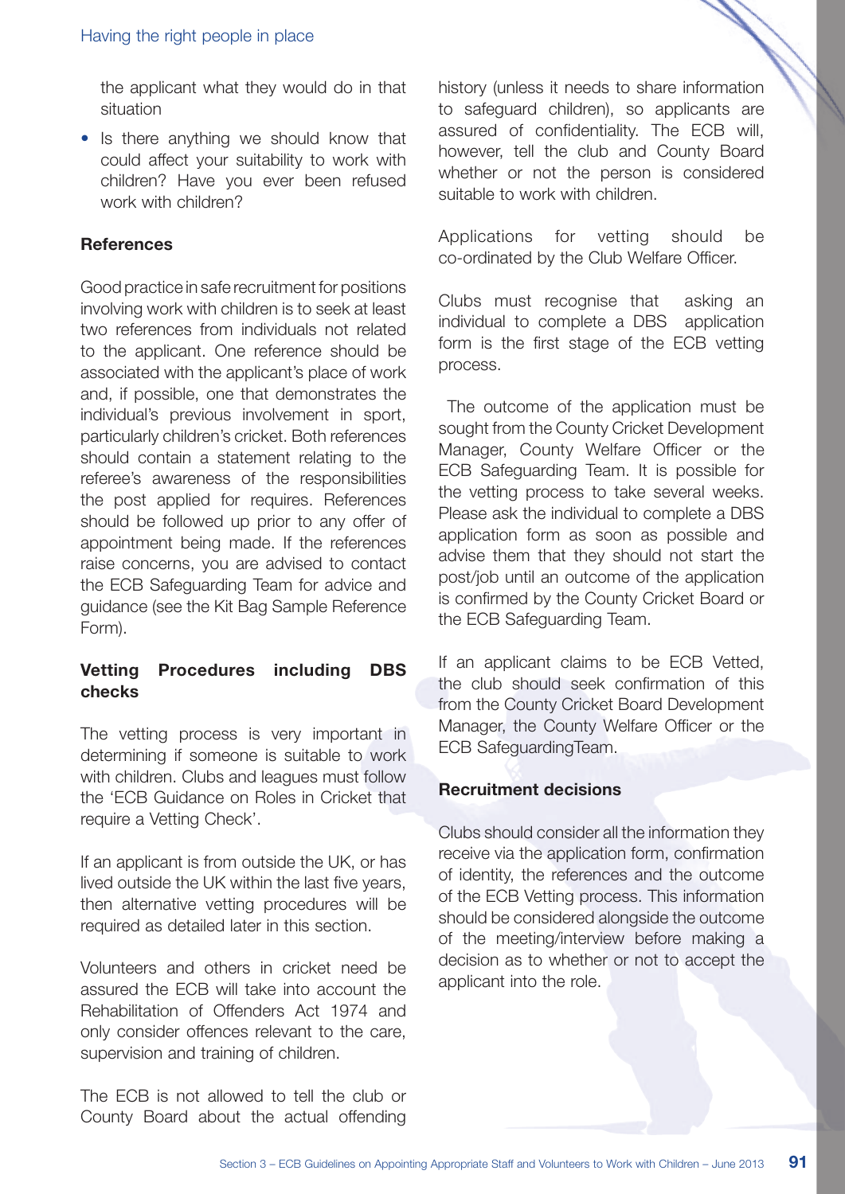the applicant what they would do in that situation

- Is there anything we should know that could affect your suitability to work with children? Have you ever been refused work with children?

**References**

Good practice in safe recruitment for positions involving work with children is to seek at least two references from individuals not related to the applicant. One reference should be associated with the applicant's place of work and, if possible, one that demonstrates the individual's previous involvement in sport, particularly children's cricket. Both references should contain a statement relating to the referee's awareness of the responsibilities the post applied for requires. References should be followed up prior to any offer of appointment being made. If the references raise concerns, you are advised to contact the ECB Safeguarding Team for advice and guidance (see the Kit Bag Sample Reference Form).

**Vetting Procedures including DBS checks**

The vetting process is very important in determining if someone is suitable to work with children. Clubs and leagues must follow the 'ECB Guidance on Roles in Cricket that require a Vetting Check'.

If an applicant is from outside the UK, or has lived outside the UK within the last five years, then alternative vetting procedures will be required as detailed later in this section.

Volunteers and others in cricket need be assured the ECB will take into account the Rehabilitation of Offenders Act 1974 and only consider offences relevant to the care, supervision and training of children.

The ECB is not allowed to tell the club or County Board about the actual offending history (unless it needs to share information to safeguard children), so applicants are assured of confidentiality. The ECB will, however, tell the club and County Board whether or not the person is considered suitable to work with children.

Applications for vetting should be co-ordinated by the Club Welfare Officer.

Clubs must recognise that asking an individual to complete a DBS application form is the first stage of the ECB vetting process.

The outcome of the application must be sought from the County Cricket Development Manager, County Welfare Officer or the ECB Safeguarding Team. It is possible for the vetting process to take several weeks. Please ask the individual to complete a DBS application form as soon as possible and advise them that they should not start the post/job until an outcome of the application is confirmed by the County Cricket Board or the ECB Safeguarding Team.

If an applicant claims to be ECB Vetted, the club should seek confirmation of this from the County Cricket Board Development Manager, the County Welfare Officer or the ECB SafeguardingTeam.

**Recruitment decisions**

Clubs should consider all the information they receive via the application form, confirmation of identity, the references and the outcome of the ECB Vetting process. This information should be considered alongside the outcome of the meeting/interview before making a decision as to whether or not to accept the applicant into the role.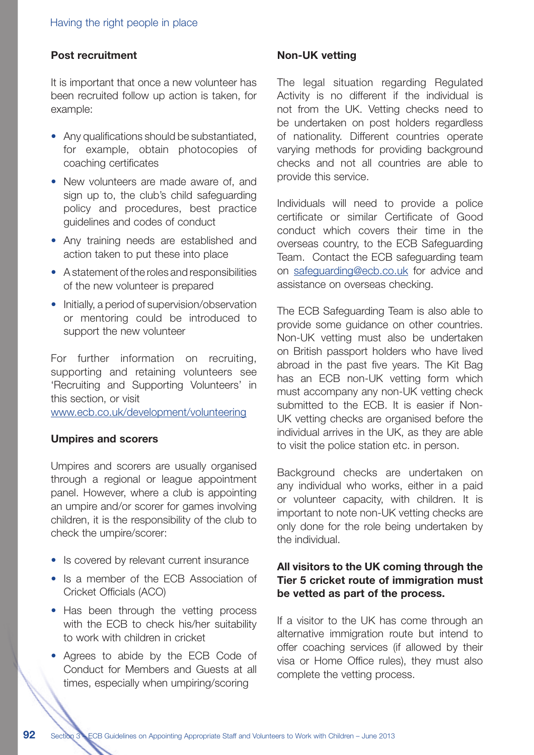### Post recruitment

It is important that once a new volunteer has been recruited follow up action is taken, for example:

- Any qualifications should be substantiated, for example, obtain photocopies of coaching certificates
- New volunteers are made aware of, and sign up to, the club's child safeguarding policy and procedures, best practice guidelines and codes of conduct
- Any training needs are established and action taken to put these into place
- A statement of the roles and responsibilities of the new volunteer is prepared
- Initially, a period of supervision/observation or mentoring could be introduced to support the new volunteer

For further information on recruiting, supporting and retaining volunteers see 'Recruiting and Supporting Volunteers' in this section, or visit www.ecb.co.uk/development/volunteering

### Umpires and scorers

Umpires and scorers are usually organised through a regional or league appointment panel. However, where a club is appointing an umpire and/or scorer for games involving children, it is the responsibility of the club to check the umpire/scorer:

- Is covered by relevant current insurance
- Is a member of the ECB Association of Cricket Officials (ACO)
- Has been through the vetting process with the ECB to check his/her suitability to work with children in cricket
- Agrees to abide by the ECB Code of Conduct for Members and Guests at all times, especially when umpiring/scoring

### Non-UK vetting

The legal situation regarding Regulated Activity is no different if the individual is not from the UK. Vetting checks need to be undertaken on post holders regardless of nationality. Different countries operate varying methods for providing background checks and not all countries are able to provide this service.

Individuals will need to provide a police certificate or similar Certificate of Good conduct which covers their time in the overseas country, to the ECB Safeguarding Team. Contact the ECB safeguarding team on safeguarding@ecb.co.uk for advice and assistance on overseas checking.

The ECB Safeguarding Team is also able to provide some guidance on other countries. Non-UK vetting must also be undertaken on British passport holders who have lived abroad in the past five years. The Kit Bag has an ECB non-UK vetting form which must accompany any non-UK vetting check submitted to the ECB. It is easier if Non-UK vetting checks are organised before the individual arrives in the UK, as they are able to visit the police station etc. in person.

Background checks are undertaken on any individual who works, either in a paid or volunteer capacity, with children. It is important to note non-UK vetting checks are only done for the role being undertaken by the individual.

**All visitors to the UK coming through the Tier 5 cricket route of immigration must be vetted as part of the process.**

If a visitor to the UK has come through an alternative immigration route but intend to offer coaching services (if allowed by their visa or Home Office rules), they must also complete the vetting process.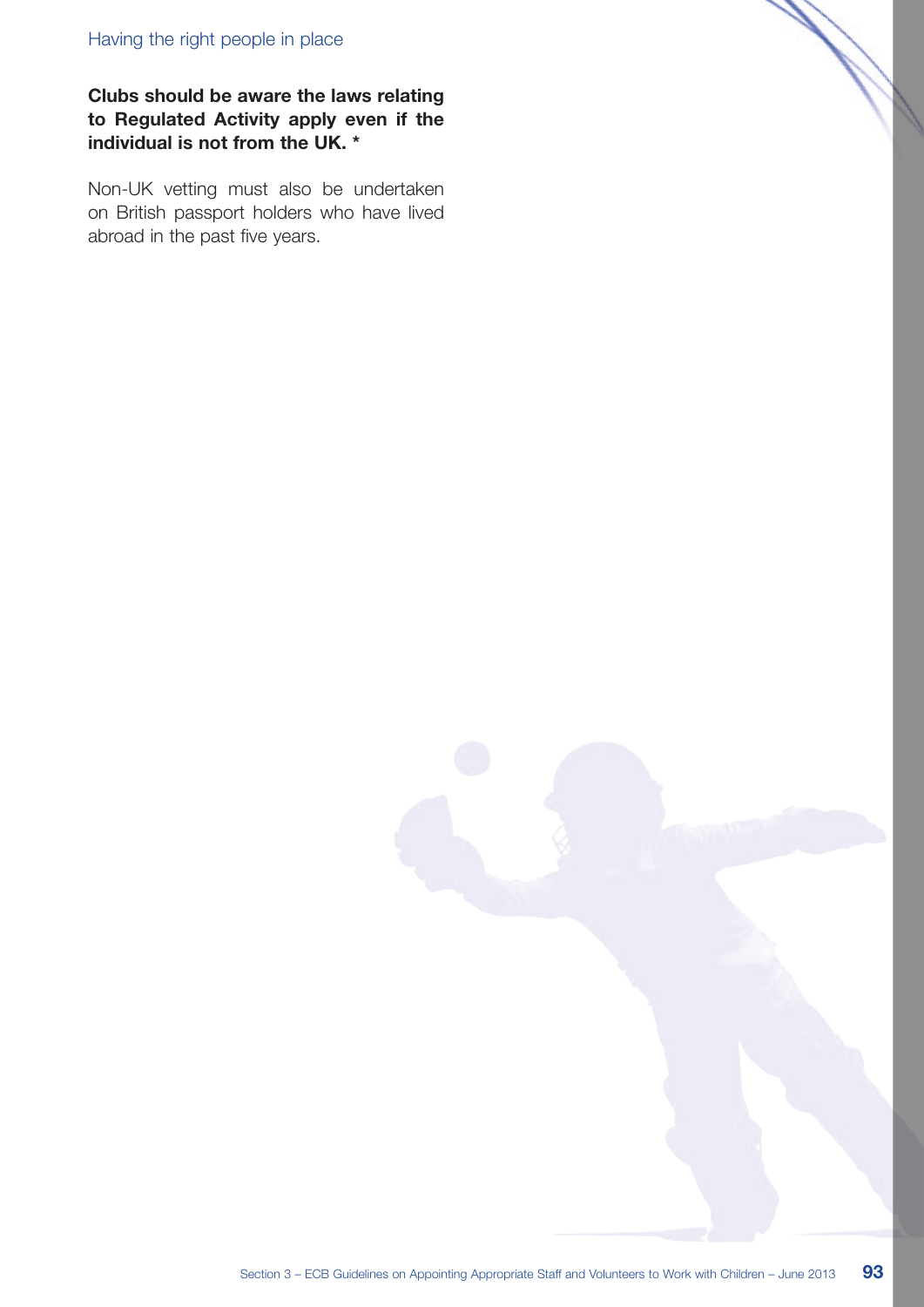**Clubs should be aware the laws relating to Regulated Activity apply even if the individual is not from the UK. ***

Non-UK vetting must also be undertaken on British passport holders who have lived abroad in the past five years.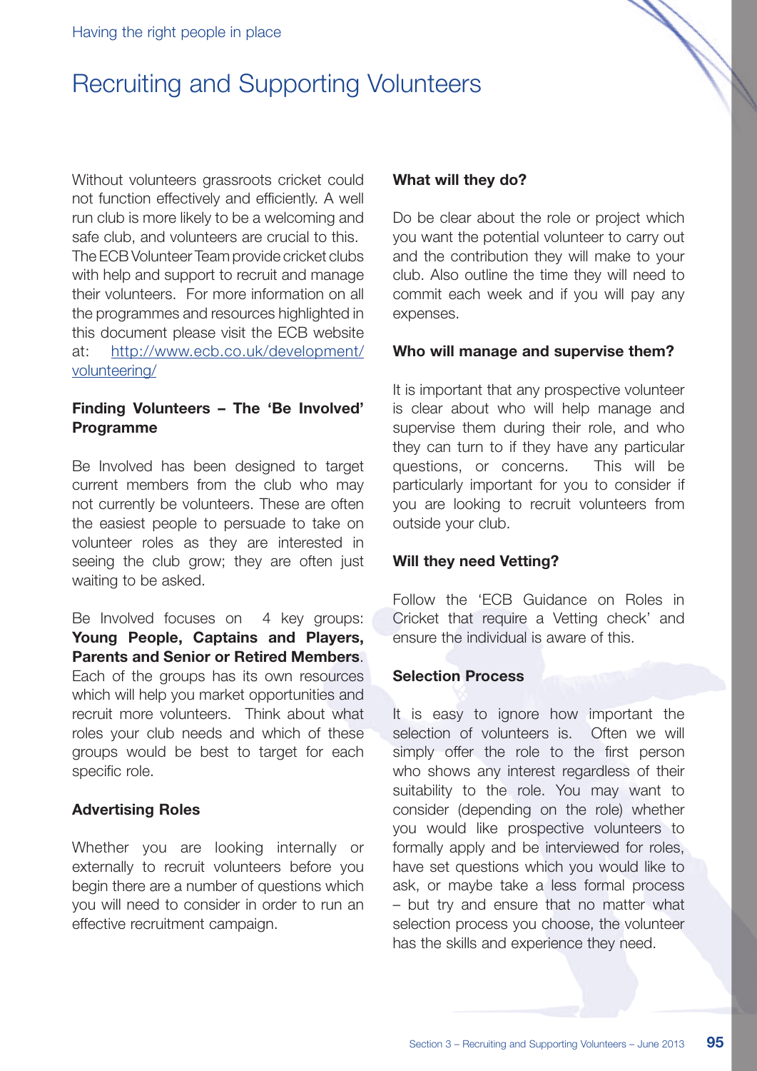Having the right people in place

# Recruiting and Supporting Volunteers

Without volunteers grassroots cricket could not function effectively and efficiently. A well run club is more likely to be a welcoming and safe club, and volunteers are crucial to this. The ECB Volunteer Team provide cricket clubs with help and support to recruit and manage their volunteers. For more information on all the programmes and resources highlighted in this document please visit the ECB website at: http://www.ecb.co.uk/development/volunteering/

**Finding Volunteers – The 'Be Involved' Programme**

Be Involved has been designed to target current members from the club who may not currently be volunteers. These are often the easiest people to persuade to take on volunteer roles as they are interested in seeing the club grow; they are often just waiting to be asked.

Be Involved focuses on 4 key groups: **Young People, Captains and Players, Parents and Senior or Retired Members**. Each of the groups has its own resources which will help you market opportunities and recruit more volunteers. Think about what roles your club needs and which of these groups would be best to target for each specific role.

**Advertising Roles**

Whether you are looking internally or externally to recruit volunteers before you begin there are a number of questions which you will need to consider in order to run an effective recruitment campaign.

**What will they do?**

Do be clear about the role or project which you want the potential volunteer to carry out and the contribution they will make to your club. Also outline the time they will need to commit each week and if you will pay any expenses.

**Who will manage and supervise them?**

It is important that any prospective volunteer is clear about who will help manage and supervise them during their role, and who they can turn to if they have any particular questions, or concerns. This will be particularly important for you to consider if you are looking to recruit volunteers from outside your club.

**Will they need Vetting?**

Follow the 'ECB Guidance on Roles in Cricket that require a Vetting check' and ensure the individual is aware of this.

**Selection Process**

It is easy to ignore how important the selection of volunteers is. Often we will simply offer the role to the first person who shows any interest regardless of their suitability to the role. You may want to consider (depending on the role) whether you would like prospective volunteers to formally apply and be interviewed for roles, have set questions which you would like to ask, or maybe take a less formal process – but try and ensure that no matter what selection process you choose, the volunteer has the skills and experience they need.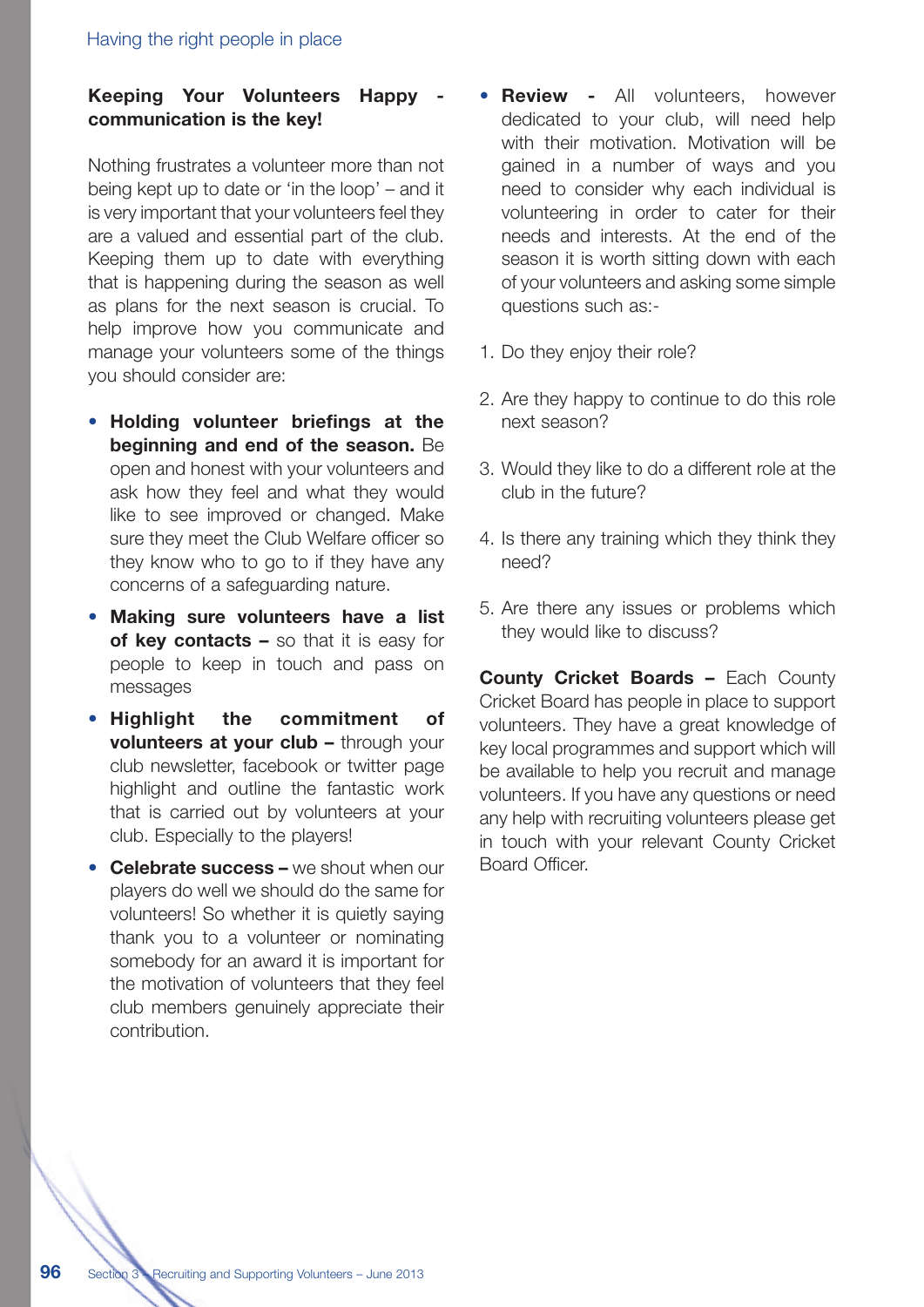### Keeping Your Volunteers Happy - communication is the key!

Nothing frustrates a volunteer more than not being kept up to date or 'in the loop' – and it is very important that your volunteers feel they are a valued and essential part of the club. Keeping them up to date with everything that is happening during the season as well as plans for the next season is crucial. To help improve how you communicate and manage your volunteers some of the things you should consider are:

- **Holding volunteer briefings at the beginning and end of the season.** Be open and honest with your volunteers and ask how they feel and what they would like to see improved or changed. Make sure they meet the Club Welfare officer so they know who to go to if they have any concerns of a safeguarding nature.
- **Making sure volunteers have a list of key contacts –** so that it is easy for people to keep in touch and pass on messages
- **Highlight the commitment of volunteers at your club –** through your club newsletter, facebook or twitter page highlight and outline the fantastic work that is carried out by volunteers at your club. Especially to the players!
- **Celebrate success –** we shout when our players do well we should do the same for volunteers! So whether it is quietly saying thank you to a volunteer or nominating somebody for an award it is important for the motivation of volunteers that they feel club members genuinely appreciate their contribution.
- **Review -** All volunteers, however dedicated to your club, will need help with their motivation. Motivation will be gained in a number of ways and you need to consider why each individual is volunteering in order to cater for their needs and interests. At the end of the season it is worth sitting down with each of your volunteers and asking some simple questions such as:-

1. Do they enjoy their role?
2. Are they happy to continue to do this role next season?
3. Would they like to do a different role at the club in the future?
4. Is there any training which they think they need?
5. Are there any issues or problems which they would like to discuss?

**County Cricket Boards –** Each County Cricket Board has people in place to support volunteers. They have a great knowledge of key local programmes and support which will be available to help you recruit and manage volunteers. If you have any questions or need any help with recruiting volunteers please get in touch with your relevant County Cricket Board Officer.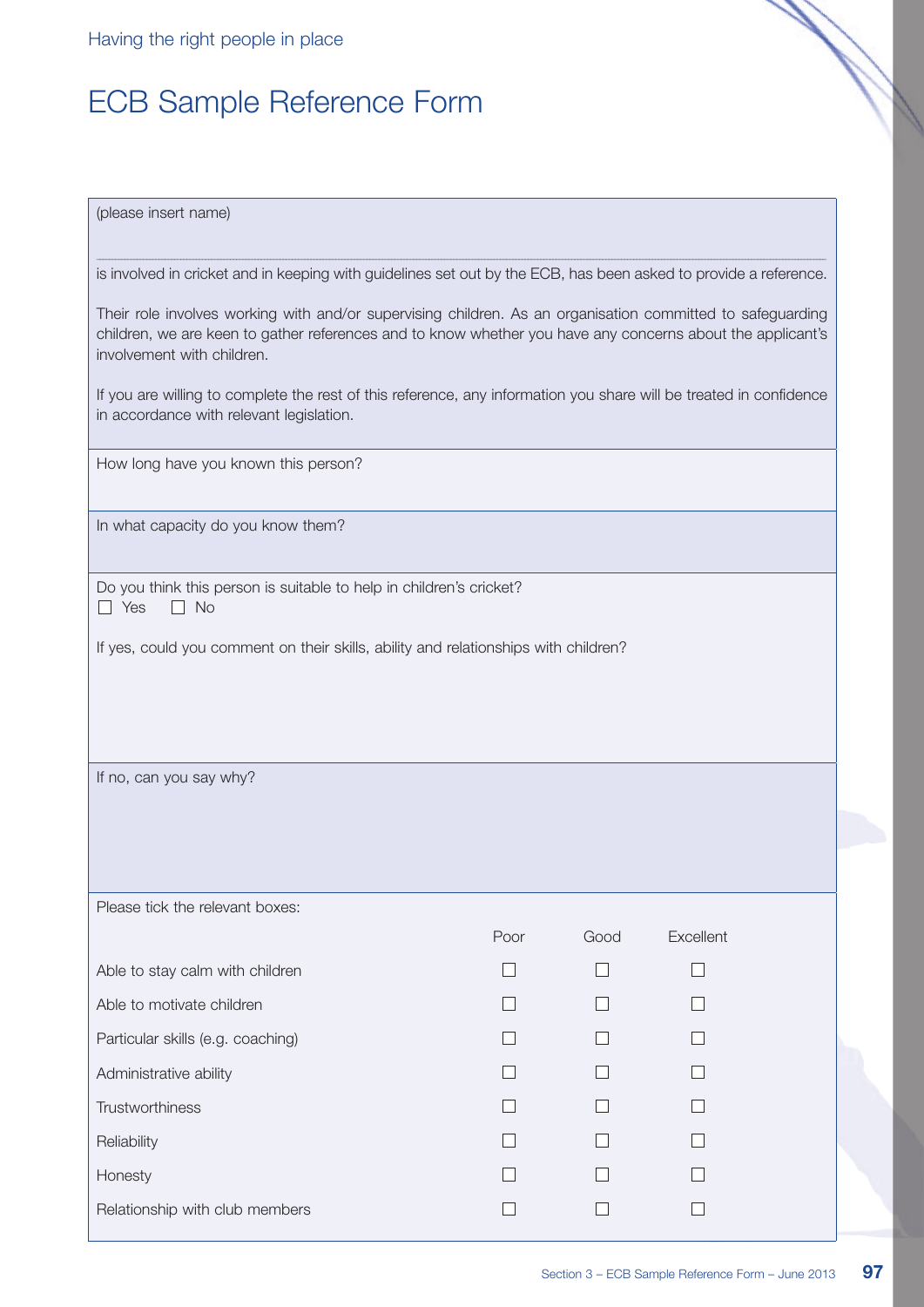# ECB Sample Reference Form

(please insert name)

_______________________________________________________________________________

is involved in cricket and in keeping with guidelines set out by the ECB, has been asked to provide a reference.

Their role involves working with and/or supervising children. As an organisation committed to safeguarding children, we are keen to gather references and to know whether you have any concerns about the applicant's involvement with children.

If you are willing to complete the rest of this reference, any information you share will be treated in confidence in accordance with relevant legislation.

How long have you known this person?

In what capacity do you know them?

Do you think this person is suitable to help in children's cricket?

☐ Yes ☐ No

If yes, could you comment on their skills, ability and relationships with children?

If no, can you say why?

Please tick the relevant boxes:

| | Poor | Good | Excellent |
|---|---|---|---|
| Able to stay calm with children | ☐ | ☐ | ☐ |
| Able to motivate children | ☐ | ☐ | ☐ |
| Particular skills (e.g. coaching) | ☐ | ☐ | ☐ |
| Administrative ability | ☐ | ☐ | ☐ |
| Trustworthiness | ☐ | ☐ | ☐ |
| Reliability | ☐ | ☐ | ☐ |
| Honesty | ☐ | ☐ | ☐ |
| Relationship with club members | ☐ | ☐ | ☐ |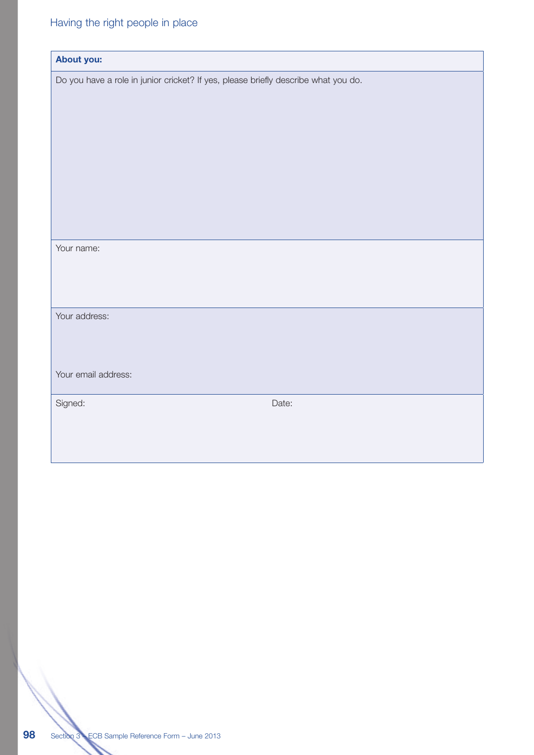**About you:**

Do you have a role in junior cricket? If yes, please briefly describe what you do.

Your name:

Your address:

Your email address:

Signed: Date: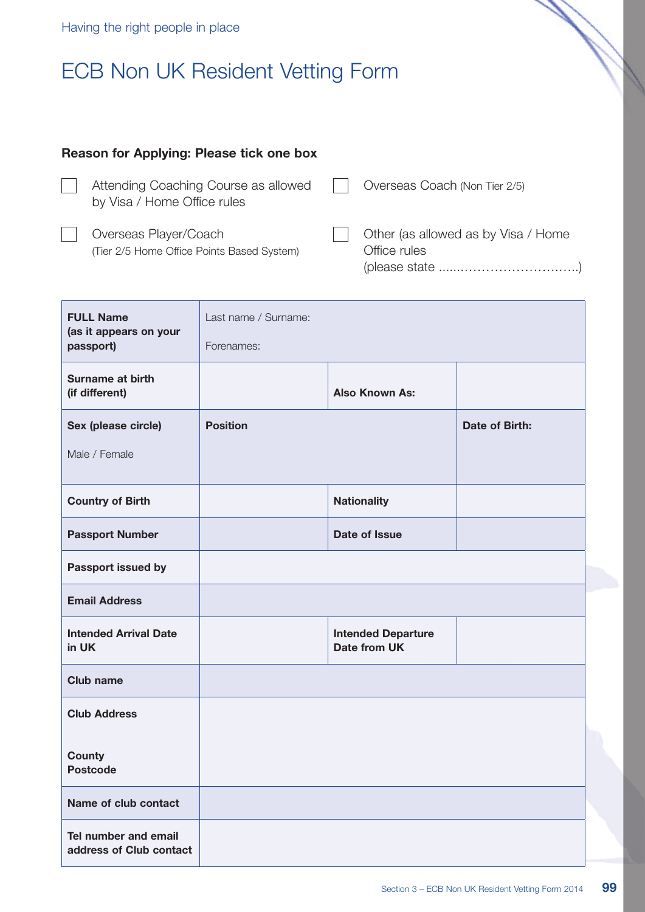Having the right people in place

# ECB Non UK Resident Vetting Form

**Reason for Applying: Please tick one box**

☐ Attending Coaching Course as allowed by Visa / Home Office rules

☐ Overseas Coach (Non Tier 2/5)

☐ Overseas Player/Coach (Tier 2/5 Home Office Points Based System)

☐ Other (as allowed as by Visa / Home Office rules (please state ……..…………………..)

| | | | |
|---|---|---|---|
| **FULL Name (as it appears on your passport)** | Last name / Surname: <br> Forenames: | | |
| **Surname at birth (if different)** | | **Also Known As:** | |
| **Sex (please circle)** <br> Male / Female | **Position** | | **Date of Birth:** |
| **Country of Birth** | | **Nationality** | |
| **Passport Number** | | **Date of Issue** | |
| **Passport issued by** | | | |
| **Email Address** | | | |
| **Intended Arrival Date in UK** | | **Intended Departure Date from UK** | |
| **Club name** | | | |
| **Club Address** <br> **County** <br> **Postcode** | | | |
| **Name of club contact** | | | |
| **Tel number and email address of Club contact** | | | |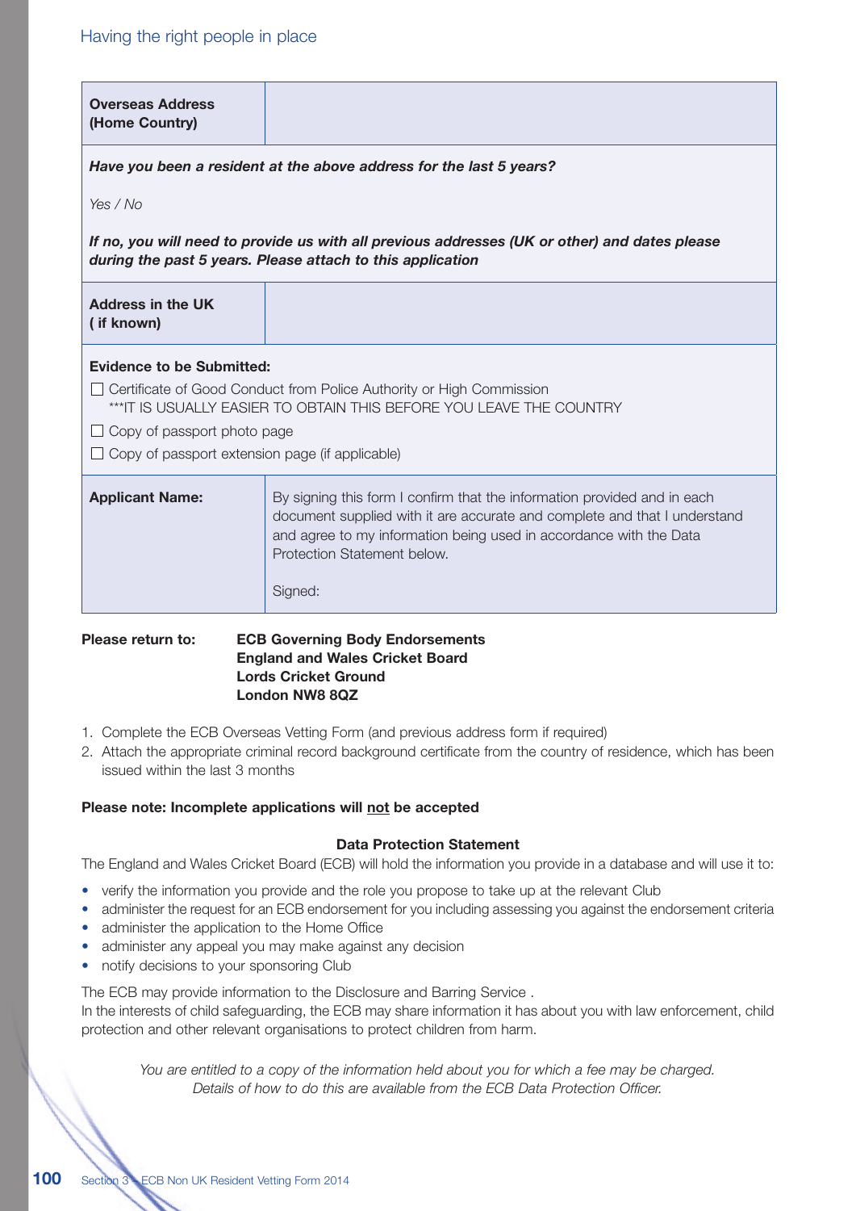| **Overseas Address (Home Country)** | |
|---|---|
| ***Have you been a resident at the above address for the last 5 years?***<br><br>*Yes / No*<br><br>***If no, you will need to provide us with all previous addresses (UK or other) and dates please during the past 5 years. Please attach to this application*** | |
| **Address in the UK ( if known)** | |
| **Evidence to be Submitted:**<br>☐ Certificate of Good Conduct from Police Authority or High Commission<br>***IT IS USUALLY EASIER TO OBTAIN THIS BEFORE YOU LEAVE THE COUNTRY<br>☐ Copy of passport photo page<br>☐ Copy of passport extension page (if applicable) | |
| **Applicant Name:** | By signing this form I confirm that the information provided and in each document supplied with it are accurate and complete and that I understand and agree to my information being used in accordance with the Data Protection Statement below.<br><br>Signed: |

**Please return to:** **ECB Governing Body Endorsements**
**England and Wales Cricket Board**
**Lords Cricket Ground**
**London NW8 8QZ**

1. Complete the ECB Overseas Vetting Form (and previous address form if required)
2. Attach the appropriate criminal record background certificate from the country of residence, which has been issued within the last 3 months

**Please note: Incomplete applications will not be accepted**

**Data Protection Statement**

The England and Wales Cricket Board (ECB) will hold the information you provide in a database and will use it to:

- verify the information you provide and the role you propose to take up at the relevant Club
- administer the request for an ECB endorsement for you including assessing you against the endorsement criteria
- administer the application to the Home Office
- administer any appeal you may make against any decision
- notify decisions to your sponsoring Club

The ECB may provide information to the Disclosure and Barring Service .
In the interests of child safeguarding, the ECB may share information it has about you with law enforcement, child protection and other relevant organisations to protect children from harm.

*You are entitled to a copy of the information held about you for which a fee may be charged. Details of how to do this are available from the ECB Data Protection Officer.*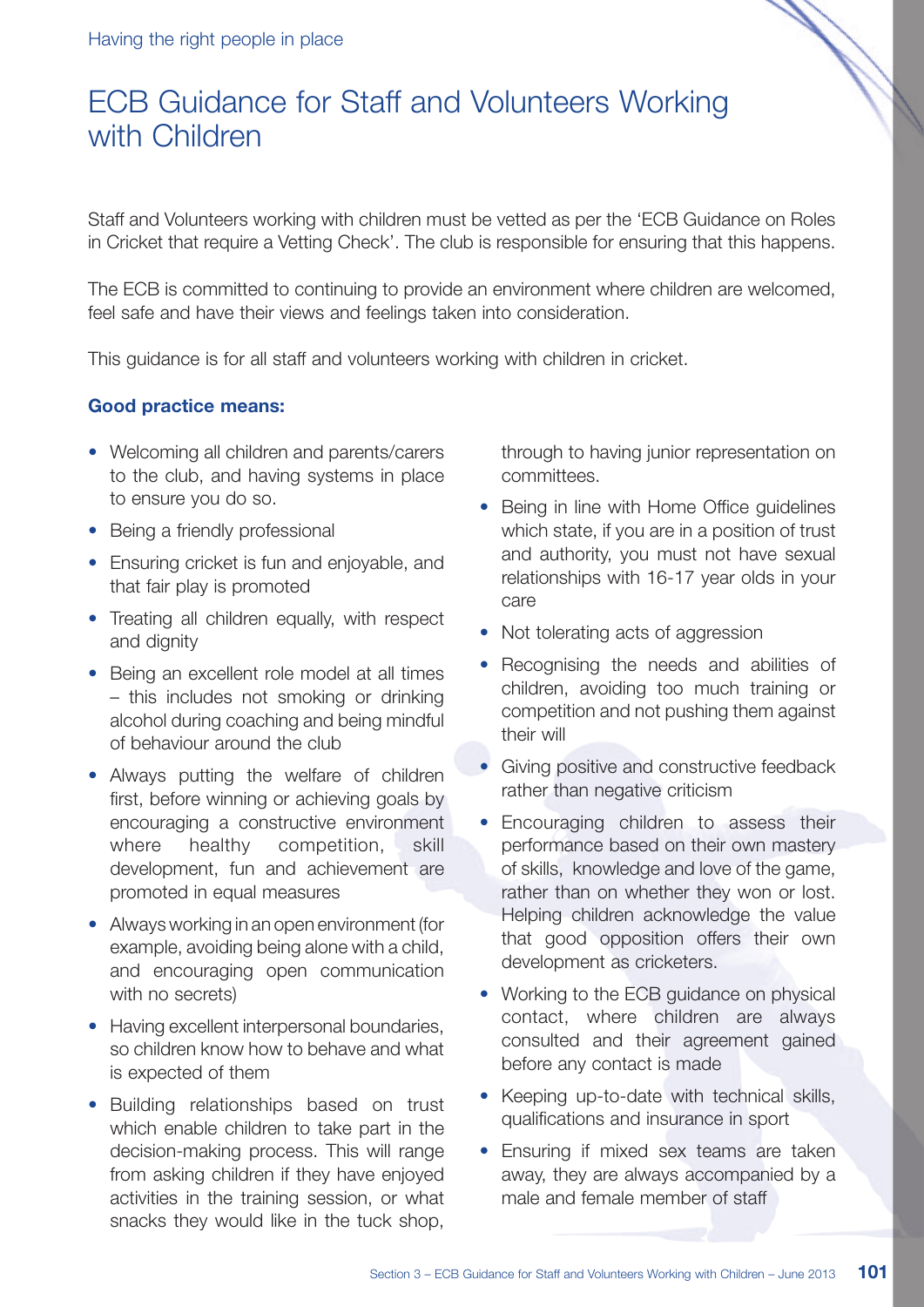Having the right people in place

# ECB Guidance for Staff and Volunteers Working with Children

Staff and Volunteers working with children must be vetted as per the 'ECB Guidance on Roles in Cricket that require a Vetting Check'. The club is responsible for ensuring that this happens.

The ECB is committed to continuing to provide an environment where children are welcomed, feel safe and have their views and feelings taken into consideration.

This guidance is for all staff and volunteers working with children in cricket.

**Good practice means:**

- Welcoming all children and parents/carers to the club, and having systems in place to ensure you do so.
- Being a friendly professional
- Ensuring cricket is fun and enjoyable, and that fair play is promoted
- Treating all children equally, with respect and dignity
- Being an excellent role model at all times – this includes not smoking or drinking alcohol during coaching and being mindful of behaviour around the club
- Always putting the welfare of children first, before winning or achieving goals by encouraging a constructive environment where healthy competition, skill development, fun and achievement are promoted in equal measures
- Always working in an open environment (for example, avoiding being alone with a child, and encouraging open communication with no secrets)
- Having excellent interpersonal boundaries, so children know how to behave and what is expected of them
- Building relationships based on trust which enable children to take part in the decision-making process. This will range from asking children if they have enjoyed activities in the training session, or what snacks they would like in the tuck shop, through to having junior representation on committees.
- Being in line with Home Office guidelines which state, if you are in a position of trust and authority, you must not have sexual relationships with 16-17 year olds in your care
- Not tolerating acts of aggression
- Recognising the needs and abilities of children, avoiding too much training or competition and not pushing them against their will
- Giving positive and constructive feedback rather than negative criticism
- Encouraging children to assess their performance based on their own mastery of skills, knowledge and love of the game, rather than on whether they won or lost. Helping children acknowledge the value that good opposition offers their own development as cricketers.
- Working to the ECB guidance on physical contact, where children are always consulted and their agreement gained before any contact is made
- Keeping up-to-date with technical skills, qualifications and insurance in sport
- Ensuring if mixed sex teams are taken away, they are always accompanied by a male and female member of staff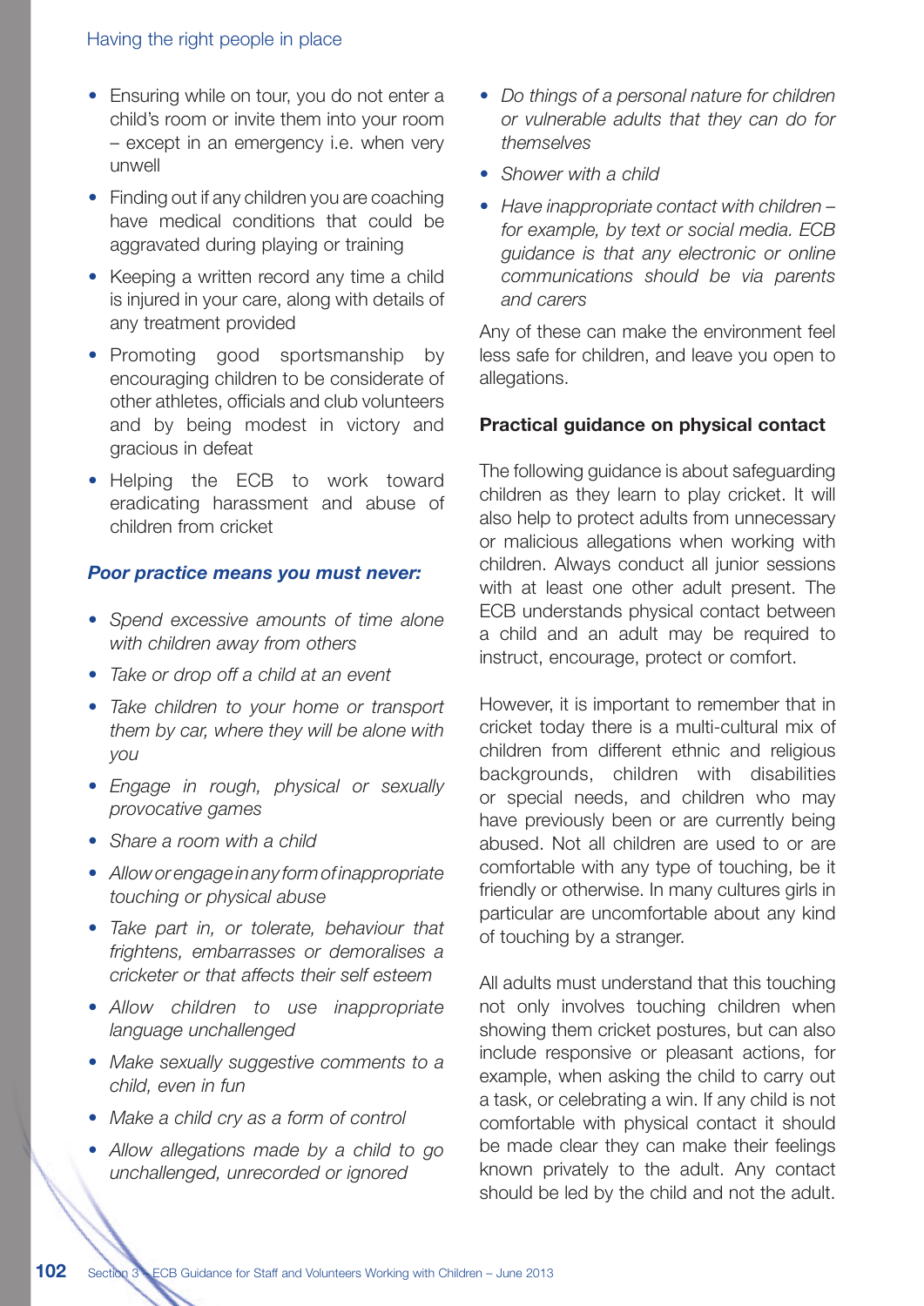- Ensuring while on tour, you do not enter a child's room or invite them into your room – except in an emergency i.e. when very unwell
- Finding out if any children you are coaching have medical conditions that could be aggravated during playing or training
- Keeping a written record any time a child is injured in your care, along with details of any treatment provided
- Promoting good sportsmanship by encouraging children to be considerate of other athletes, officials and club volunteers and by being modest in victory and gracious in defeat
- Helping the ECB to work toward eradicating harassment and abuse of children from cricket

***Poor practice means you must never:***

- *Spend excessive amounts of time alone with children away from others*
- *Take or drop off a child at an event*
- *Take children to your home or transport them by car, where they will be alone with you*
- *Engage in rough, physical or sexually provocative games*
- *Share a room with a child*
- *Allow or engage in any form of inappropriate touching or physical abuse*
- *Take part in, or tolerate, behaviour that frightens, embarrasses or demoralises a cricketer or that affects their self esteem*
- *Allow children to use inappropriate language unchallenged*
- *Make sexually suggestive comments to a child, even in fun*
- *Make a child cry as a form of control*
- *Allow allegations made by a child to go unchallenged, unrecorded or ignored*
- *Do things of a personal nature for children or vulnerable adults that they can do for themselves*
- *Shower with a child*
- *Have inappropriate contact with children – for example, by text or social media. ECB guidance is that any electronic or online communications should be via parents and carers*

Any of these can make the environment feel less safe for children, and leave you open to allegations.

**Practical guidance on physical contact**

The following guidance is about safeguarding children as they learn to play cricket. It will also help to protect adults from unnecessary or malicious allegations when working with children. Always conduct all junior sessions with at least one other adult present. The ECB understands physical contact between a child and an adult may be required to instruct, encourage, protect or comfort.

However, it is important to remember that in cricket today there is a multi-cultural mix of children from different ethnic and religious backgrounds, children with disabilities or special needs, and children who may have previously been or are currently being abused. Not all children are used to or are comfortable with any type of touching, be it friendly or otherwise. In many cultures girls in particular are uncomfortable about any kind of touching by a stranger.

All adults must understand that this touching not only involves touching children when showing them cricket postures, but can also include responsive or pleasant actions, for example, when asking the child to carry out a task, or celebrating a win. If any child is not comfortable with physical contact it should be made clear they can make their feelings known privately to the adult. Any contact should be led by the child and not the adult.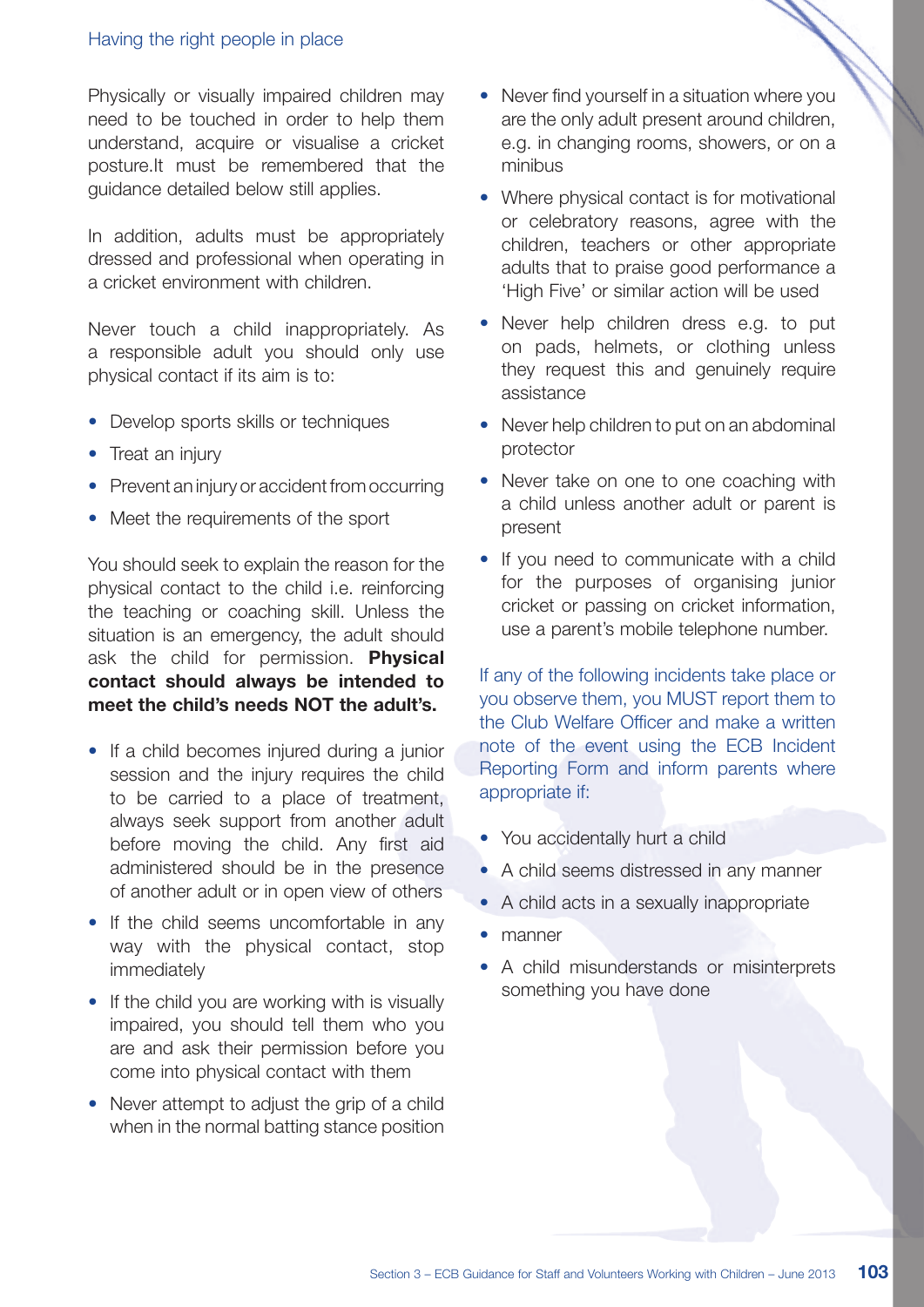Physically or visually impaired children may need to be touched in order to help them understand, acquire or visualise a cricket posture.It must be remembered that the guidance detailed below still applies.

In addition, adults must be appropriately dressed and professional when operating in a cricket environment with children.

Never touch a child inappropriately. As a responsible adult you should only use physical contact if its aim is to:

- Develop sports skills or techniques
- Treat an injury
- Prevent an injury or accident from occurring
- Meet the requirements of the sport

You should seek to explain the reason for the physical contact to the child i.e. reinforcing the teaching or coaching skill. Unless the situation is an emergency, the adult should ask the child for permission. **Physical contact should always be intended to meet the child's needs NOT the adult's.**

- If a child becomes injured during a junior session and the injury requires the child to be carried to a place of treatment, always seek support from another adult before moving the child. Any first aid administered should be in the presence of another adult or in open view of others
- If the child seems uncomfortable in any way with the physical contact, stop immediately
- If the child you are working with is visually impaired, you should tell them who you are and ask their permission before you come into physical contact with them
- Never attempt to adjust the grip of a child when in the normal batting stance position
- Never find yourself in a situation where you are the only adult present around children, e.g. in changing rooms, showers, or on a minibus
- Where physical contact is for motivational or celebratory reasons, agree with the children, teachers or other appropriate adults that to praise good performance a 'High Five' or similar action will be used
- Never help children dress e.g. to put on pads, helmets, or clothing unless they request this and genuinely require assistance
- Never help children to put on an abdominal protector
- Never take on one to one coaching with a child unless another adult or parent is present
- If you need to communicate with a child for the purposes of organising junior cricket or passing on cricket information, use a parent's mobile telephone number.

If any of the following incidents take place or you observe them, you MUST report them to the Club Welfare Officer and make a written note of the event using the ECB Incident Reporting Form and inform parents where appropriate if:

- You accidentally hurt a child
- A child seems distressed in any manner
- A child acts in a sexually inappropriate
- manner
- A child misunderstands or misinterprets something you have done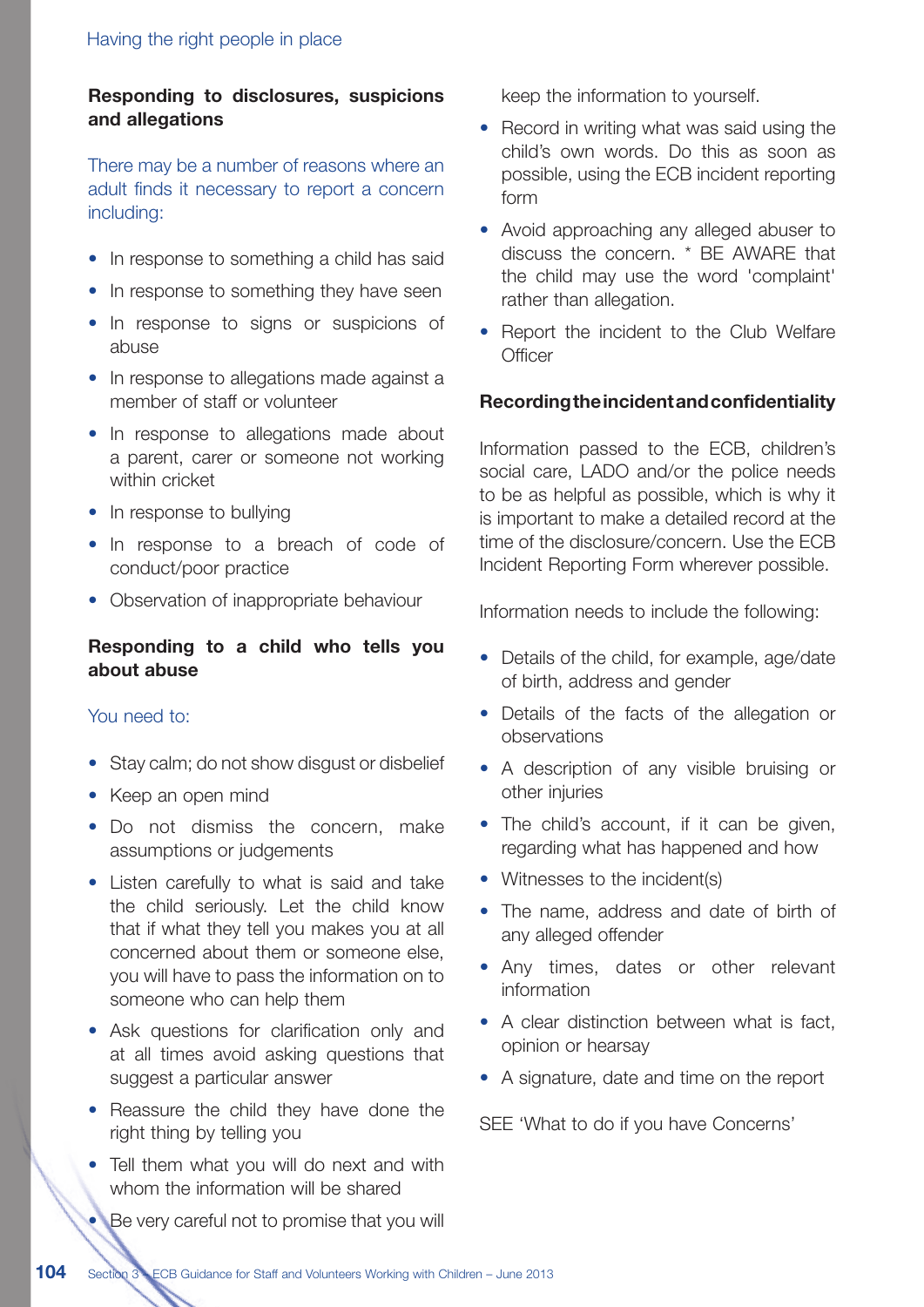## Responding to disclosures, suspicions and allegations

There may be a number of reasons where an adult finds it necessary to report a concern including:

- In response to something a child has said
- In response to something they have seen
- In response to signs or suspicions of abuse
- In response to allegations made against a member of staff or volunteer
- In response to allegations made about a parent, carer or someone not working within cricket
- In response to bullying
- In response to a breach of code of conduct/poor practice
- Observation of inappropriate behaviour

## Responding to a child who tells you about abuse

You need to:

- Stay calm; do not show disgust or disbelief
- Keep an open mind
- Do not dismiss the concern, make assumptions or judgements
- Listen carefully to what is said and take the child seriously. Let the child know that if what they tell you makes you at all concerned about them or someone else, you will have to pass the information on to someone who can help them
- Ask questions for clarification only and at all times avoid asking questions that suggest a particular answer
- Reassure the child they have done the right thing by telling you
- Tell them what you will do next and with whom the information will be shared
- Be very careful not to promise that you will keep the information to yourself.
- Record in writing what was said using the child's own words. Do this as soon as possible, using the ECB incident reporting form
- Avoid approaching any alleged abuser to discuss the concern. * BE AWARE that the child may use the word 'complaint' rather than allegation.
- Report the incident to the Club Welfare Officer

## Recording the incident and confidentiality

Information passed to the ECB, children's social care, LADO and/or the police needs to be as helpful as possible, which is why it is important to make a detailed record at the time of the disclosure/concern. Use the ECB Incident Reporting Form wherever possible.

Information needs to include the following:

- Details of the child, for example, age/date of birth, address and gender
- Details of the facts of the allegation or observations
- A description of any visible bruising or other injuries
- The child's account, if it can be given, regarding what has happened and how
- Witnesses to the incident(s)
- The name, address and date of birth of any alleged offender
- Any times, dates or other relevant information
- A clear distinction between what is fact, opinion or hearsay
- A signature, date and time on the report

SEE 'What to do if you have Concerns'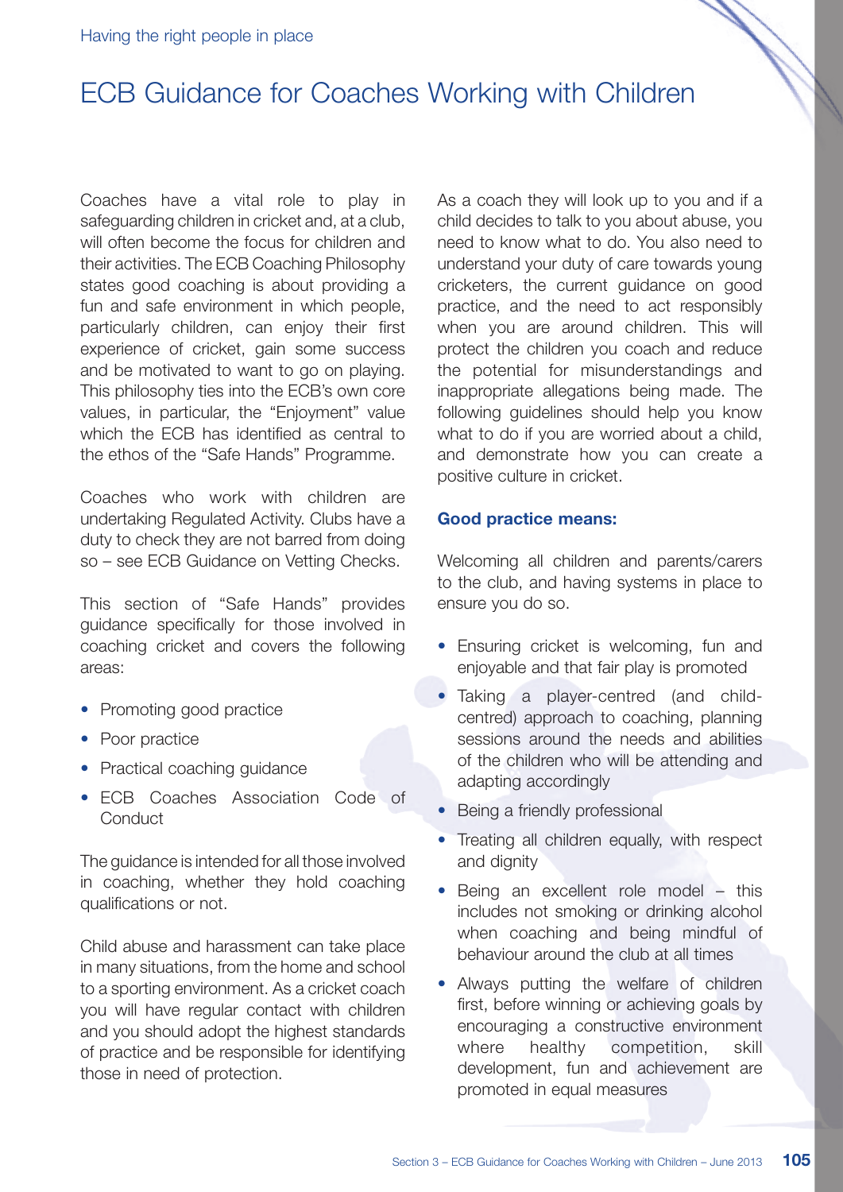# ECB Guidance for Coaches Working with Children

Coaches have a vital role to play in safeguarding children in cricket and, at a club, will often become the focus for children and their activities. The ECB Coaching Philosophy states good coaching is about providing a fun and safe environment in which people, particularly children, can enjoy their first experience of cricket, gain some success and be motivated to want to go on playing. This philosophy ties into the ECB's own core values, in particular, the "Enjoyment" value which the ECB has identified as central to the ethos of the "Safe Hands" Programme.

Coaches who work with children are undertaking Regulated Activity. Clubs have a duty to check they are not barred from doing so – see ECB Guidance on Vetting Checks.

This section of "Safe Hands" provides guidance specifically for those involved in coaching cricket and covers the following areas:

- Promoting good practice
- Poor practice
- Practical coaching guidance
- ECB Coaches Association Code of Conduct

The guidance is intended for all those involved in coaching, whether they hold coaching qualifications or not.

Child abuse and harassment can take place in many situations, from the home and school to a sporting environment. As a cricket coach you will have regular contact with children and you should adopt the highest standards of practice and be responsible for identifying those in need of protection.

As a coach they will look up to you and if a child decides to talk to you about abuse, you need to know what to do. You also need to understand your duty of care towards young cricketers, the current guidance on good practice, and the need to act responsibly when you are around children. This will protect the children you coach and reduce the potential for misunderstandings and inappropriate allegations being made. The following guidelines should help you know what to do if you are worried about a child, and demonstrate how you can create a positive culture in cricket.

### Good practice means:

Welcoming all children and parents/carers to the club, and having systems in place to ensure you do so.

- Ensuring cricket is welcoming, fun and enjoyable and that fair play is promoted
- Taking a player-centred (and child-centred) approach to coaching, planning sessions around the needs and abilities of the children who will be attending and adapting accordingly
- Being a friendly professional
- Treating all children equally, with respect and dignity
- Being an excellent role model – this includes not smoking or drinking alcohol when coaching and being mindful of behaviour around the club at all times
- Always putting the welfare of children first, before winning or achieving goals by encouraging a constructive environment where healthy competition, skill development, fun and achievement are promoted in equal measures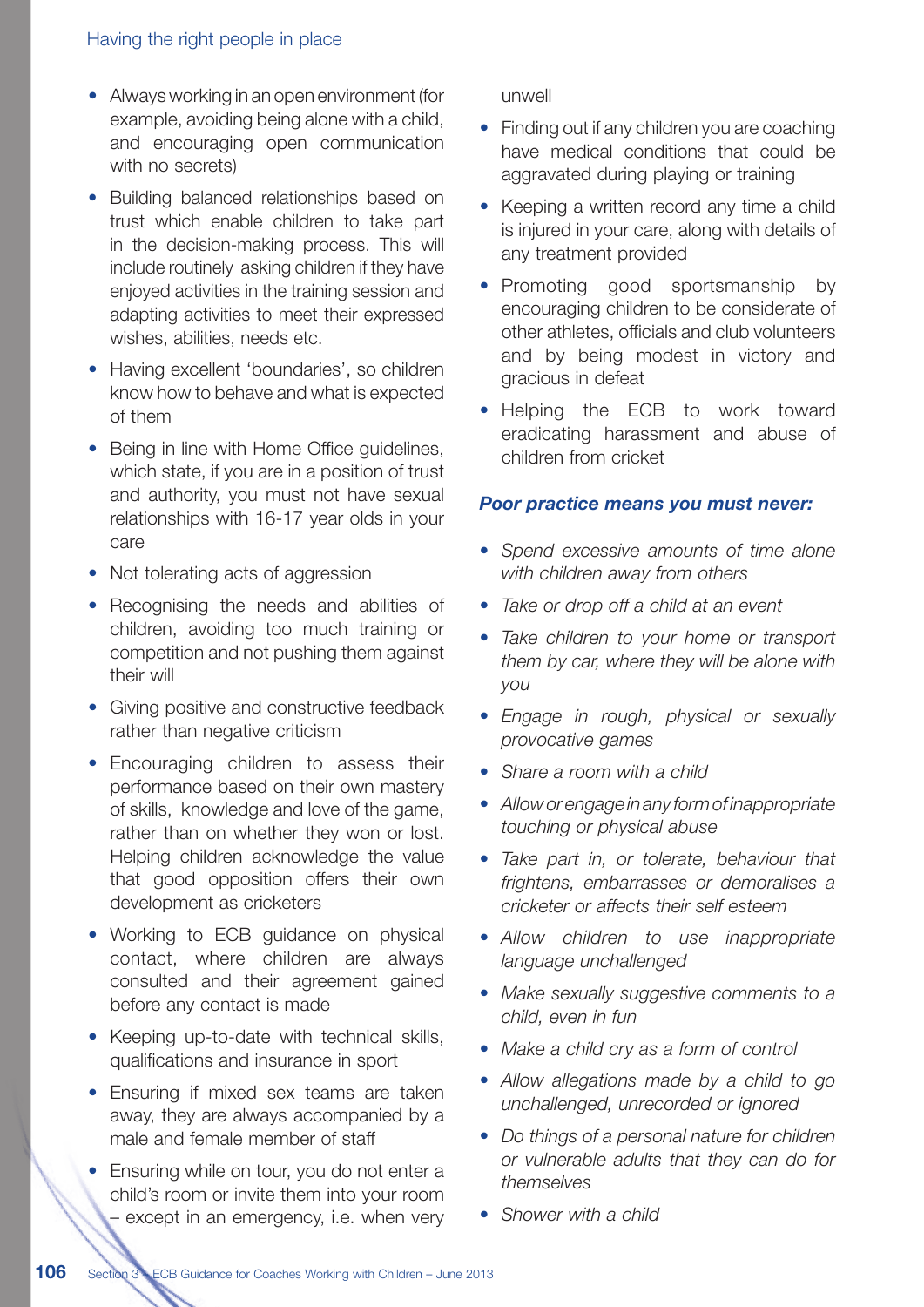- Always working in an open environment (for example, avoiding being alone with a child, and encouraging open communication with no secrets)
- Building balanced relationships based on trust which enable children to take part in the decision-making process. This will include routinely asking children if they have enjoyed activities in the training session and adapting activities to meet their expressed wishes, abilities, needs etc.
- Having excellent 'boundaries', so children know how to behave and what is expected of them
- Being in line with Home Office guidelines, which state, if you are in a position of trust and authority, you must not have sexual relationships with 16-17 year olds in your care
- Not tolerating acts of aggression
- Recognising the needs and abilities of children, avoiding too much training or competition and not pushing them against their will
- Giving positive and constructive feedback rather than negative criticism
- Encouraging children to assess their performance based on their own mastery of skills, knowledge and love of the game, rather than on whether they won or lost. Helping children acknowledge the value that good opposition offers their own development as cricketers
- Working to ECB guidance on physical contact, where children are always consulted and their agreement gained before any contact is made
- Keeping up-to-date with technical skills, qualifications and insurance in sport
- Ensuring if mixed sex teams are taken away, they are always accompanied by a male and female member of staff
- Ensuring while on tour, you do not enter a child's room or invite them into your room – except in an emergency, i.e. when very unwell
- Finding out if any children you are coaching have medical conditions that could be aggravated during playing or training
- Keeping a written record any time a child is injured in your care, along with details of any treatment provided
- Promoting good sportsmanship by encouraging children to be considerate of other athletes, officials and club volunteers and by being modest in victory and gracious in defeat
- Helping the ECB to work toward eradicating harassment and abuse of children from cricket

***Poor practice means you must never:***

- *Spend excessive amounts of time alone with children away from others*
- *Take or drop off a child at an event*
- *Take children to your home or transport them by car, where they will be alone with you*
- *Engage in rough, physical or sexually provocative games*
- *Share a room with a child*
- *Allow or engage in any form of inappropriate touching or physical abuse*
- *Take part in, or tolerate, behaviour that frightens, embarrasses or demoralises a cricketer or affects their self esteem*
- *Allow children to use inappropriate language unchallenged*
- *Make sexually suggestive comments to a child, even in fun*
- *Make a child cry as a form of control*
- *Allow allegations made by a child to go unchallenged, unrecorded or ignored*
- *Do things of a personal nature for children or vulnerable adults that they can do for themselves*
- *Shower with a child*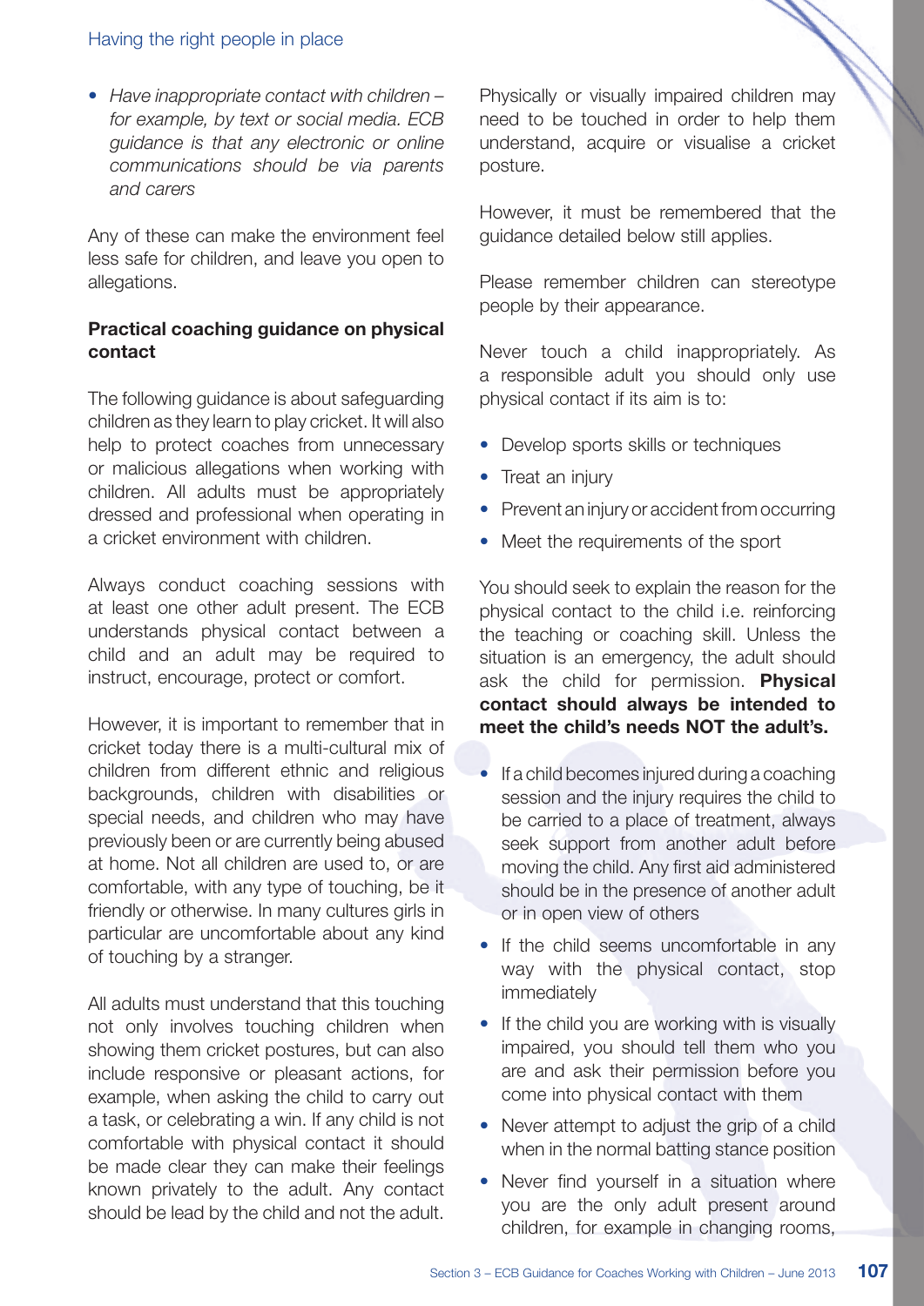- *Have inappropriate contact with children – for example, by text or social media. ECB guidance is that any electronic or online communications should be via parents and carers*

Any of these can make the environment feel less safe for children, and leave you open to allegations.

**Practical coaching guidance on physical contact**

The following guidance is about safeguarding children as they learn to play cricket. It will also help to protect coaches from unnecessary or malicious allegations when working with children. All adults must be appropriately dressed and professional when operating in a cricket environment with children.

Always conduct coaching sessions with at least one other adult present. The ECB understands physical contact between a child and an adult may be required to instruct, encourage, protect or comfort.

However, it is important to remember that in cricket today there is a multi-cultural mix of children from different ethnic and religious backgrounds, children with disabilities or special needs, and children who may have previously been or are currently being abused at home. Not all children are used to, or are comfortable, with any type of touching, be it friendly or otherwise. In many cultures girls in particular are uncomfortable about any kind of touching by a stranger.

All adults must understand that this touching not only involves touching children when showing them cricket postures, but can also include responsive or pleasant actions, for example, when asking the child to carry out a task, or celebrating a win. If any child is not comfortable with physical contact it should be made clear they can make their feelings known privately to the adult. Any contact should be lead by the child and not the adult.

Physically or visually impaired children may need to be touched in order to help them understand, acquire or visualise a cricket posture.

However, it must be remembered that the guidance detailed below still applies.

Please remember children can stereotype people by their appearance.

Never touch a child inappropriately. As a responsible adult you should only use physical contact if its aim is to:

- Develop sports skills or techniques
- Treat an injury
- Prevent an injury or accident from occurring
- Meet the requirements of the sport

You should seek to explain the reason for the physical contact to the child i.e. reinforcing the teaching or coaching skill. Unless the situation is an emergency, the adult should ask the child for permission. **Physical contact should always be intended to meet the child's needs NOT the adult's.**

- If a child becomes injured during a coaching session and the injury requires the child to be carried to a place of treatment, always seek support from another adult before moving the child. Any first aid administered should be in the presence of another adult or in open view of others
- If the child seems uncomfortable in any way with the physical contact, stop immediately
- If the child you are working with is visually impaired, you should tell them who you are and ask their permission before you come into physical contact with them
- Never attempt to adjust the grip of a child when in the normal batting stance position
- Never find yourself in a situation where you are the only adult present around children, for example in changing rooms,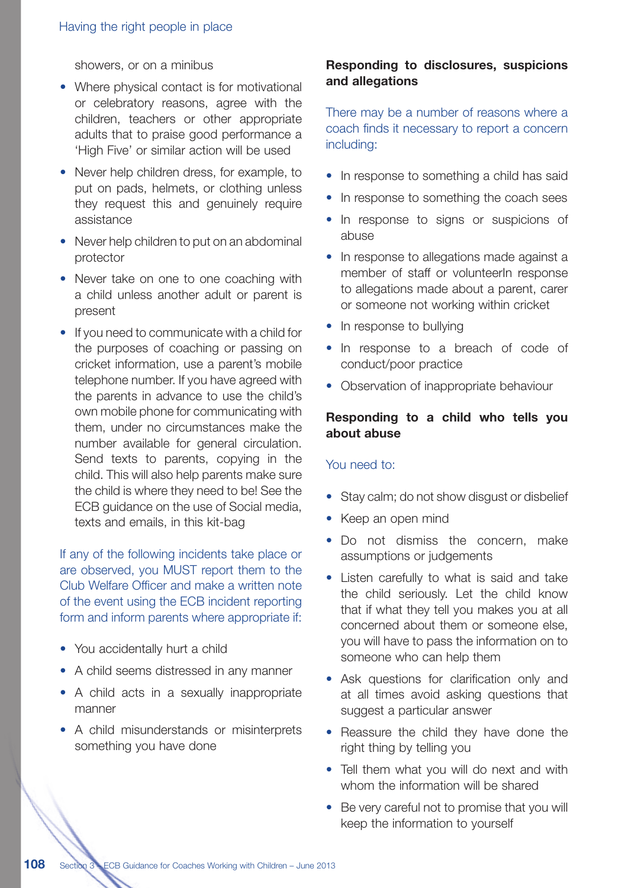showers, or on a minibus

- Where physical contact is for motivational or celebratory reasons, agree with the children, teachers or other appropriate adults that to praise good performance a 'High Five' or similar action will be used
- Never help children dress, for example, to put on pads, helmets, or clothing unless they request this and genuinely require assistance
- Never help children to put on an abdominal protector
- Never take on one to one coaching with a child unless another adult or parent is present
- If you need to communicate with a child for the purposes of coaching or passing on cricket information, use a parent's mobile telephone number. If you have agreed with the parents in advance to use the child's own mobile phone for communicating with them, under no circumstances make the number available for general circulation. Send texts to parents, copying in the child. This will also help parents make sure the child is where they need to be! See the ECB guidance on the use of Social media, texts and emails, in this kit-bag

If any of the following incidents take place or are observed, you MUST report them to the Club Welfare Officer and make a written note of the event using the ECB incident reporting form and inform parents where appropriate if:

- You accidentally hurt a child
- A child seems distressed in any manner
- A child acts in a sexually inappropriate manner
- A child misunderstands or misinterprets something you have done

**Responding to disclosures, suspicions and allegations**

There may be a number of reasons where a coach finds it necessary to report a concern including:

- In response to something a child has said
- In response to something the coach sees
- In response to signs or suspicions of abuse
- In response to allegations made against a member of staff or volunteerIn response to allegations made about a parent, carer or someone not working within cricket
- In response to bullying
- In response to a breach of code of conduct/poor practice
- Observation of inappropriate behaviour

**Responding to a child who tells you about abuse**

You need to:

- Stay calm; do not show disgust or disbelief
- Keep an open mind
- Do not dismiss the concern, make assumptions or judgements
- Listen carefully to what is said and take the child seriously. Let the child know that if what they tell you makes you at all concerned about them or someone else, you will have to pass the information on to someone who can help them
- Ask questions for clarification only and at all times avoid asking questions that suggest a particular answer
- Reassure the child they have done the right thing by telling you
- Tell them what you will do next and with whom the information will be shared
- Be very careful not to promise that you will keep the information to yourself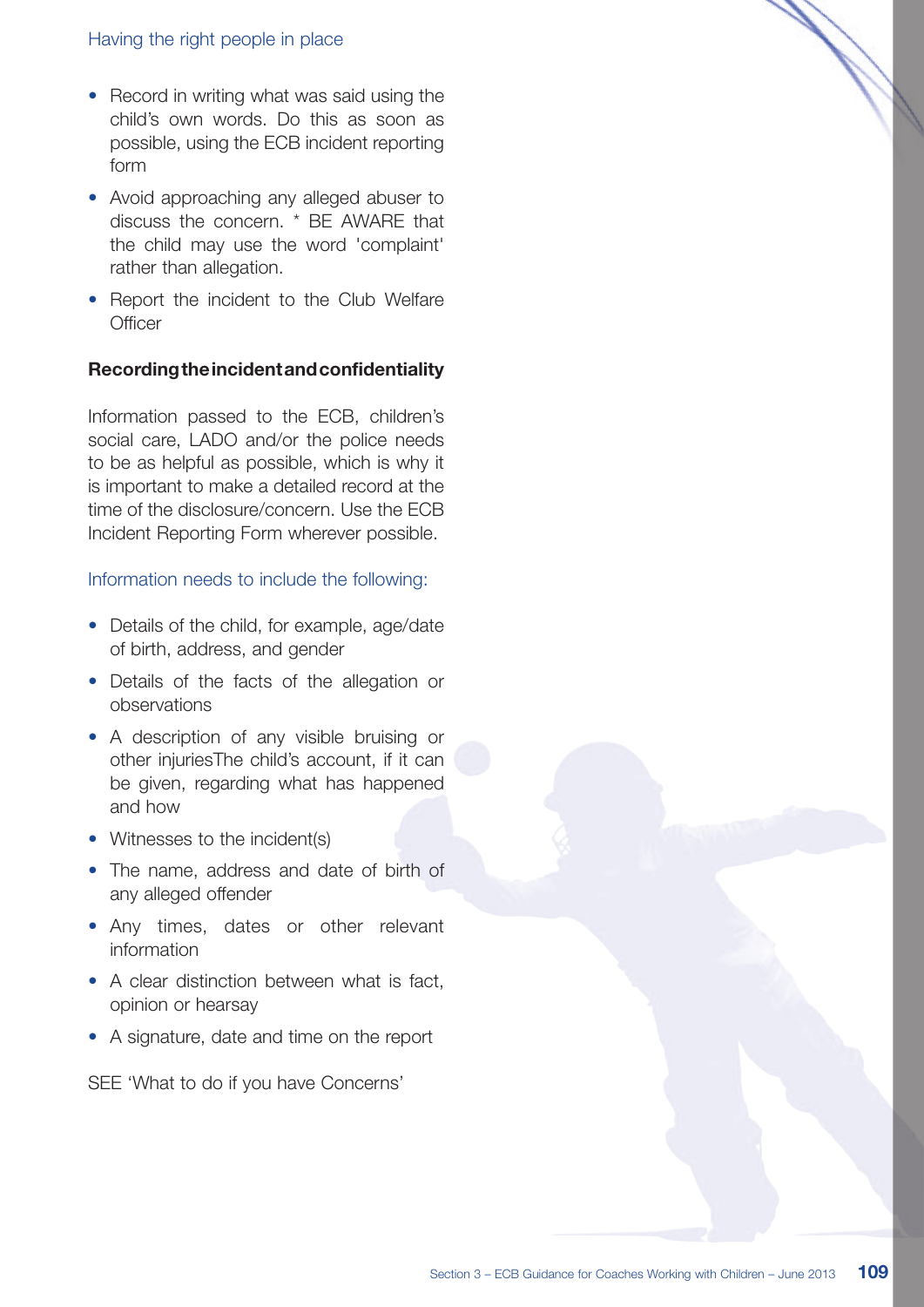Having the right people in place

- Record in writing what was said using the child's own words. Do this as soon as possible, using the ECB incident reporting form
- Avoid approaching any alleged abuser to discuss the concern. * BE AWARE that the child may use the word 'complaint' rather than allegation.
- Report the incident to the Club Welfare Officer

**Recording the incident and confidentiality**

Information passed to the ECB, children's social care, LADO and/or the police needs to be as helpful as possible, which is why it is important to make a detailed record at the time of the disclosure/concern. Use the ECB Incident Reporting Form wherever possible.

Information needs to include the following:

- Details of the child, for example, age/date of birth, address, and gender
- Details of the facts of the allegation or observations
- A description of any visible bruising or other injuriesThe child's account, if it can be given, regarding what has happened and how
- Witnesses to the incident(s)
- The name, address and date of birth of any alleged offender
- Any times, dates or other relevant information
- A clear distinction between what is fact, opinion or hearsay
- A signature, date and time on the report

SEE 'What to do if you have Concerns'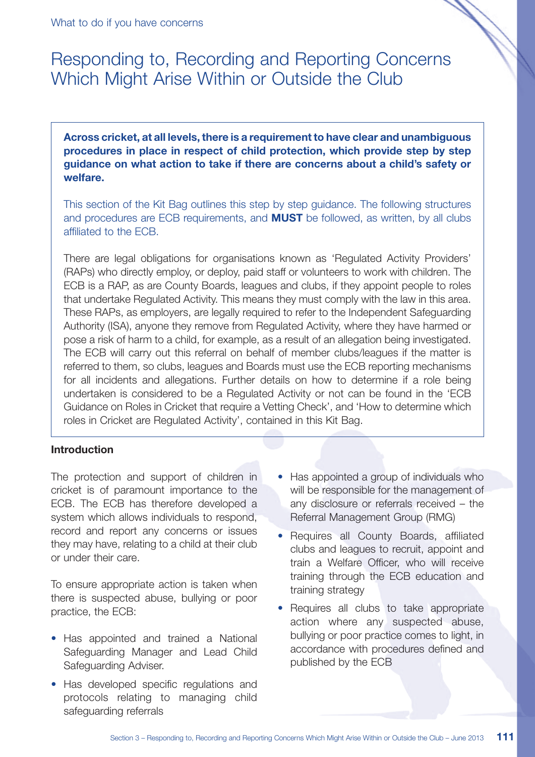# Responding to, Recording and Reporting Concerns Which Might Arise Within or Outside the Club

**Across cricket, at all levels, there is a requirement to have clear and unambiguous procedures in place in respect of child protection, which provide step by step guidance on what action to take if there are concerns about a child's safety or welfare.**

This section of the Kit Bag outlines this step by step guidance. The following structures and procedures are ECB requirements, and **MUST** be followed, as written, by all clubs affiliated to the ECB.

There are legal obligations for organisations known as 'Regulated Activity Providers' (RAPs) who directly employ, or deploy, paid staff or volunteers to work with children. The ECB is a RAP, as are County Boards, leagues and clubs, if they appoint people to roles that undertake Regulated Activity. This means they must comply with the law in this area. These RAPs, as employers, are legally required to refer to the Independent Safeguarding Authority (ISA), anyone they remove from Regulated Activity, where they have harmed or pose a risk of harm to a child, for example, as a result of an allegation being investigated. The ECB will carry out this referral on behalf of member clubs/leagues if the matter is referred to them, so clubs, leagues and Boards must use the ECB reporting mechanisms for all incidents and allegations. Further details on how to determine if a role being undertaken is considered to be a Regulated Activity or not can be found in the 'ECB Guidance on Roles in Cricket that require a Vetting Check', and 'How to determine which roles in Cricket are Regulated Activity', contained in this Kit Bag.

**Introduction**

The protection and support of children in cricket is of paramount importance to the ECB. The ECB has therefore developed a system which allows individuals to respond, record and report any concerns or issues they may have, relating to a child at their club or under their care.

To ensure appropriate action is taken when there is suspected abuse, bullying or poor practice, the ECB:

- Has appointed and trained a National Safeguarding Manager and Lead Child Safeguarding Adviser.
- Has developed specific regulations and protocols relating to managing child safeguarding referrals
- Has appointed a group of individuals who will be responsible for the management of any disclosure or referrals received – the Referral Management Group (RMG)
- Requires all County Boards, affiliated clubs and leagues to recruit, appoint and train a Welfare Officer, who will receive training through the ECB education and training strategy
- Requires all clubs to take appropriate action where any suspected abuse, bullying or poor practice comes to light, in accordance with procedures defined and published by the ECB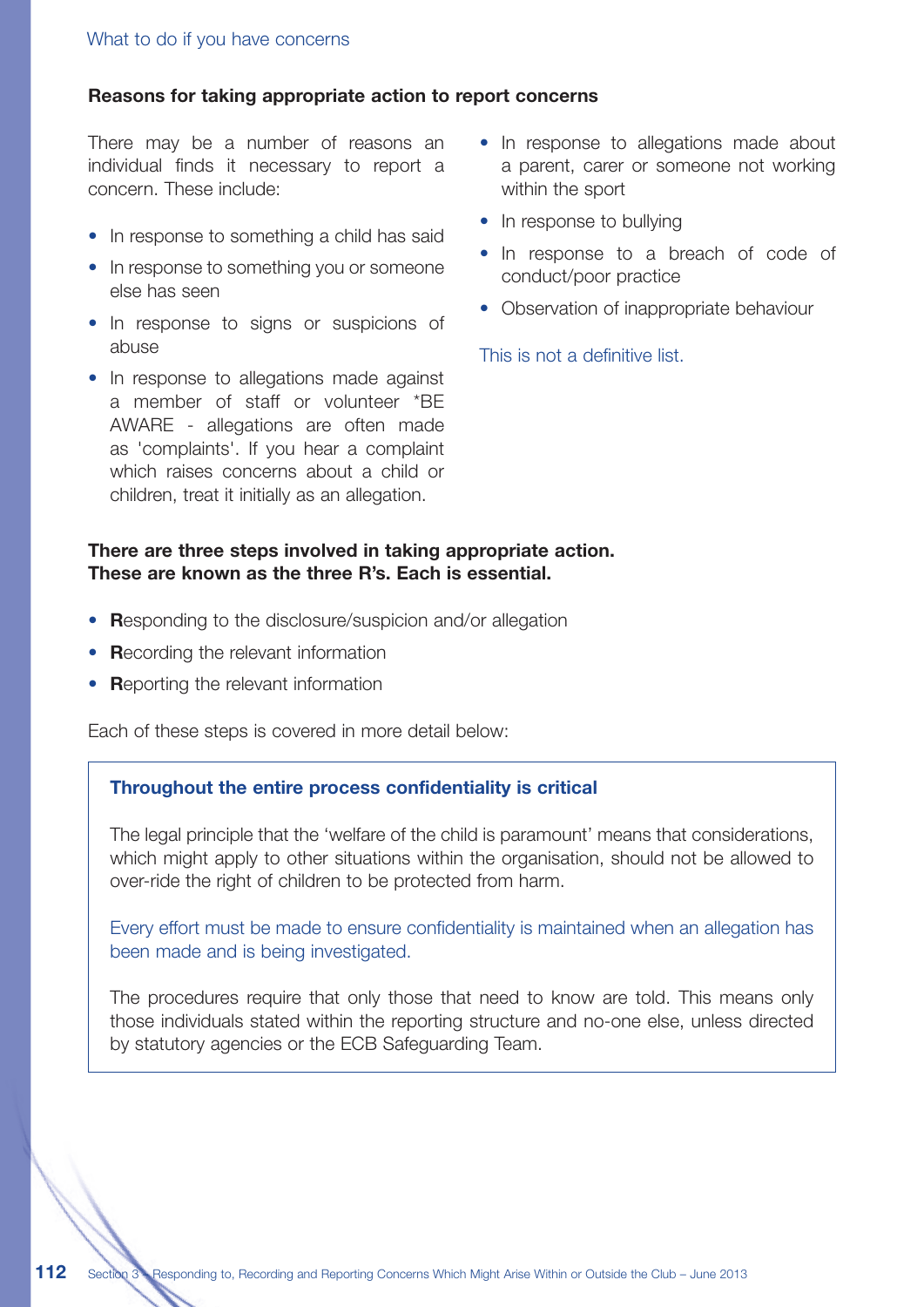## Reasons for taking appropriate action to report concerns

There may be a number of reasons an individual finds it necessary to report a concern. These include:

- In response to something a child has said
- In response to something you or someone else has seen
- In response to signs or suspicions of abuse
- In response to allegations made against a member of staff or volunteer *BE AWARE - allegations are often made as 'complaints'. If you hear a complaint which raises concerns about a child or children, treat it initially as an allegation.
- In response to allegations made about a parent, carer or someone not working within the sport
- In response to bullying
- In response to a breach of code of conduct/poor practice
- Observation of inappropriate behaviour

This is not a definitive list.

**There are three steps involved in taking appropriate action. These are known as the three R's. Each is essential.**

- **R**esponding to the disclosure/suspicion and/or allegation
- **R**ecording the relevant information
- **R**eporting the relevant information

Each of these steps is covered in more detail below:

### Throughout the entire process confidentiality is critical

The legal principle that the 'welfare of the child is paramount' means that considerations, which might apply to other situations within the organisation, should not be allowed to over-ride the right of children to be protected from harm.

Every effort must be made to ensure confidentiality is maintained when an allegation has been made and is being investigated.

The procedures require that only those that need to know are told. This means only those individuals stated within the reporting structure and no-one else, unless directed by statutory agencies or the ECB Safeguarding Team.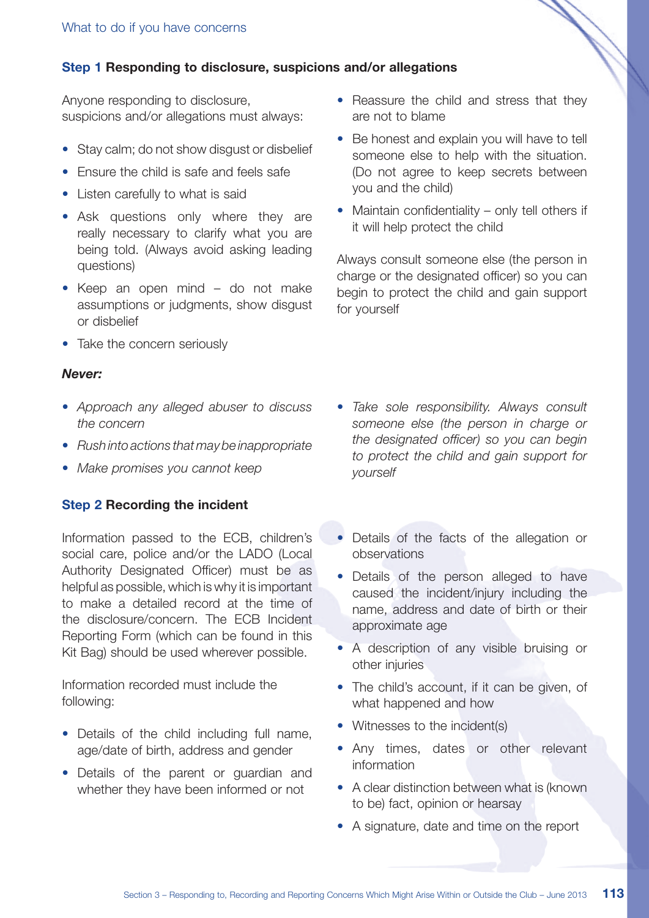## Step 1 Responding to disclosure, suspicions and/or allegations

Anyone responding to disclosure, suspicions and/or allegations must always:

- Stay calm; do not show disgust or disbelief
- Ensure the child is safe and feels safe
- Listen carefully to what is said
- Ask questions only where they are really necessary to clarify what you are being told. (Always avoid asking leading questions)
- Keep an open mind – do not make assumptions or judgments, show disgust or disbelief
- Take the concern seriously
- Reassure the child and stress that they are not to blame
- Be honest and explain you will have to tell someone else to help with the situation. (Do not agree to keep secrets between you and the child)
- Maintain confidentiality – only tell others if it will help protect the child

Always consult someone else (the person in charge or the designated officer) so you can begin to protect the child and gain support for yourself

***Never:***

- *Approach any alleged abuser to discuss the concern*
- *Rush into actions that may be inappropriate*
- *Make promises you cannot keep*
- *Take sole responsibility. Always consult someone else (the person in charge or the designated officer) so you can begin to protect the child and gain support for yourself*

## Step 2 Recording the incident

Information passed to the ECB, children's social care, police and/or the LADO (Local Authority Designated Officer) must be as helpful as possible, which is why it is important to make a detailed record at the time of the disclosure/concern. The ECB Incident Reporting Form (which can be found in this Kit Bag) should be used wherever possible.

Information recorded must include the following:

- Details of the child including full name, age/date of birth, address and gender
- Details of the parent or guardian and whether they have been informed or not
- Details of the facts of the allegation or observations
- Details of the person alleged to have caused the incident/injury including the name, address and date of birth or their approximate age
- A description of any visible bruising or other injuries
- The child's account, if it can be given, of what happened and how
- Witnesses to the incident(s)
- Any times, dates or other relevant information
- A clear distinction between what is (known to be) fact, opinion or hearsay
- A signature, date and time on the report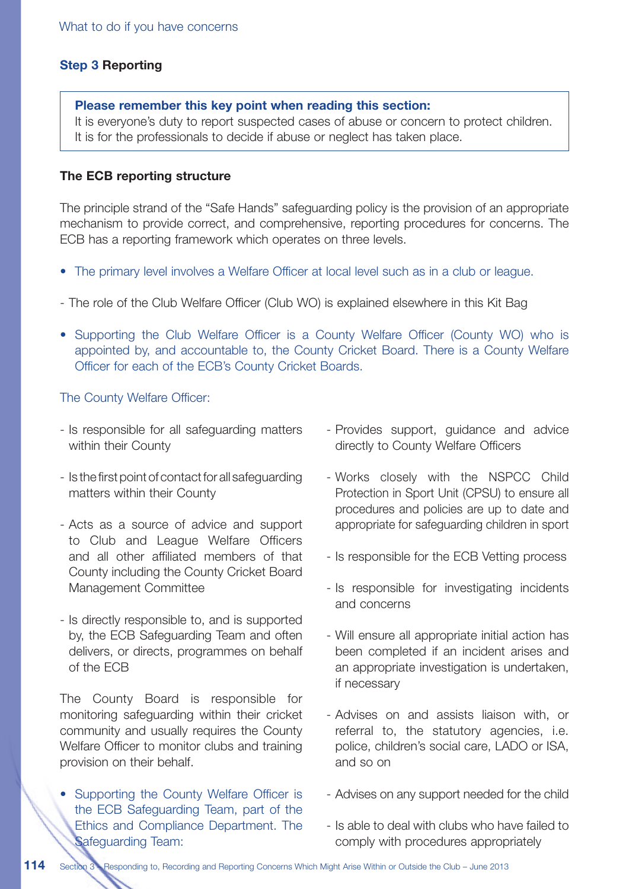What to do if you have concerns

## Step 3 Reporting

> **Please remember this key point when reading this section:**
> It is everyone's duty to report suspected cases of abuse or concern to protect children. It is for the professionals to decide if abuse or neglect has taken place.

### The ECB reporting structure

The principle strand of the "Safe Hands" safeguarding policy is the provision of an appropriate mechanism to provide correct, and comprehensive, reporting procedures for concerns. The ECB has a reporting framework which operates on three levels.

- The primary level involves a Welfare Officer at local level such as in a club or league.

- The role of the Club Welfare Officer (Club WO) is explained elsewhere in this Kit Bag

- Supporting the Club Welfare Officer is a County Welfare Officer (County WO) who is appointed by, and accountable to, the County Cricket Board. There is a County Welfare Officer for each of the ECB's County Cricket Boards.

The County Welfare Officer:

- Is responsible for all safeguarding matters within their County
- Is the first point of contact for all safeguarding matters within their County
- Acts as a source of advice and support to Club and League Welfare Officers and all other affiliated members of that County including the County Cricket Board Management Committee
- Is directly responsible to, and is supported by, the ECB Safeguarding Team and often delivers, or directs, programmes on behalf of the ECB

The County Board is responsible for monitoring safeguarding within their cricket community and usually requires the County Welfare Officer to monitor clubs and training provision on their behalf.

- Supporting the County Welfare Officer is the ECB Safeguarding Team, part of the Ethics and Compliance Department. The Safeguarding Team:

- Provides support, guidance and advice directly to County Welfare Officers
- Works closely with the NSPCC Child Protection in Sport Unit (CPSU) to ensure all procedures and policies are up to date and appropriate for safeguarding children in sport
- Is responsible for the ECB Vetting process
- Is responsible for investigating incidents and concerns
- Will ensure all appropriate initial action has been completed if an incident arises and an appropriate investigation is undertaken, if necessary
- Advises on and assists liaison with, or referral to, the statutory agencies, i.e. police, children's social care, LADO or ISA, and so on
- Advises on any support needed for the child
- Is able to deal with clubs who have failed to comply with procedures appropriately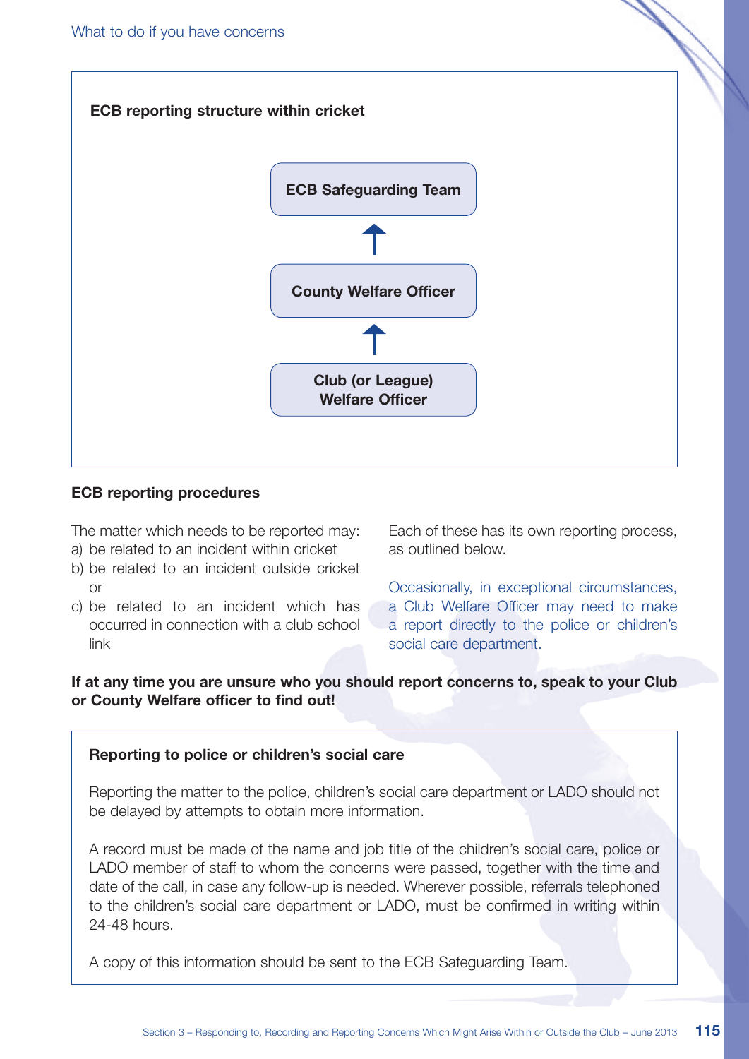What to do if you have concerns

**ECB reporting structure within cricket**

**ECB Safeguarding Team**

↑

**County Welfare Officer**

↑

**Club (or League) Welfare Officer**

**ECB reporting procedures**

The matter which needs to be reported may:

a) be related to an incident within cricket
b) be related to an incident outside cricket or
c) be related to an incident which has occurred in connection with a club school link

Each of these has its own reporting process, as outlined below.

Occasionally, in exceptional circumstances, a Club Welfare Officer may need to make a report directly to the police or children's social care department.

**If at any time you are unsure who you should report concerns to, speak to your Club or County Welfare officer to find out!**

**Reporting to police or children's social care**

Reporting the matter to the police, children's social care department or LADO should not be delayed by attempts to obtain more information.

A record must be made of the name and job title of the children's social care, police or LADO member of staff to whom the concerns were passed, together with the time and date of the call, in case any follow-up is needed. Wherever possible, referrals telephoned to the children's social care department or LADO, must be confirmed in writing within 24-48 hours.

A copy of this information should be sent to the ECB Safeguarding Team.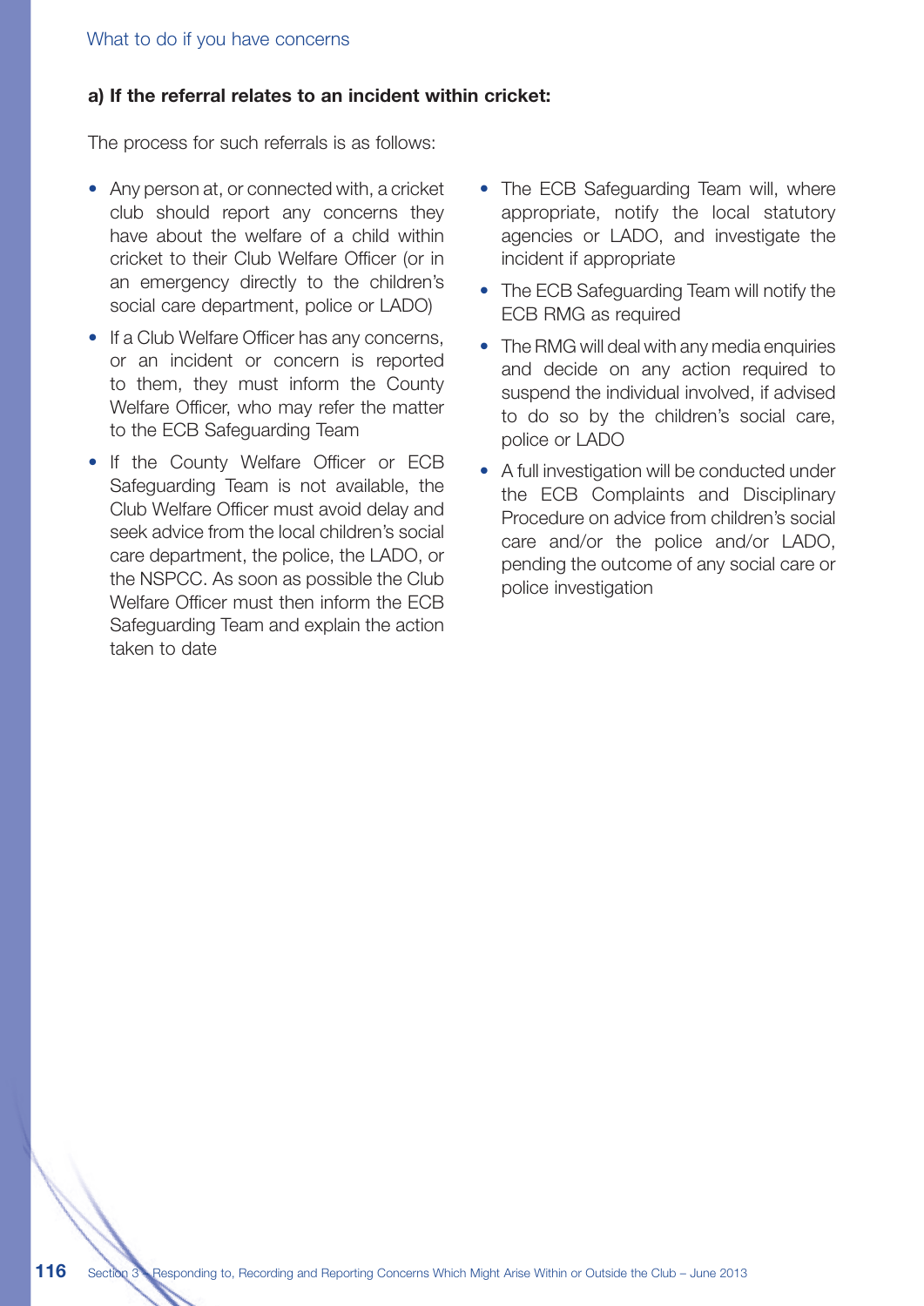**a) If the referral relates to an incident within cricket:**

The process for such referrals is as follows:

- Any person at, or connected with, a cricket club should report any concerns they have about the welfare of a child within cricket to their Club Welfare Officer (or in an emergency directly to the children's social care department, police or LADO)
- If a Club Welfare Officer has any concerns, or an incident or concern is reported to them, they must inform the County Welfare Officer, who may refer the matter to the ECB Safeguarding Team
- If the County Welfare Officer or ECB Safeguarding Team is not available, the Club Welfare Officer must avoid delay and seek advice from the local children's social care department, the police, the LADO, or the NSPCC. As soon as possible the Club Welfare Officer must then inform the ECB Safeguarding Team and explain the action taken to date
- The ECB Safeguarding Team will, where appropriate, notify the local statutory agencies or LADO, and investigate the incident if appropriate
- The ECB Safeguarding Team will notify the ECB RMG as required
- The RMG will deal with any media enquiries and decide on any action required to suspend the individual involved, if advised to do so by the children's social care, police or LADO
- A full investigation will be conducted under the ECB Complaints and Disciplinary Procedure on advice from children's social care and/or the police and/or LADO, pending the outcome of any social care or police investigation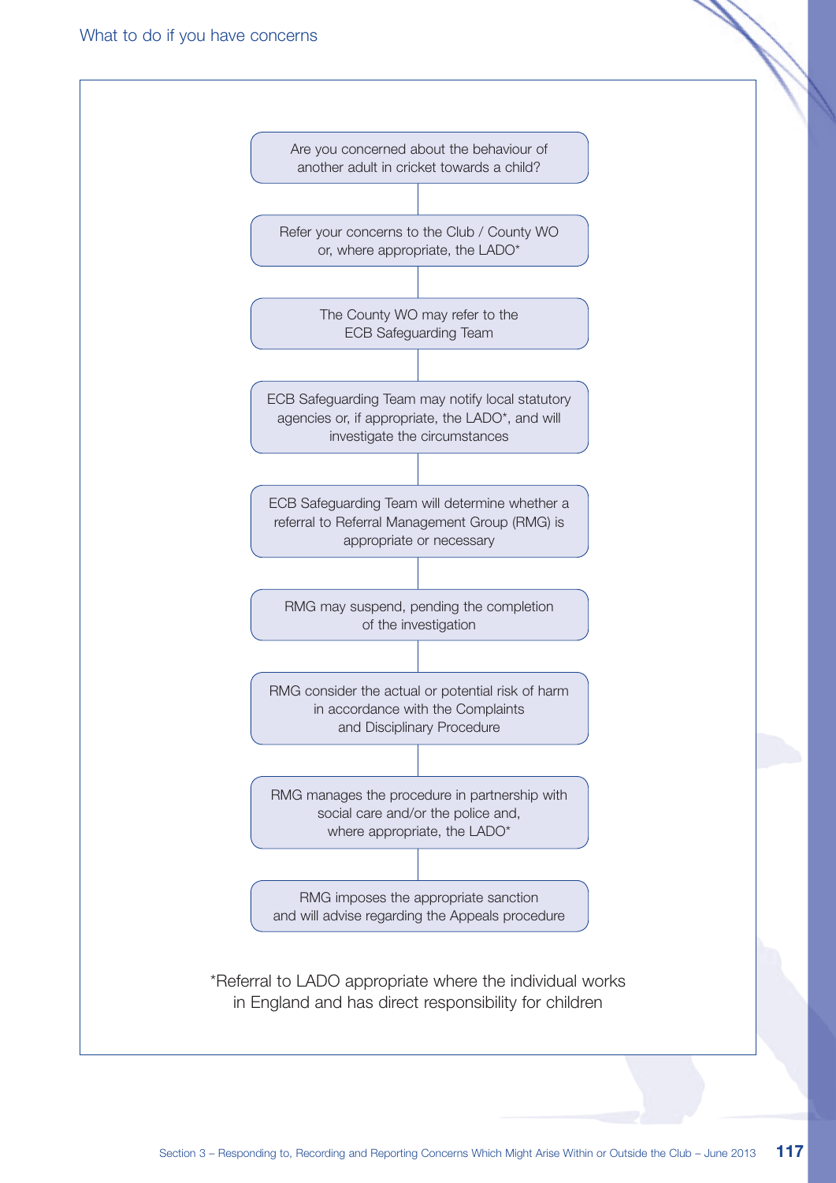## What to do if you have concerns

Are you concerned about the behaviour of another adult in cricket towards a child?

↓

Refer your concerns to the Club / County WO or, where appropriate, the LADO*

↓

The County WO may refer to the ECB Safeguarding Team

↓

ECB Safeguarding Team may notify local statutory agencies or, if appropriate, the LADO*, and will investigate the circumstances

↓

ECB Safeguarding Team will determine whether a referral to Referral Management Group (RMG) is appropriate or necessary

↓

RMG may suspend, pending the completion of the investigation

↓

RMG consider the actual or potential risk of harm in accordance with the Complaints and Disciplinary Procedure

↓

RMG manages the procedure in partnership with social care and/or the police and, where appropriate, the LADO*

↓

RMG imposes the appropriate sanction and will advise regarding the Appeals procedure

*Referral to LADO appropriate where the individual works in England and has direct responsibility for children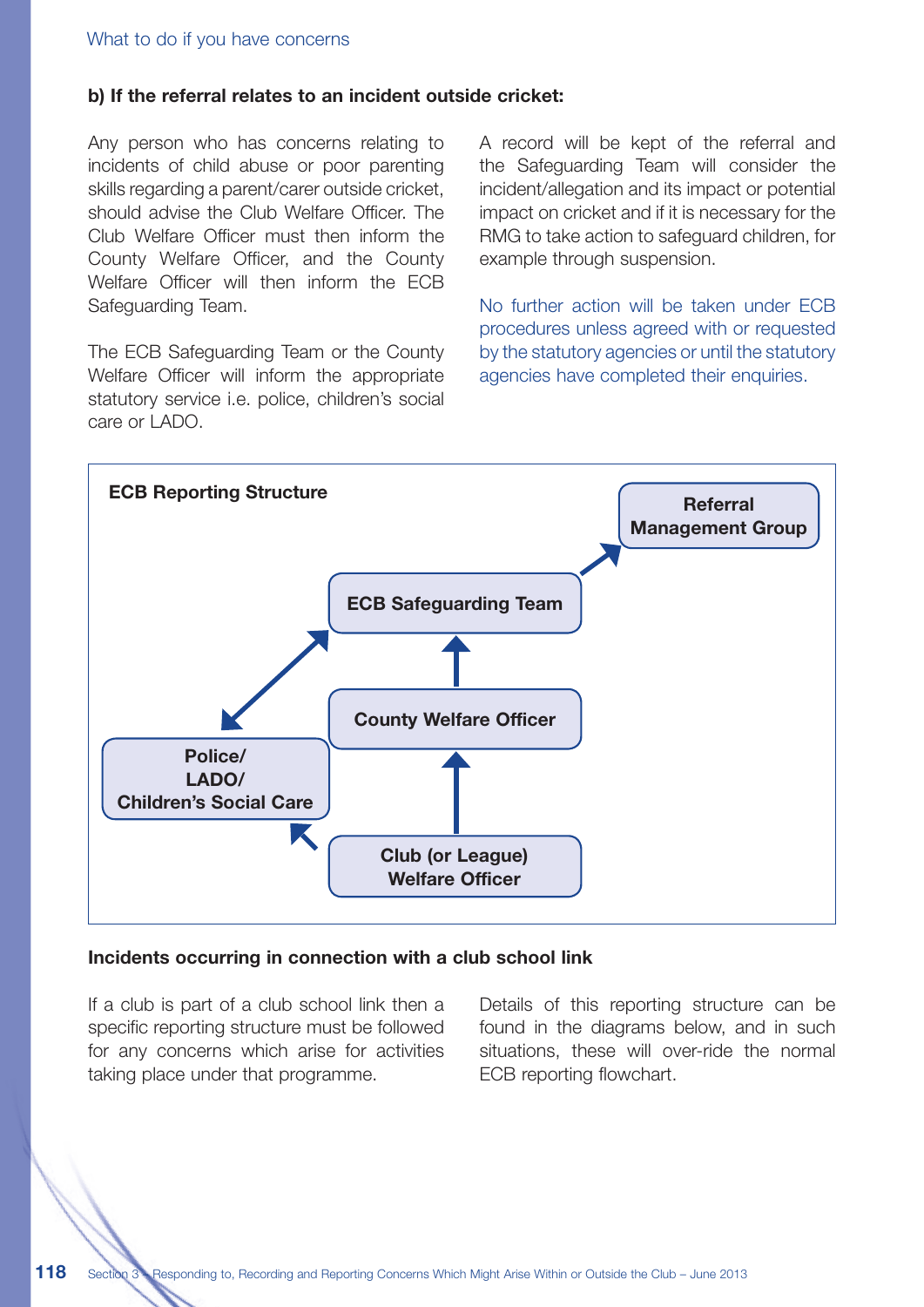What to do if you have concerns

**b) If the referral relates to an incident outside cricket:**

Any person who has concerns relating to incidents of child abuse or poor parenting skills regarding a parent/carer outside cricket, should advise the Club Welfare Officer. The Club Welfare Officer must then inform the County Welfare Officer, and the County Welfare Officer will then inform the ECB Safeguarding Team.

The ECB Safeguarding Team or the County Welfare Officer will inform the appropriate statutory service i.e. police, children's social care or LADO.

A record will be kept of the referral and the Safeguarding Team will consider the incident/allegation and its impact or potential impact on cricket and if it is necessary for the RMG to take action to safeguard children, for example through suspension.

No further action will be taken under ECB procedures unless agreed with or requested by the statutory agencies or until the statutory agencies have completed their enquiries.

**ECB Reporting Structure**

- Club (or League) Welfare Officer → County Welfare Officer
- Club (or League) Welfare Officer → Police/LADO/Children's Social Care
- County Welfare Officer → ECB Safeguarding Team
- ECB Safeguarding Team ↔ Police/LADO/Children's Social Care
- ECB Safeguarding Team → Referral Management Group

**Incidents occurring in connection with a club school link**

If a club is part of a club school link then a specific reporting structure must be followed for any concerns which arise for activities taking place under that programme.

Details of this reporting structure can be found in the diagrams below, and in such situations, these will over-ride the normal ECB reporting flowchart.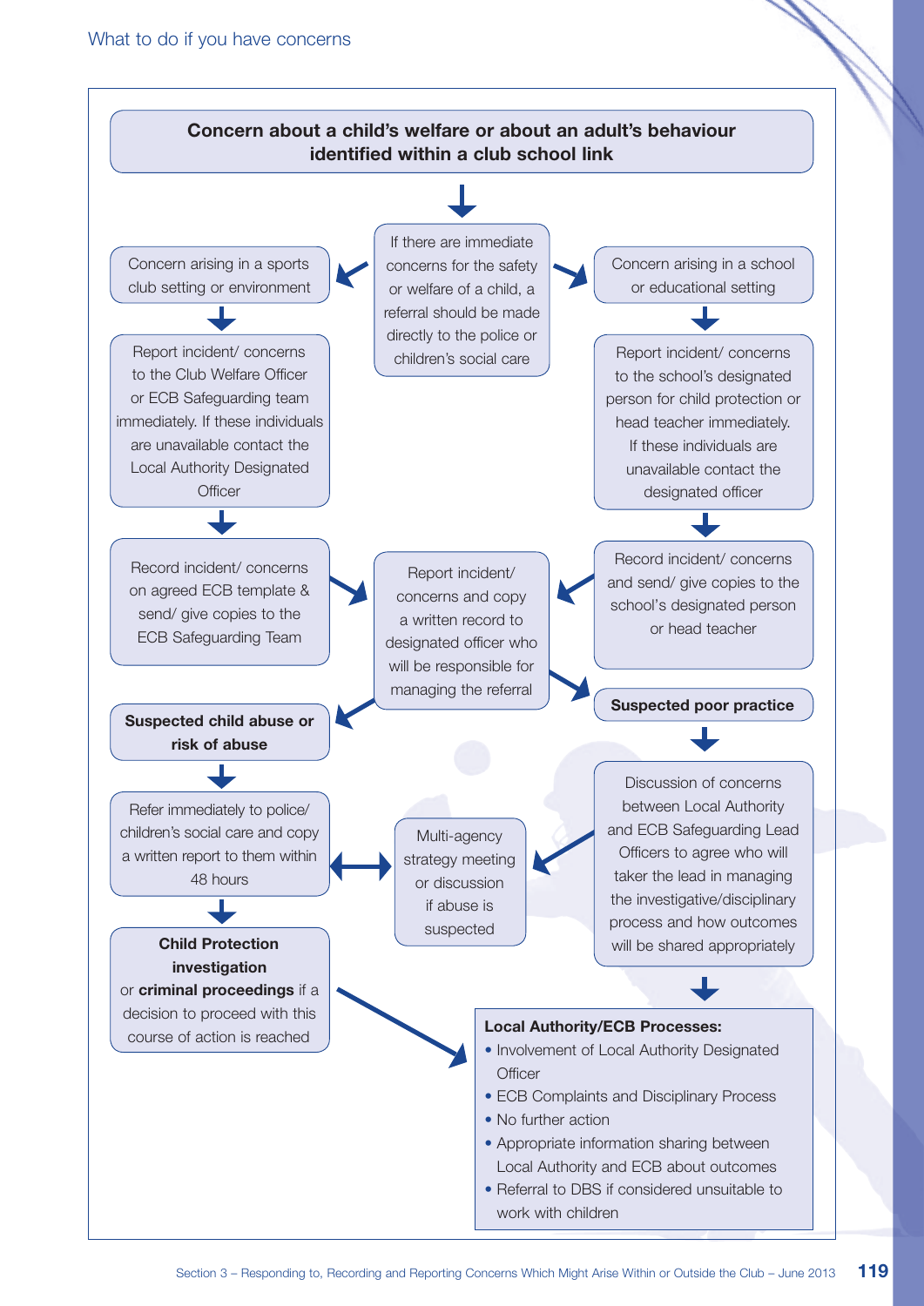# What to do if you have concerns

**Concern about a child's welfare or about an adult's behaviour identified within a club school link**

If there are immediate concerns for the safety or welfare of a child, a referral should be made directly to the police or children's social care

Concern arising in a sports club setting or environment

Report incident/ concerns to the Club Welfare Officer or ECB Safeguarding team immediately. If these individuals are unavailable contact the Local Authority Designated Officer

Record incident/ concerns on agreed ECB template & send/ give copies to the ECB Safeguarding Team

Concern arising in a school or educational setting

Report incident/ concerns to the school's designated person for child protection or head teacher immediately. If these individuals are unavailable contact the designated officer

Record incident/ concerns and send/ give copies to the school's designated person or head teacher

Report incident/ concerns and copy a written record to designated officer who will be responsible for managing the referral

**Suspected child abuse or risk of abuse**

Refer immediately to police/ children's social care and copy a written report to them within 48 hours

Multi-agency strategy meeting or discussion if abuse is suspected

**Child Protection investigation** or **criminal proceedings** if a decision to proceed with this course of action is reached

**Suspected poor practice**

Discussion of concerns between Local Authority and ECB Safeguarding Lead Officers to agree who will taker the lead in managing the investigative/disciplinary process and how outcomes will be shared appropriately

**Local Authority/ECB Processes:**

- Involvement of Local Authority Designated Officer
- ECB Complaints and Disciplinary Process
- No further action
- Appropriate information sharing between Local Authority and ECB about outcomes
- Referral to DBS if considered unsuitable to work with children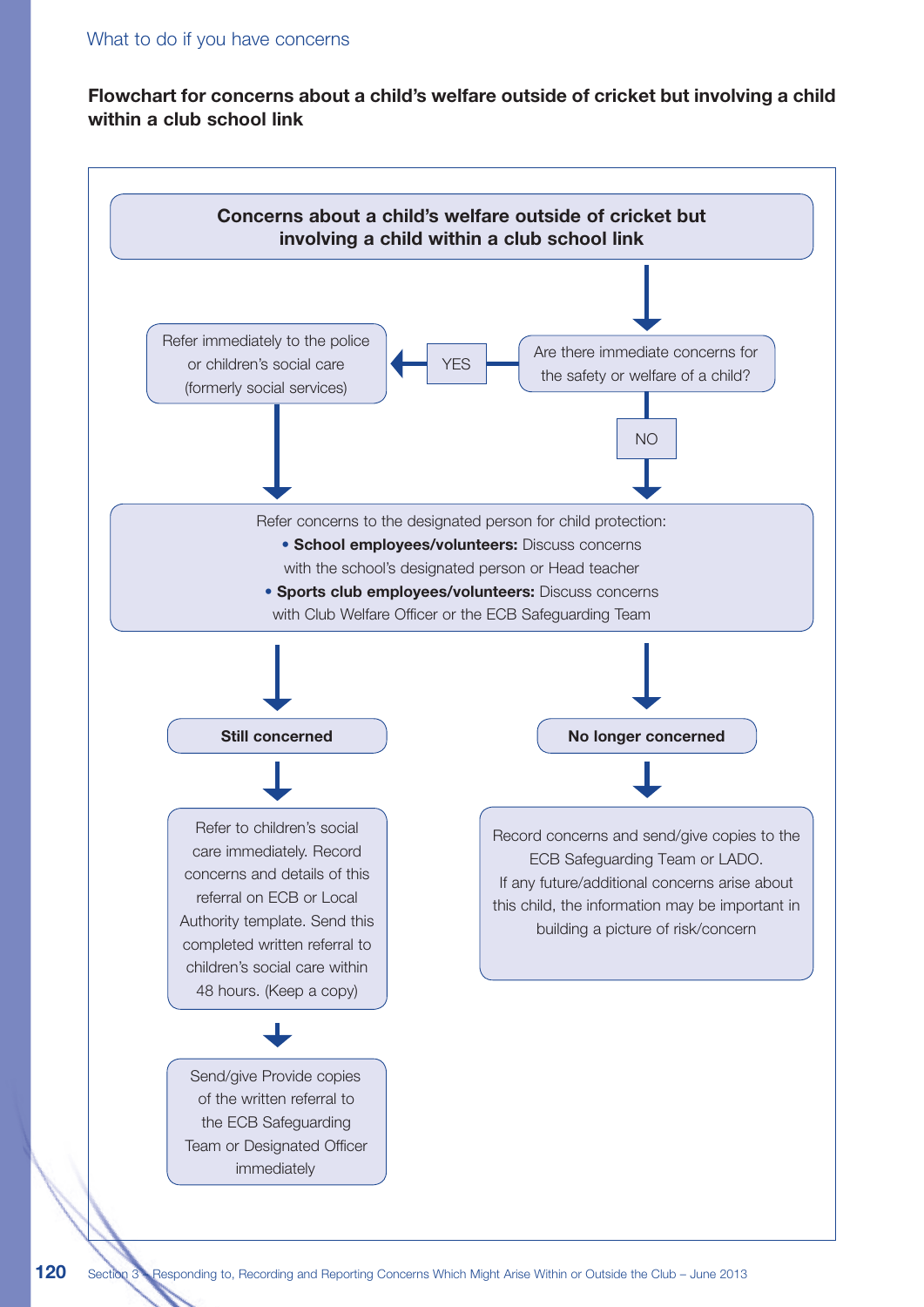What to do if you have concerns

**Flowchart for concerns about a child's welfare outside of cricket but involving a child within a club school link**

**Concerns about a child's welfare outside of cricket but involving a child within a club school link**

↓

Are there immediate concerns for the safety or welfare of a child?

- YES → Refer immediately to the police or children's social care (formerly social services) → (continue below)
- NO → (continue below)

↓

Refer concerns to the designated person for child protection:

- **School employees/volunteers:** Discuss concerns with the school's designated person or Head teacher
- **Sports club employees/volunteers:** Discuss concerns with Club Welfare Officer or the ECB Safeguarding Team

↓

**Still concerned**

↓

Refer to children's social care immediately. Record concerns and details of this referral on ECB or Local Authority template. Send this completed written referral to children's social care within 48 hours. (Keep a copy)

↓

Send/give Provide copies of the written referral to the ECB Safeguarding Team or Designated Officer immediately

**No longer concerned**

↓

Record concerns and send/give copies to the ECB Safeguarding Team or LADO.
If any future/additional concerns arise about this child, the information may be important in building a picture of risk/concern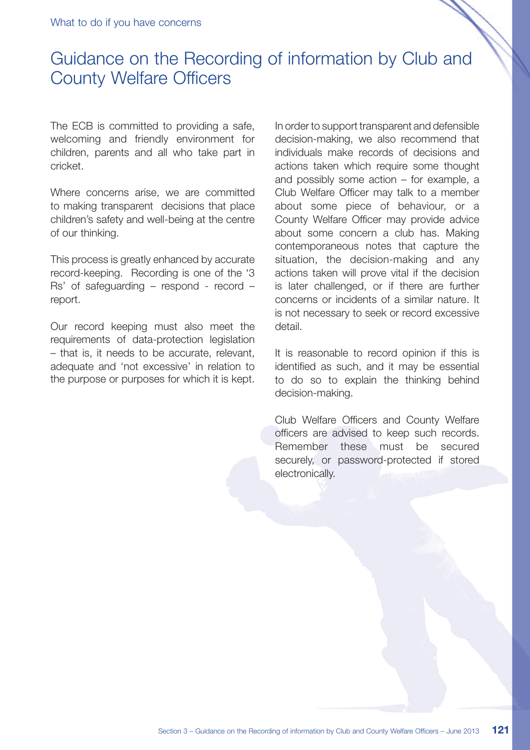# Guidance on the Recording of information by Club and County Welfare Officers

The ECB is committed to providing a safe, welcoming and friendly environment for children, parents and all who take part in cricket.

Where concerns arise, we are committed to making transparent decisions that place children's safety and well-being at the centre of our thinking.

This process is greatly enhanced by accurate record-keeping. Recording is one of the '3 Rs' of safeguarding – respond - record – report.

Our record keeping must also meet the requirements of data-protection legislation – that is, it needs to be accurate, relevant, adequate and 'not excessive' in relation to the purpose or purposes for which it is kept.

In order to support transparent and defensible decision-making, we also recommend that individuals make records of decisions and actions taken which require some thought and possibly some action – for example, a Club Welfare Officer may talk to a member about some piece of behaviour, or a County Welfare Officer may provide advice about some concern a club has. Making contemporaneous notes that capture the situation, the decision-making and any actions taken will prove vital if the decision is later challenged, or if there are further concerns or incidents of a similar nature. It is not necessary to seek or record excessive detail.

It is reasonable to record opinion if this is identified as such, and it may be essential to do so to explain the thinking behind decision-making.

Club Welfare Officers and County Welfare officers are advised to keep such records. Remember these must be secured securely, or password-protected if stored electronically.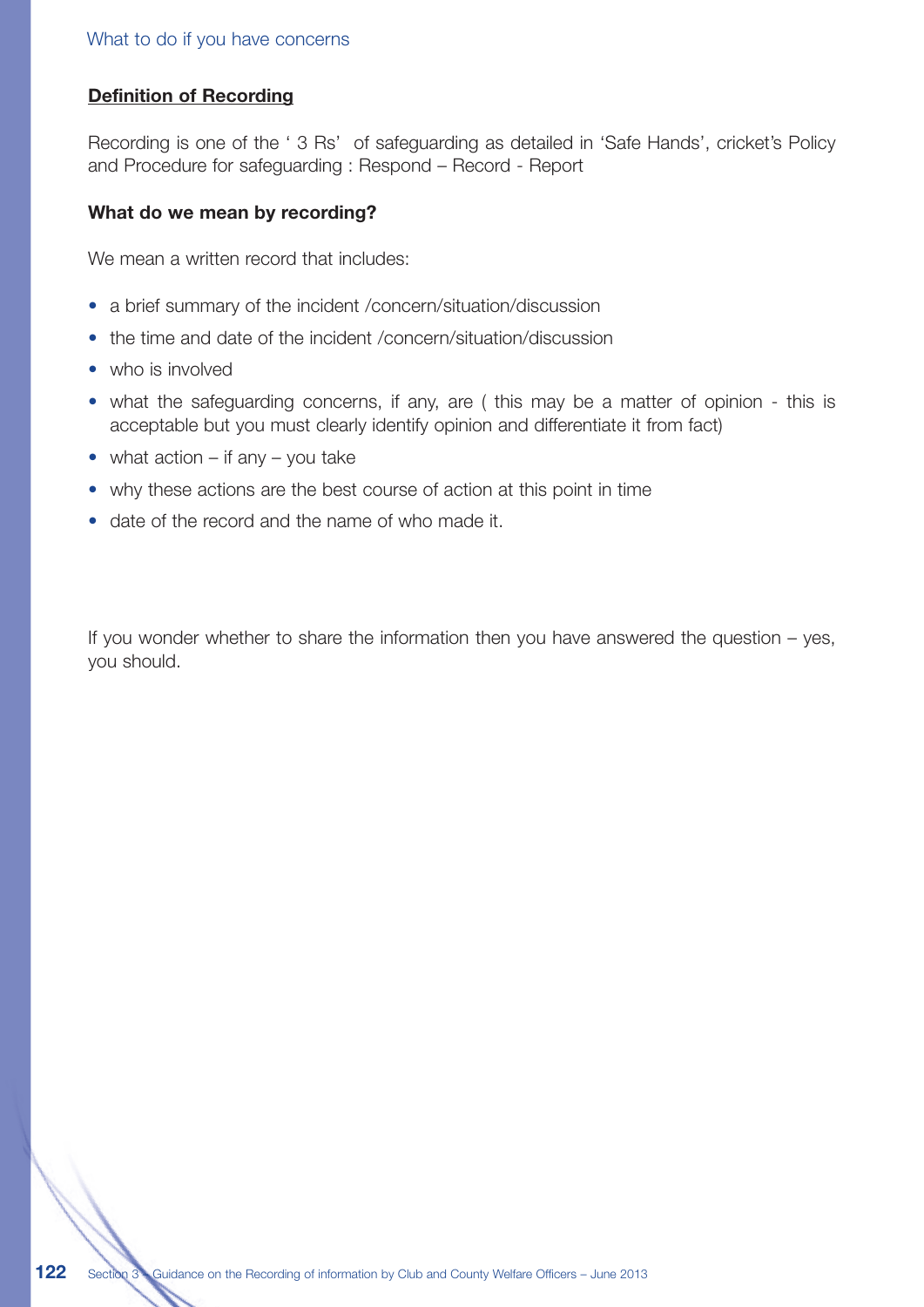## Definition of Recording

Recording is one of the ' 3 Rs' of safeguarding as detailed in 'Safe Hands', cricket's Policy and Procedure for safeguarding : Respond – Record - Report

### What do we mean by recording?

We mean a written record that includes:

- a brief summary of the incident /concern/situation/discussion
- the time and date of the incident /concern/situation/discussion
- who is involved
- what the safeguarding concerns, if any, are ( this may be a matter of opinion - this is acceptable but you must clearly identify opinion and differentiate it from fact)
- what action – if any – you take
- why these actions are the best course of action at this point in time
- date of the record and the name of who made it.

If you wonder whether to share the information then you have answered the question – yes, you should.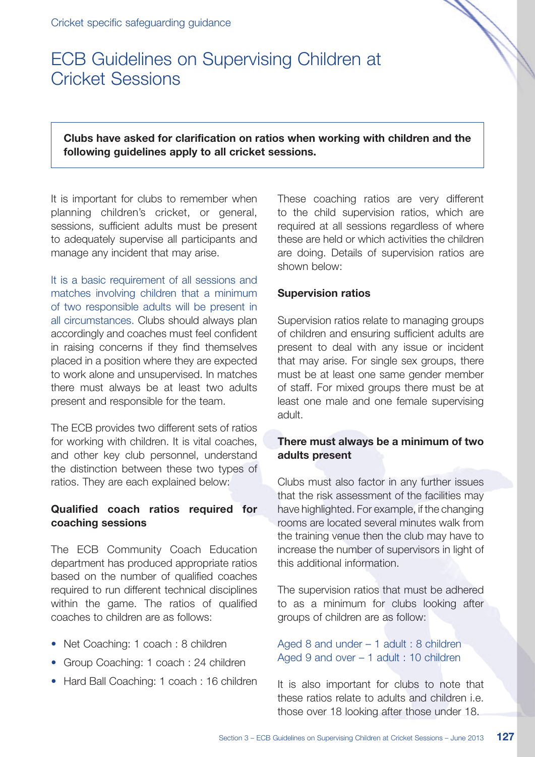# ECB Guidelines on Supervising Children at Cricket Sessions

**Clubs have asked for clarification on ratios when working with children and the following guidelines apply to all cricket sessions.**

It is important for clubs to remember when planning children's cricket, or general, sessions, sufficient adults must be present to adequately supervise all participants and manage any incident that may arise.

It is a basic requirement of all sessions and matches involving children that a minimum of two responsible adults will be present in all circumstances. Clubs should always plan accordingly and coaches must feel confident in raising concerns if they find themselves placed in a position where they are expected to work alone and unsupervised. In matches there must always be at least two adults present and responsible for the team.

The ECB provides two different sets of ratios for working with children. It is vital coaches, and other key club personnel, understand the distinction between these two types of ratios. They are each explained below:

### Qualified coach ratios required for coaching sessions

The ECB Community Coach Education department has produced appropriate ratios based on the number of qualified coaches required to run different technical disciplines within the game. The ratios of qualified coaches to children are as follows:

- Net Coaching: 1 coach : 8 children
- Group Coaching: 1 coach : 24 children
- Hard Ball Coaching: 1 coach : 16 children

These coaching ratios are very different to the child supervision ratios, which are required at all sessions regardless of where these are held or which activities the children are doing. Details of supervision ratios are shown below:

### Supervision ratios

Supervision ratios relate to managing groups of children and ensuring sufficient adults are present to deal with any issue or incident that may arise. For single sex groups, there must be at least one same gender member of staff. For mixed groups there must be at least one male and one female supervising adult.

### There must always be a minimum of two adults present

Clubs must also factor in any further issues that the risk assessment of the facilities may have highlighted. For example, if the changing rooms are located several minutes walk from the training venue then the club may have to increase the number of supervisors in light of this additional information.

The supervision ratios that must be adhered to as a minimum for clubs looking after groups of children are as follow:

Aged 8 and under – 1 adult : 8 children
Aged 9 and over – 1 adult : 10 children

It is also important for clubs to note that these ratios relate to adults and children i.e. those over 18 looking after those under 18.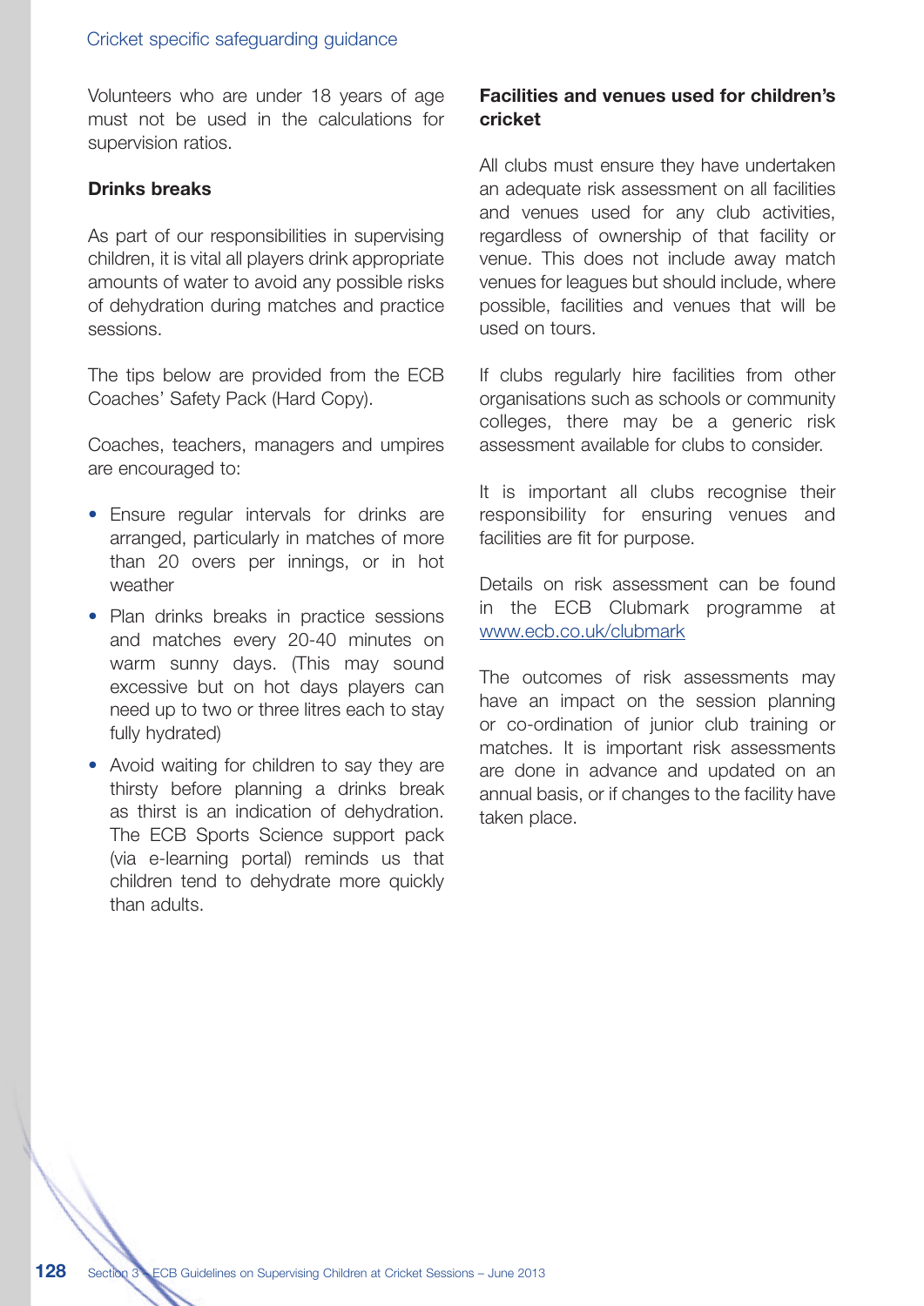Volunteers who are under 18 years of age must not be used in the calculations for supervision ratios.

**Drinks breaks**

As part of our responsibilities in supervising children, it is vital all players drink appropriate amounts of water to avoid any possible risks of dehydration during matches and practice sessions.

The tips below are provided from the ECB Coaches' Safety Pack (Hard Copy).

Coaches, teachers, managers and umpires are encouraged to:

- Ensure regular intervals for drinks are arranged, particularly in matches of more than 20 overs per innings, or in hot weather
- Plan drinks breaks in practice sessions and matches every 20-40 minutes on warm sunny days. (This may sound excessive but on hot days players can need up to two or three litres each to stay fully hydrated)
- Avoid waiting for children to say they are thirsty before planning a drinks break as thirst is an indication of dehydration. The ECB Sports Science support pack (via e-learning portal) reminds us that children tend to dehydrate more quickly than adults.

**Facilities and venues used for children's cricket**

All clubs must ensure they have undertaken an adequate risk assessment on all facilities and venues used for any club activities, regardless of ownership of that facility or venue. This does not include away match venues for leagues but should include, where possible, facilities and venues that will be used on tours.

If clubs regularly hire facilities from other organisations such as schools or community colleges, there may be a generic risk assessment available for clubs to consider.

It is important all clubs recognise their responsibility for ensuring venues and facilities are fit for purpose.

Details on risk assessment can be found in the ECB Clubmark programme at www.ecb.co.uk/clubmark

The outcomes of risk assessments may have an impact on the session planning or co-ordination of junior club training or matches. It is important risk assessments are done in advance and updated on an annual basis, or if changes to the facility have taken place.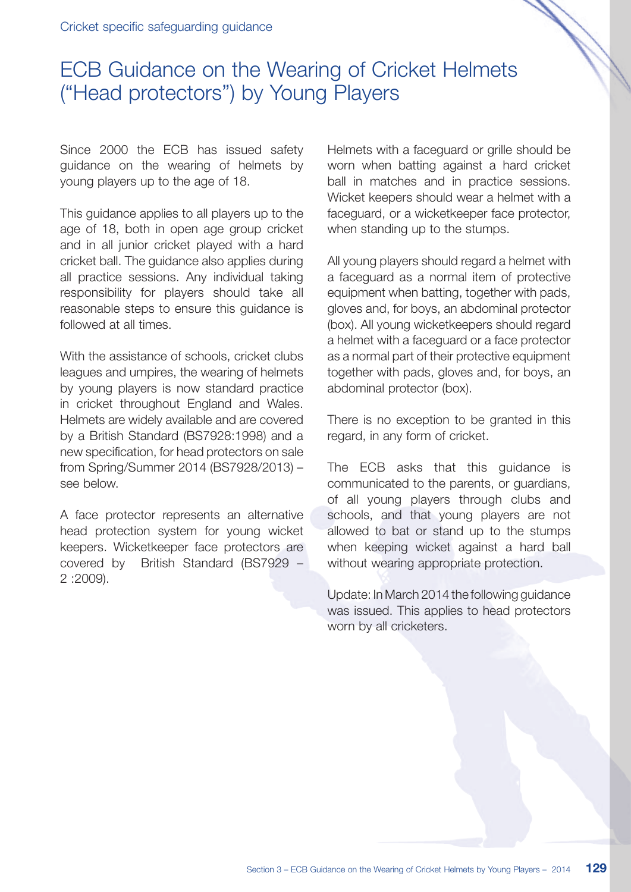# ECB Guidance on the Wearing of Cricket Helmets ("Head protectors") by Young Players

Since 2000 the ECB has issued safety guidance on the wearing of helmets by young players up to the age of 18.

This guidance applies to all players up to the age of 18, both in open age group cricket and in all junior cricket played with a hard cricket ball. The guidance also applies during all practice sessions. Any individual taking responsibility for players should take all reasonable steps to ensure this guidance is followed at all times.

With the assistance of schools, cricket clubs leagues and umpires, the wearing of helmets by young players is now standard practice in cricket throughout England and Wales. Helmets are widely available and are covered by a British Standard (BS7928:1998) and a new specification, for head protectors on sale from Spring/Summer 2014 (BS7928/2013) – see below.

A face protector represents an alternative head protection system for young wicket keepers. Wicketkeeper face protectors are covered by British Standard (BS7929 – 2 :2009).

Helmets with a faceguard or grille should be worn when batting against a hard cricket ball in matches and in practice sessions. Wicket keepers should wear a helmet with a faceguard, or a wicketkeeper face protector, when standing up to the stumps.

All young players should regard a helmet with a faceguard as a normal item of protective equipment when batting, together with pads, gloves and, for boys, an abdominal protector (box). All young wicketkeepers should regard a helmet with a faceguard or a face protector as a normal part of their protective equipment together with pads, gloves and, for boys, an abdominal protector (box).

There is no exception to be granted in this regard, in any form of cricket.

The ECB asks that this guidance is communicated to the parents, or guardians, of all young players through clubs and schools, and that young players are not allowed to bat or stand up to the stumps when keeping wicket against a hard ball without wearing appropriate protection.

Update: In March 2014 the following guidance was issued. This applies to head protectors worn by all cricketers.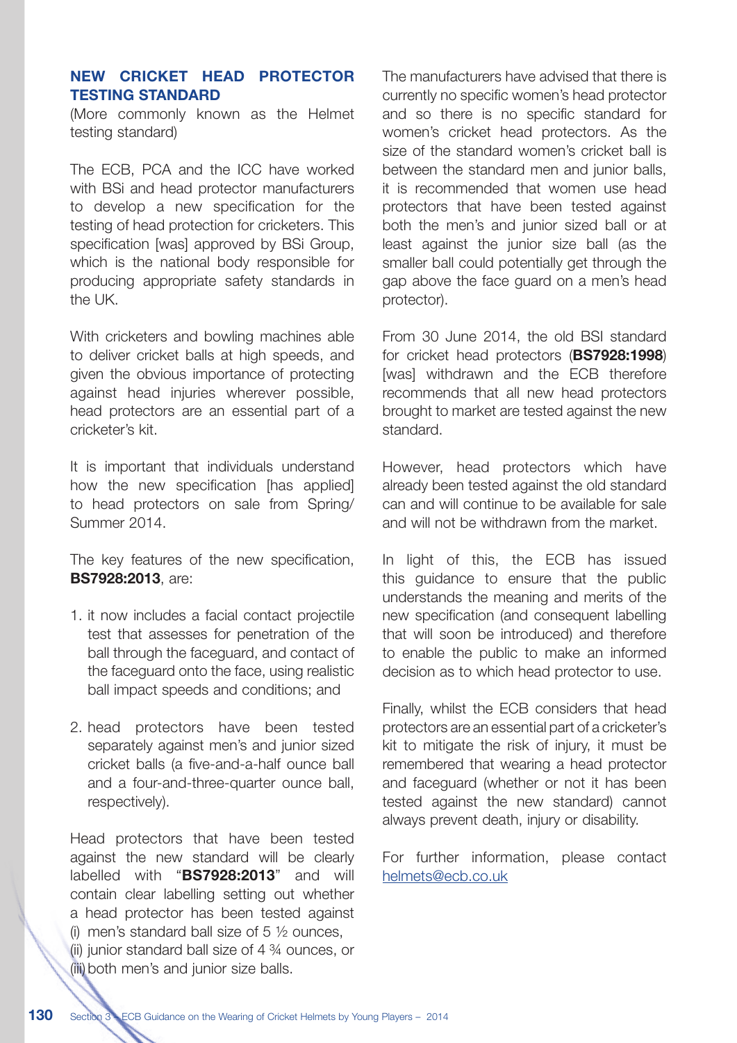## NEW CRICKET HEAD PROTECTOR TESTING STANDARD

(More commonly known as the Helmet testing standard)

The ECB, PCA and the ICC have worked with BSi and head protector manufacturers to develop a new specification for the testing of head protection for cricketers. This specification [was] approved by BSi Group, which is the national body responsible for producing appropriate safety standards in the UK.

With cricketers and bowling machines able to deliver cricket balls at high speeds, and given the obvious importance of protecting against head injuries wherever possible, head protectors are an essential part of a cricketer's kit.

It is important that individuals understand how the new specification [has applied] to head protectors on sale from Spring/ Summer 2014.

The key features of the new specification, **BS7928:2013**, are:

1. it now includes a facial contact projectile test that assesses for penetration of the ball through the faceguard, and contact of the faceguard onto the face, using realistic ball impact speeds and conditions; and

2. head protectors have been tested separately against men's and junior sized cricket balls (a five-and-a-half ounce ball and a four-and-three-quarter ounce ball, respectively).

Head protectors that have been tested against the new standard will be clearly labelled with "**BS7928:2013**" and will contain clear labelling setting out whether a head protector has been tested against (i) men's standard ball size of 5 ½ ounces, (ii) junior standard ball size of 4 ¾ ounces, or (iii) both men's and junior size balls.

The manufacturers have advised that there is currently no specific women's head protector and so there is no specific standard for women's cricket head protectors. As the size of the standard women's cricket ball is between the standard men and junior balls, it is recommended that women use head protectors that have been tested against both the men's and junior sized ball or at least against the junior size ball (as the smaller ball could potentially get through the gap above the face guard on a men's head protector).

From 30 June 2014, the old BSI standard for cricket head protectors (**BS7928:1998**) [was] withdrawn and the ECB therefore recommends that all new head protectors brought to market are tested against the new standard.

However, head protectors which have already been tested against the old standard can and will continue to be available for sale and will not be withdrawn from the market.

In light of this, the ECB has issued this guidance to ensure that the public understands the meaning and merits of the new specification (and consequent labelling that will soon be introduced) and therefore to enable the public to make an informed decision as to which head protector to use.

Finally, whilst the ECB considers that head protectors are an essential part of a cricketer's kit to mitigate the risk of injury, it must be remembered that wearing a head protector and faceguard (whether or not it has been tested against the new standard) cannot always prevent death, injury or disability.

For further information, please contact helmets@ecb.co.uk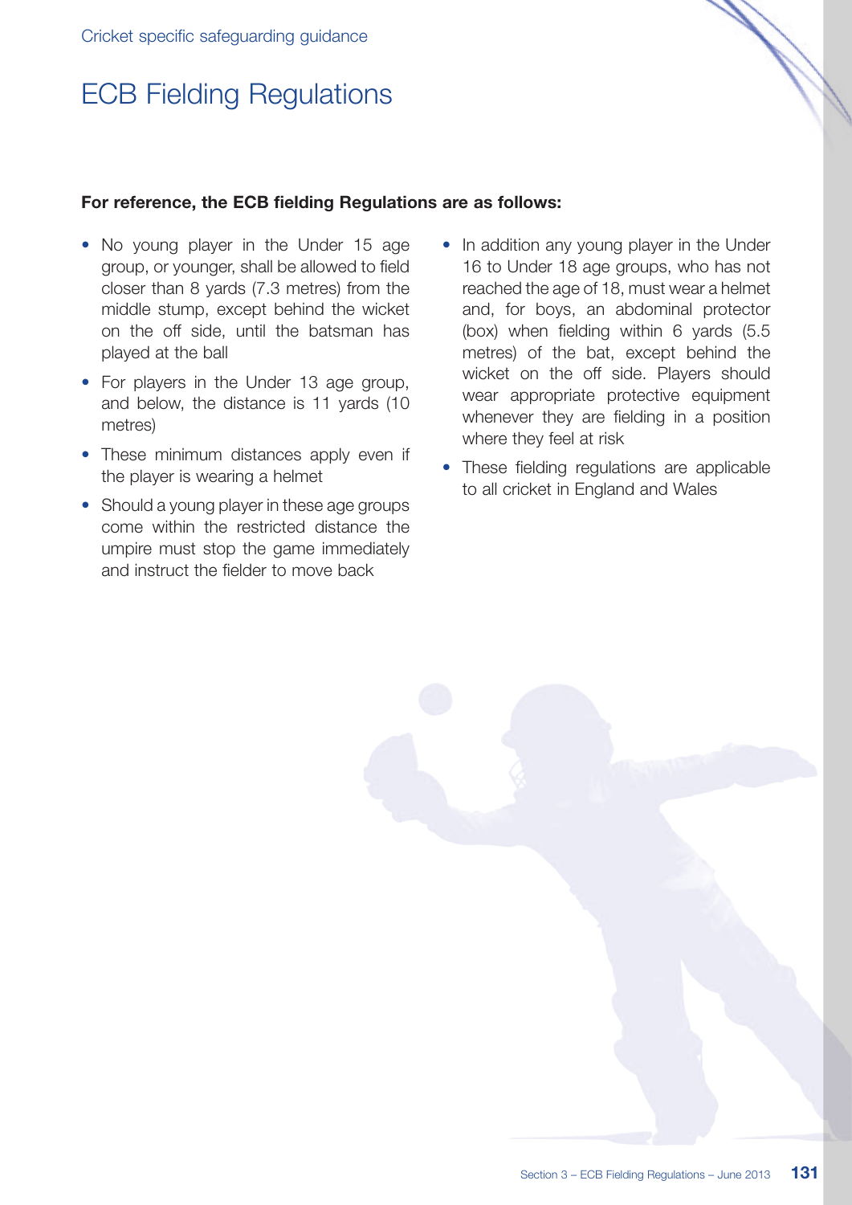Cricket specific safeguarding guidance

# ECB Fielding Regulations

**For reference, the ECB fielding Regulations are as follows:**

- No young player in the Under 15 age group, or younger, shall be allowed to field closer than 8 yards (7.3 metres) from the middle stump, except behind the wicket on the off side, until the batsman has played at the ball
- For players in the Under 13 age group, and below, the distance is 11 yards (10 metres)
- These minimum distances apply even if the player is wearing a helmet
- Should a young player in these age groups come within the restricted distance the umpire must stop the game immediately and instruct the fielder to move back
- In addition any young player in the Under 16 to Under 18 age groups, who has not reached the age of 18, must wear a helmet and, for boys, an abdominal protector (box) when fielding within 6 yards (5.5 metres) of the bat, except behind the wicket on the off side. Players should wear appropriate protective equipment whenever they are fielding in a position where they feel at risk
- These fielding regulations are applicable to all cricket in England and Wales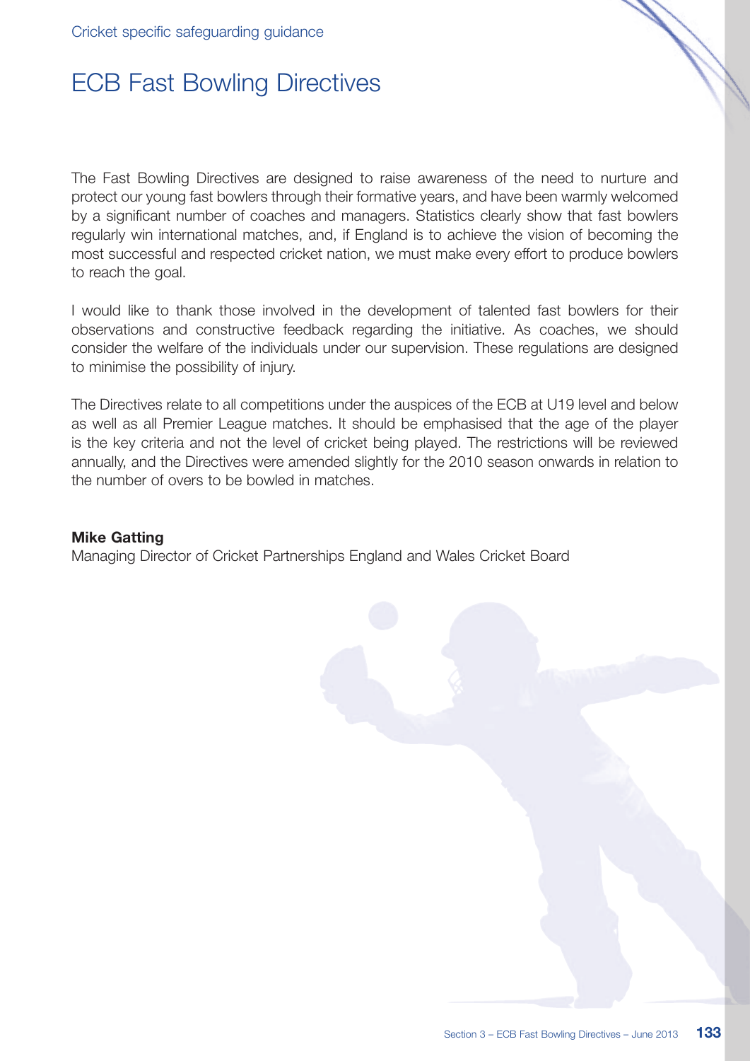# ECB Fast Bowling Directives

The Fast Bowling Directives are designed to raise awareness of the need to nurture and protect our young fast bowlers through their formative years, and have been warmly welcomed by a significant number of coaches and managers. Statistics clearly show that fast bowlers regularly win international matches, and, if England is to achieve the vision of becoming the most successful and respected cricket nation, we must make every effort to produce bowlers to reach the goal.

I would like to thank those involved in the development of talented fast bowlers for their observations and constructive feedback regarding the initiative. As coaches, we should consider the welfare of the individuals under our supervision. These regulations are designed to minimise the possibility of injury.

The Directives relate to all competitions under the auspices of the ECB at U19 level and below as well as all Premier League matches. It should be emphasised that the age of the player is the key criteria and not the level of cricket being played. The restrictions will be reviewed annually, and the Directives were amended slightly for the 2010 season onwards in relation to the number of overs to be bowled in matches.

**Mike Gatting**
Managing Director of Cricket Partnerships England and Wales Cricket Board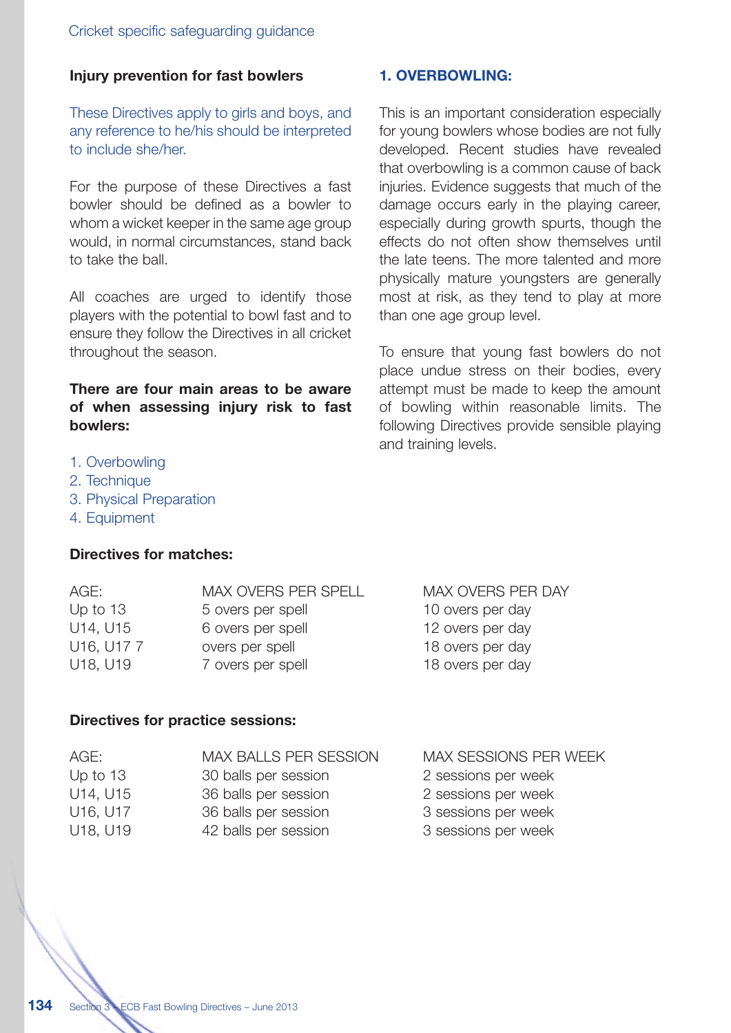## Injury prevention for fast bowlers

These Directives apply to girls and boys, and any reference to he/his should be interpreted to include she/her.

For the purpose of these Directives a fast bowler should be defined as a bowler to whom a wicket keeper in the same age group would, in normal circumstances, stand back to take the ball.

All coaches are urged to identify those players with the potential to bowl fast and to ensure they follow the Directives in all cricket throughout the season.

**There are four main areas to be aware of when assessing injury risk to fast bowlers:**

1. Overbowling
2. Technique
3. Physical Preparation
4. Equipment

### 1. OVERBOWLING:

This is an important consideration especially for young bowlers whose bodies are not fully developed. Recent studies have revealed that overbowling is a common cause of back injuries. Evidence suggests that much of the damage occurs early in the playing career, especially during growth spurts, though the effects do not often show themselves until the late teens. The more talented and more physically mature youngsters are generally most at risk, as they tend to play at more than one age group level.

To ensure that young fast bowlers do not place undue stress on their bodies, every attempt must be made to keep the amount of bowling within reasonable limits. The following Directives provide sensible playing and training levels.

**Directives for matches:**

| AGE: | MAX OVERS PER SPELL | MAX OVERS PER DAY |
|---|---|---|
| Up to 13 | 5 overs per spell | 10 overs per day |
| U14, U15 | 6 overs per spell | 12 overs per day |
| U16, U17 | 7 overs per spell | 18 overs per day |
| U18, U19 | 7 overs per spell | 18 overs per day |

**Directives for practice sessions:**

| AGE: | MAX BALLS PER SESSION | MAX SESSIONS PER WEEK |
|---|---|---|
| Up to 13 | 30 balls per session | 2 sessions per week |
| U14, U15 | 36 balls per session | 2 sessions per week |
| U16, U17 | 36 balls per session | 3 sessions per week |
| U18, U19 | 42 balls per session | 3 sessions per week |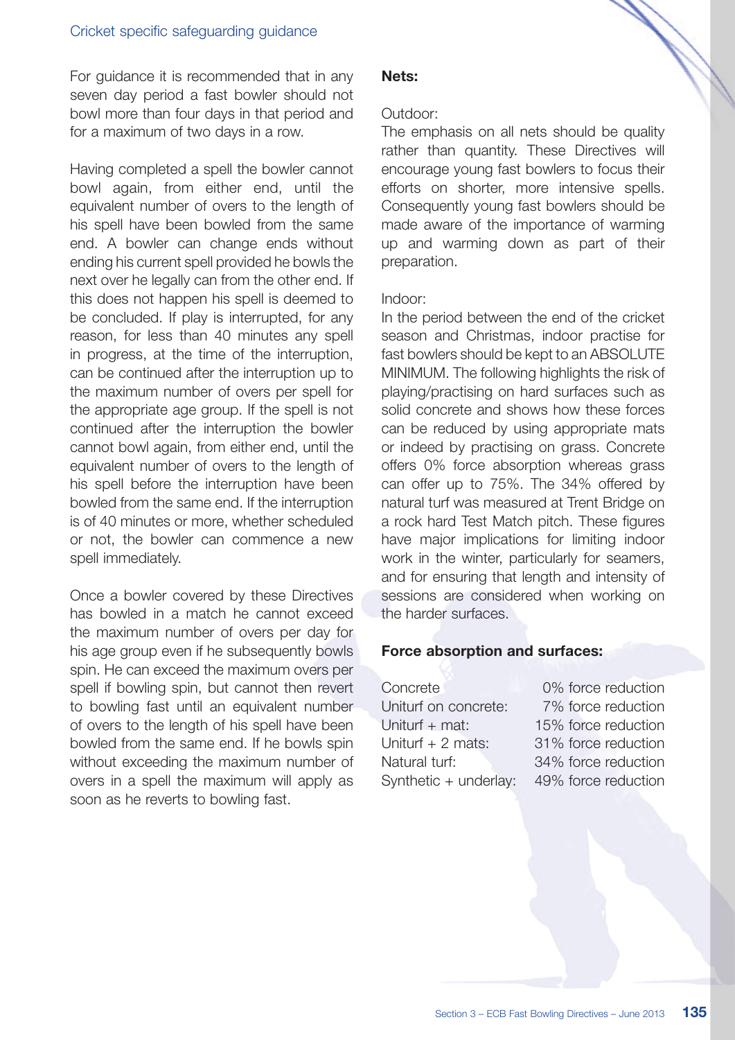For guidance it is recommended that in any seven day period a fast bowler should not bowl more than four days in that period and for a maximum of two days in a row.

Having completed a spell the bowler cannot bowl again, from either end, until the equivalent number of overs to the length of his spell have been bowled from the same end. A bowler can change ends without ending his current spell provided he bowls the next over he legally can from the other end. If this does not happen his spell is deemed to be concluded. If play is interrupted, for any reason, for less than 40 minutes any spell in progress, at the time of the interruption, can be continued after the interruption up to the maximum number of overs per spell for the appropriate age group. If the spell is not continued after the interruption the bowler cannot bowl again, from either end, until the equivalent number of overs to the length of his spell before the interruption have been bowled from the same end. If the interruption is of 40 minutes or more, whether scheduled or not, the bowler can commence a new spell immediately.

Once a bowler covered by these Directives has bowled in a match he cannot exceed the maximum number of overs per day for his age group even if he subsequently bowls spin. He can exceed the maximum overs per spell if bowling spin, but cannot then revert to bowling fast until an equivalent number of overs to the length of his spell have been bowled from the same end. If he bowls spin without exceeding the maximum number of overs in a spell the maximum will apply as soon as he reverts to bowling fast.

**Nets:**

Outdoor:
The emphasis on all nets should be quality rather than quantity. These Directives will encourage young fast bowlers to focus their efforts on shorter, more intensive spells. Consequently young fast bowlers should be made aware of the importance of warming up and warming down as part of their preparation.

Indoor:
In the period between the end of the cricket season and Christmas, indoor practise for fast bowlers should be kept to an ABSOLUTE MINIMUM. The following highlights the risk of playing/practising on hard surfaces such as solid concrete and shows how these forces can be reduced by using appropriate mats or indeed by practising on grass. Concrete offers 0% force absorption whereas grass can offer up to 75%. The 34% offered by natural turf was measured at Trent Bridge on a rock hard Test Match pitch. These figures have major implications for limiting indoor work in the winter, particularly for seamers, and for ensuring that length and intensity of sessions are considered when working on the harder surfaces.

**Force absorption and surfaces:**

| | |
|---|---|
| Concrete | 0% force reduction |
| Uniturf on concrete: | 7% force reduction |
| Uniturf + mat: | 15% force reduction |
| Uniturf + 2 mats: | 31% force reduction |
| Natural turf: | 34% force reduction |
| Synthetic + underlay: | 49% force reduction |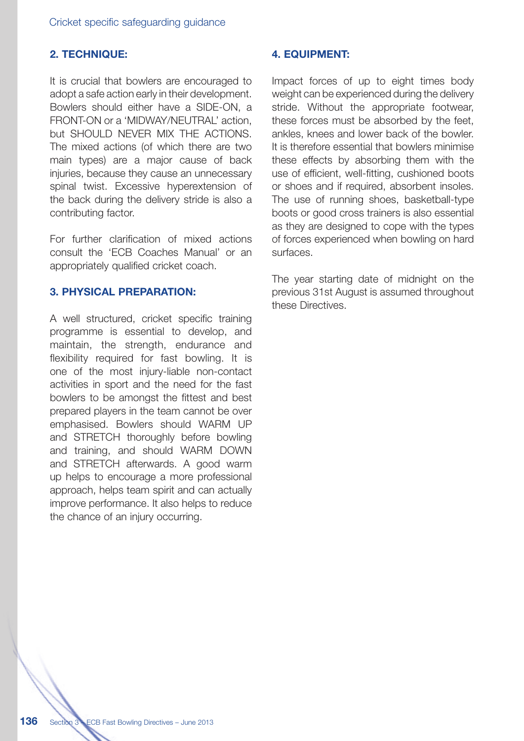## 2. TECHNIQUE:

It is crucial that bowlers are encouraged to adopt a safe action early in their development. Bowlers should either have a SIDE-ON, a FRONT-ON or a 'MIDWAY/NEUTRAL' action, but SHOULD NEVER MIX THE ACTIONS. The mixed actions (of which there are two main types) are a major cause of back injuries, because they cause an unnecessary spinal twist. Excessive hyperextension of the back during the delivery stride is also a contributing factor.

For further clarification of mixed actions consult the 'ECB Coaches Manual' or an appropriately qualified cricket coach.

## 3. PHYSICAL PREPARATION:

A well structured, cricket specific training programme is essential to develop, and maintain, the strength, endurance and flexibility required for fast bowling. It is one of the most injury-liable non-contact activities in sport and the need for the fast bowlers to be amongst the fittest and best prepared players in the team cannot be over emphasised. Bowlers should WARM UP and STRETCH thoroughly before bowling and training, and should WARM DOWN and STRETCH afterwards. A good warm up helps to encourage a more professional approach, helps team spirit and can actually improve performance. It also helps to reduce the chance of an injury occurring.

## 4. EQUIPMENT:

Impact forces of up to eight times body weight can be experienced during the delivery stride. Without the appropriate footwear, these forces must be absorbed by the feet, ankles, knees and lower back of the bowler. It is therefore essential that bowlers minimise these effects by absorbing them with the use of efficient, well-fitting, cushioned boots or shoes and if required, absorbent insoles. The use of running shoes, basketball-type boots or good cross trainers is also essential as they are designed to cope with the types of forces experienced when bowling on hard surfaces.

The year starting date of midnight on the previous 31st August is assumed throughout these Directives.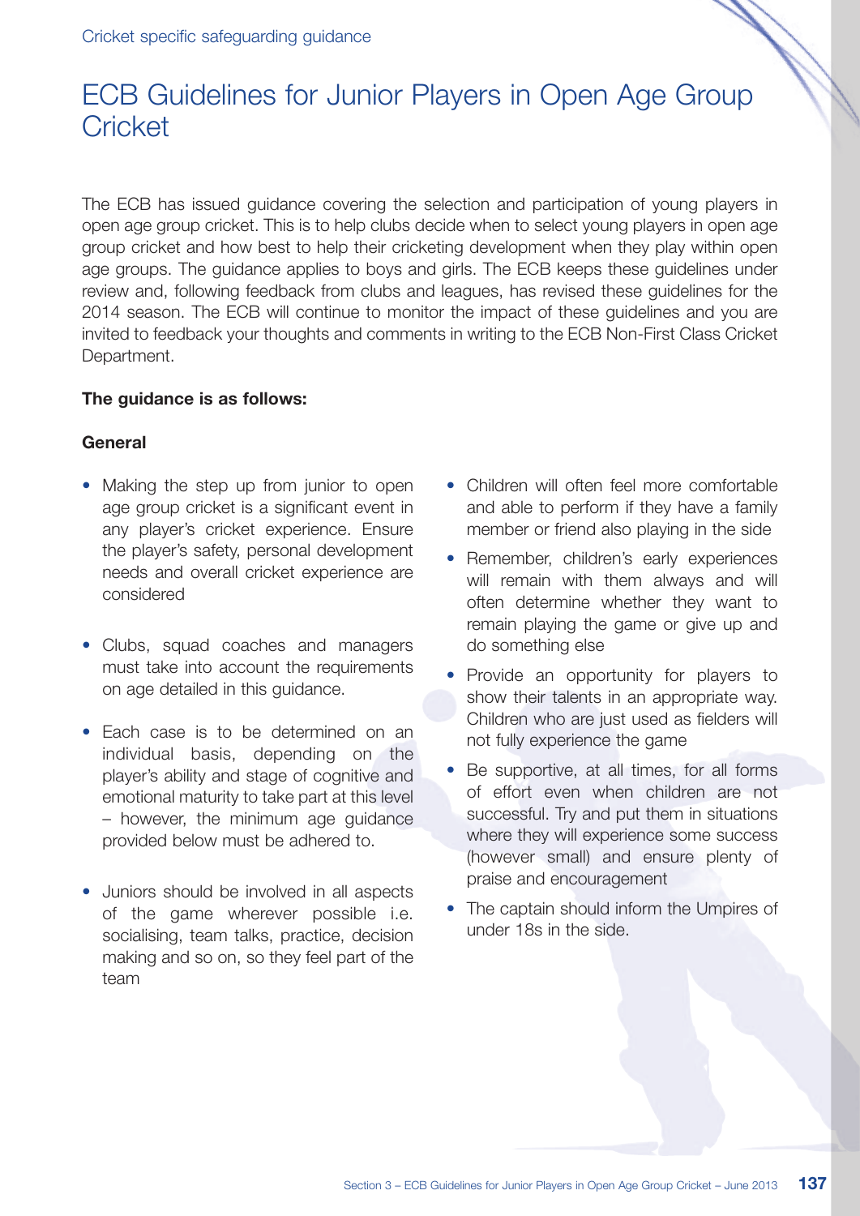Cricket specific safeguarding guidance

# ECB Guidelines for Junior Players in Open Age Group Cricket

The ECB has issued guidance covering the selection and participation of young players in open age group cricket. This is to help clubs decide when to select young players in open age group cricket and how best to help their cricketing development when they play within open age groups. The guidance applies to boys and girls. The ECB keeps these guidelines under review and, following feedback from clubs and leagues, has revised these guidelines for the 2014 season. The ECB will continue to monitor the impact of these guidelines and you are invited to feedback your thoughts and comments in writing to the ECB Non-First Class Cricket Department.

**The guidance is as follows:**

**General**

- Making the step up from junior to open age group cricket is a significant event in any player's cricket experience. Ensure the player's safety, personal development needs and overall cricket experience are considered
- Clubs, squad coaches and managers must take into account the requirements on age detailed in this guidance.
- Each case is to be determined on an individual basis, depending on the player's ability and stage of cognitive and emotional maturity to take part at this level – however, the minimum age guidance provided below must be adhered to.
- Juniors should be involved in all aspects of the game wherever possible i.e. socialising, team talks, practice, decision making and so on, so they feel part of the team
- Children will often feel more comfortable and able to perform if they have a family member or friend also playing in the side
- Remember, children's early experiences will remain with them always and will often determine whether they want to remain playing the game or give up and do something else
- Provide an opportunity for players to show their talents in an appropriate way. Children who are just used as fielders will not fully experience the game
- Be supportive, at all times, for all forms of effort even when children are not successful. Try and put them in situations where they will experience some success (however small) and ensure plenty of praise and encouragement
- The captain should inform the Umpires of under 18s in the side.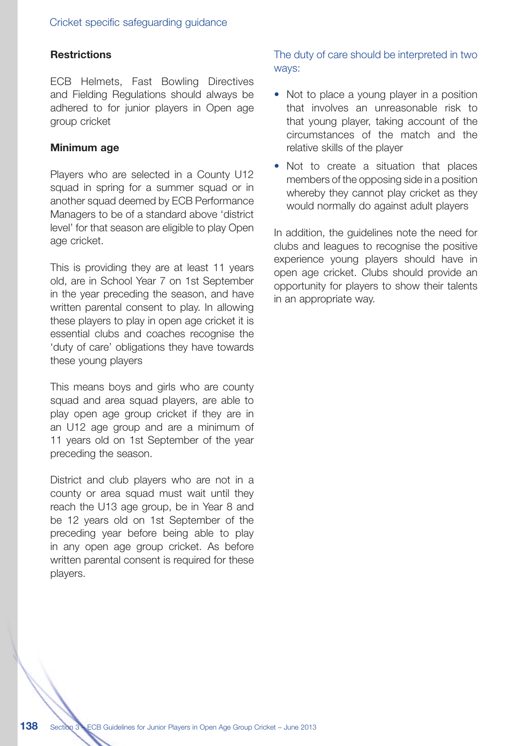### Restrictions

ECB Helmets, Fast Bowling Directives and Fielding Regulations should always be adhered to for junior players in Open age group cricket

### Minimum age

Players who are selected in a County U12 squad in spring for a summer squad or in another squad deemed by ECB Performance Managers to be of a standard above 'district level' for that season are eligible to play Open age cricket.

This is providing they are at least 11 years old, are in School Year 7 on 1st September in the year preceding the season, and have written parental consent to play. In allowing these players to play in open age cricket it is essential clubs and coaches recognise the 'duty of care' obligations they have towards these young players

This means boys and girls who are county squad and area squad players, are able to play open age group cricket if they are in an U12 age group and are a minimum of 11 years old on 1st September of the year preceding the season.

District and club players who are not in a county or area squad must wait until they reach the U13 age group, be in Year 8 and be 12 years old on 1st September of the preceding year before being able to play in any open age group cricket. As before written parental consent is required for these players.

The duty of care should be interpreted in two ways:

- Not to place a young player in a position that involves an unreasonable risk to that young player, taking account of the circumstances of the match and the relative skills of the player
- Not to create a situation that places members of the opposing side in a position whereby they cannot play cricket as they would normally do against adult players

In addition, the guidelines note the need for clubs and leagues to recognise the positive experience young players should have in open age cricket. Clubs should provide an opportunity for players to show their talents in an appropriate way.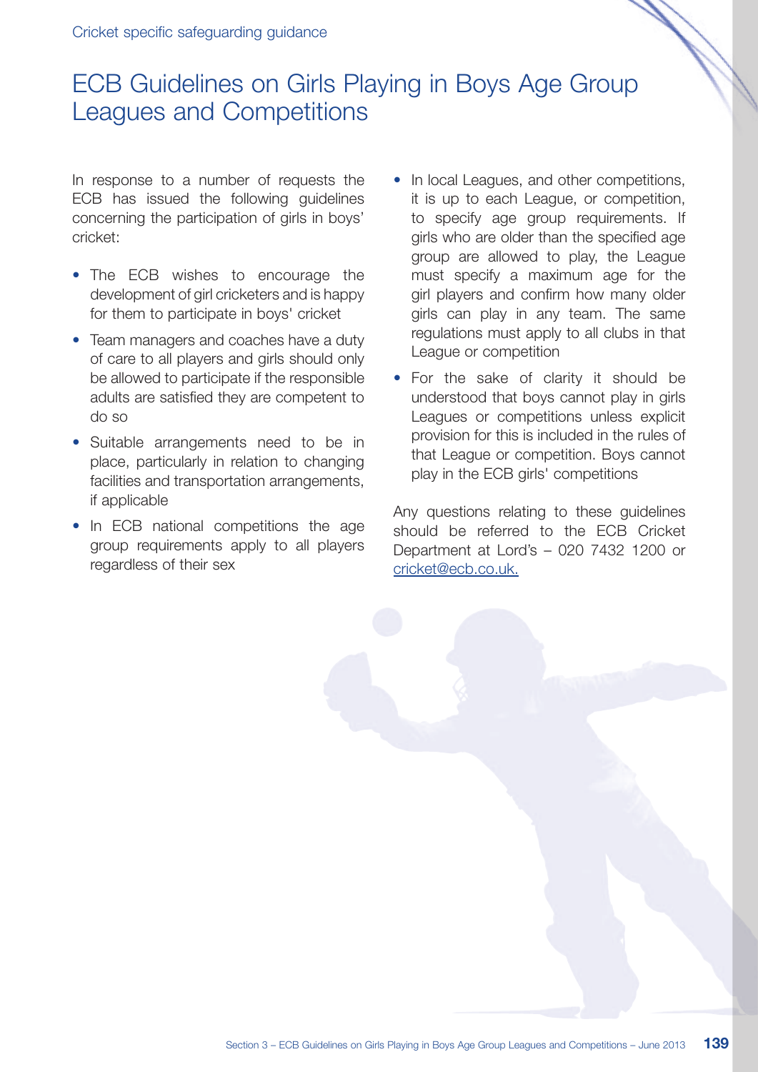# ECB Guidelines on Girls Playing in Boys Age Group Leagues and Competitions

In response to a number of requests the ECB has issued the following guidelines concerning the participation of girls in boys' cricket:

- The ECB wishes to encourage the development of girl cricketers and is happy for them to participate in boys' cricket
- Team managers and coaches have a duty of care to all players and girls should only be allowed to participate if the responsible adults are satisfied they are competent to do so
- Suitable arrangements need to be in place, particularly in relation to changing facilities and transportation arrangements, if applicable
- In ECB national competitions the age group requirements apply to all players regardless of their sex
- In local Leagues, and other competitions, it is up to each League, or competition, to specify age group requirements. If girls who are older than the specified age group are allowed to play, the League must specify a maximum age for the girl players and confirm how many older girls can play in any team. The same regulations must apply to all clubs in that League or competition
- For the sake of clarity it should be understood that boys cannot play in girls Leagues or competitions unless explicit provision for this is included in the rules of that League or competition. Boys cannot play in the ECB girls' competitions

Any questions relating to these guidelines should be referred to the ECB Cricket Department at Lord's – 020 7432 1200 or cricket@ecb.co.uk.